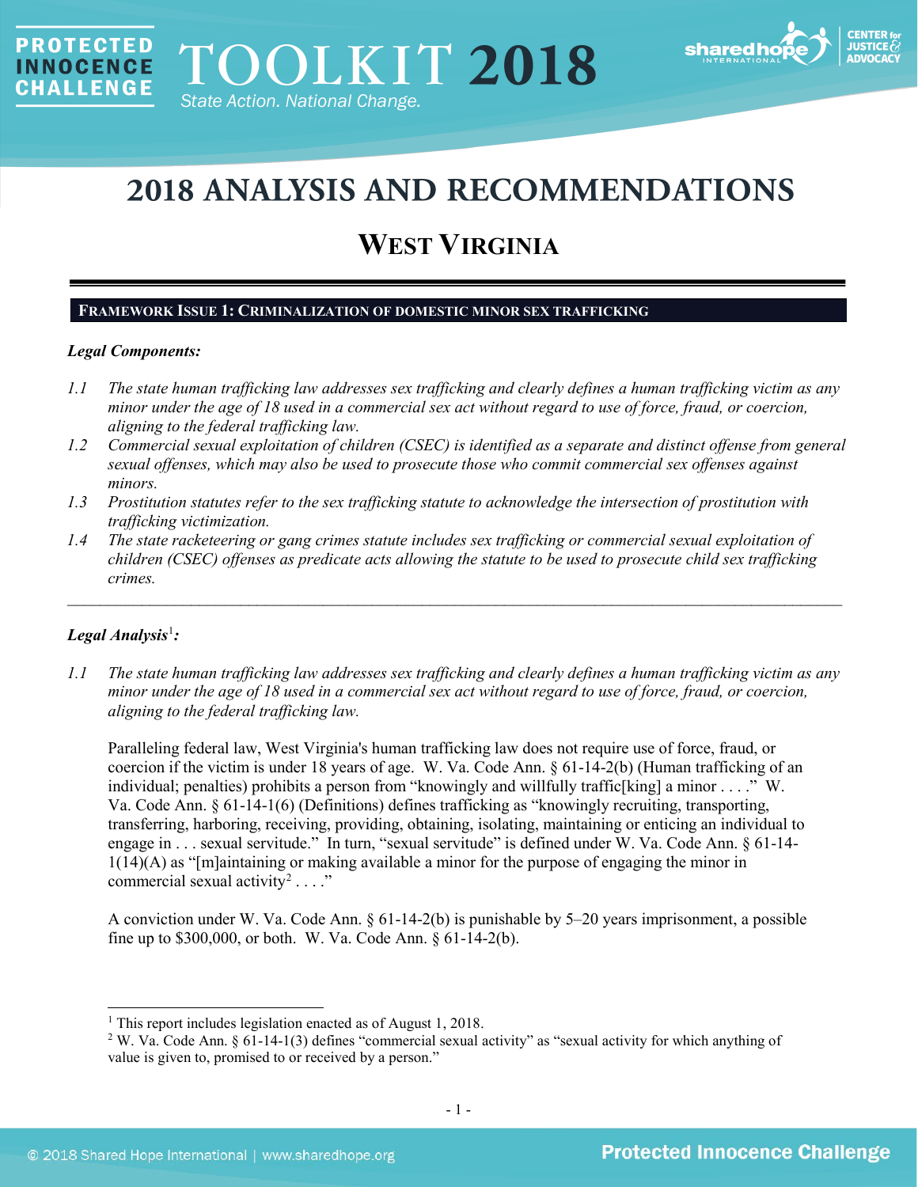# 2018 ANALYSIS AND RECOMMENDATIONS

## WEST VIRGINIA

### FRAMEWORK ISSUE 1: CRIMINALIZATION OF DOMESTIC MINOR SEX TRAFFICKING

***Legal Components:***

*1.1 The state human trafficking law addresses sex trafficking and clearly defines a human trafficking victim as any minor under the age of 18 used in a commercial sex act without regard to use of force, fraud, or coercion, aligning to the federal trafficking law.*

*1.2 Commercial sexual exploitation of children (CSEC) is identified as a separate and distinct offense from general sexual offenses, which may also be used to prosecute those who commit commercial sex offenses against minors.*

*1.3 Prostitution statutes refer to the sex trafficking statute to acknowledge the intersection of prostitution with trafficking victimization.*

*1.4 The state racketeering or gang crimes statute includes sex trafficking or commercial sexual exploitation of children (CSEC) offenses as predicate acts allowing the statute to be used to prosecute child sex trafficking crimes.*

---

***Legal Analysis[1]:***

*1.1 The state human trafficking law addresses sex trafficking and clearly defines a human trafficking victim as any minor under the age of 18 used in a commercial sex act without regard to use of force, fraud, or coercion, aligning to the federal trafficking law.*

Paralleling federal law, West Virginia's human trafficking law does not require use of force, fraud, or coercion if the victim is under 18 years of age. W. Va. Code Ann. § 61-14-2(b) (Human trafficking of an individual; penalties) prohibits a person from "knowingly and willfully traffic[king] a minor . . . ." W. Va. Code Ann. § 61-14-1(6) (Definitions) defines trafficking as "knowingly recruiting, transporting, transferring, harboring, receiving, providing, obtaining, isolating, maintaining or enticing an individual to engage in . . . sexual servitude." In turn, "sexual servitude" is defined under W. Va. Code Ann. § 61-14-1(14)(A) as "[m]aintaining or making available a minor for the purpose of engaging the minor in commercial sexual activity[2] . . . ."

A conviction under W. Va. Code Ann. § 61-14-2(b) is punishable by 5–20 years imprisonment, a possible fine up to $300,000, or both. W. Va. Code Ann. § 61-14-2(b).

---

[1] This report includes legislation enacted as of August 1, 2018.

[2] W. Va. Code Ann. § 61-14-1(3) defines "commercial sexual activity" as "sexual activity for which anything of value is given to, promised to or received by a person."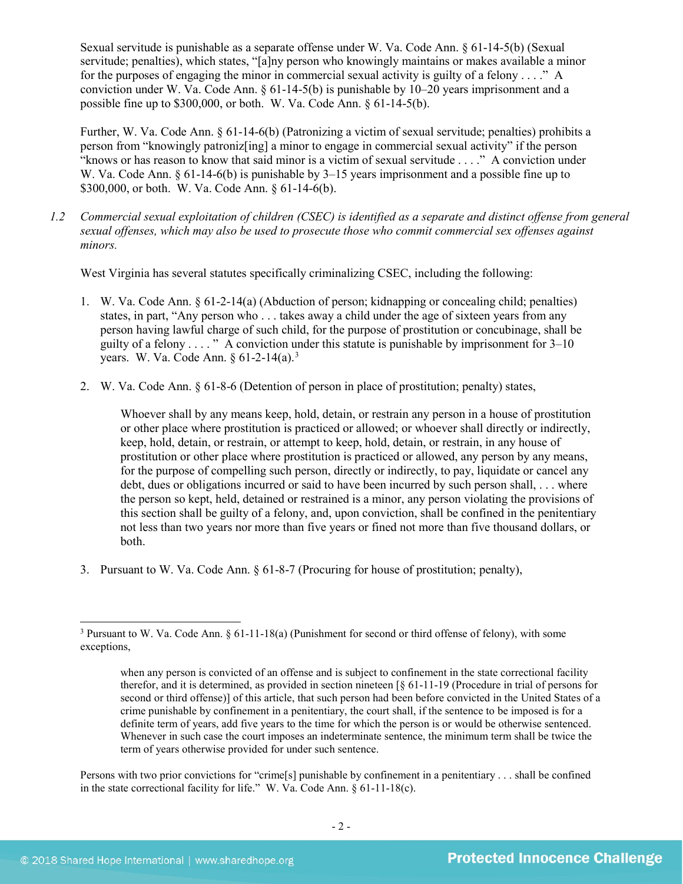Sexual servitude is punishable as a separate offense under W. Va. Code Ann. § 61-14-5(b) (Sexual servitude; penalties), which states, "[a]ny person who knowingly maintains or makes available a minor for the purposes of engaging the minor in commercial sexual activity is guilty of a felony . . . ." A conviction under W. Va. Code Ann. § 61-14-5(b) is punishable by 10–20 years imprisonment and a possible fine up to $300,000, or both. W. Va. Code Ann. § 61-14-5(b).

Further, W. Va. Code Ann. § 61-14-6(b) (Patronizing a victim of sexual servitude; penalties) prohibits a person from "knowingly patroniz[ing] a minor to engage in commercial sexual activity" if the person "knows or has reason to know that said minor is a victim of sexual servitude . . . ." A conviction under W. Va. Code Ann. § 61-14-6(b) is punishable by 3–15 years imprisonment and a possible fine up to $300,000, or both. W. Va. Code Ann. § 61-14-6(b).

1.2 *Commercial sexual exploitation of children (CSEC) is identified as a separate and distinct offense from general sexual offenses, which may also be used to prosecute those who commit commercial sex offenses against minors.*

West Virginia has several statutes specifically criminalizing CSEC, including the following:

1. W. Va. Code Ann. § 61-2-14(a) (Abduction of person; kidnapping or concealing child; penalties) states, in part, "Any person who . . . takes away a child under the age of sixteen years from any person having lawful charge of such child, for the purpose of prostitution or concubinage, shall be guilty of a felony . . . . " A conviction under this statute is punishable by imprisonment for 3–10 years. W. Va. Code Ann. § 61-2-14(a).[3]

2. W. Va. Code Ann. § 61-8-6 (Detention of person in place of prostitution; penalty) states,

   > Whoever shall by any means keep, hold, detain, or restrain any person in a house of prostitution or other place where prostitution is practiced or allowed; or whoever shall directly or indirectly, keep, hold, detain, or restrain, or attempt to keep, hold, detain, or restrain, in any house of prostitution or other place where prostitution is practiced or allowed, any person by any means, for the purpose of compelling such person, directly or indirectly, to pay, liquidate or cancel any debt, dues or obligations incurred or said to have been incurred by such person shall, . . . where the person so kept, held, detained or restrained is a minor, any person violating the provisions of this section shall be guilty of a felony, and, upon conviction, shall be confined in the penitentiary not less than two years nor more than five years or fined not more than five thousand dollars, or both.

3. Pursuant to W. Va. Code Ann. § 61-8-7 (Procuring for house of prostitution; penalty),

---

[3] Pursuant to W. Va. Code Ann. § 61-11-18(a) (Punishment for second or third offense of felony), with some exceptions,

> when any person is convicted of an offense and is subject to confinement in the state correctional facility therefor, and it is determined, as provided in section nineteen [§ 61-11-19 (Procedure in trial of persons for second or third offense)] of this article, that such person had been before convicted in the United States of a crime punishable by confinement in a penitentiary, the court shall, if the sentence to be imposed is for a definite term of years, add five years to the time for which the person is or would be otherwise sentenced. Whenever in such case the court imposes an indeterminate sentence, the minimum term shall be twice the term of years otherwise provided for under such sentence.

Persons with two prior convictions for "crime[s] punishable by confinement in a penitentiary . . . shall be confined in the state correctional facility for life." W. Va. Code Ann. § 61-11-18(c).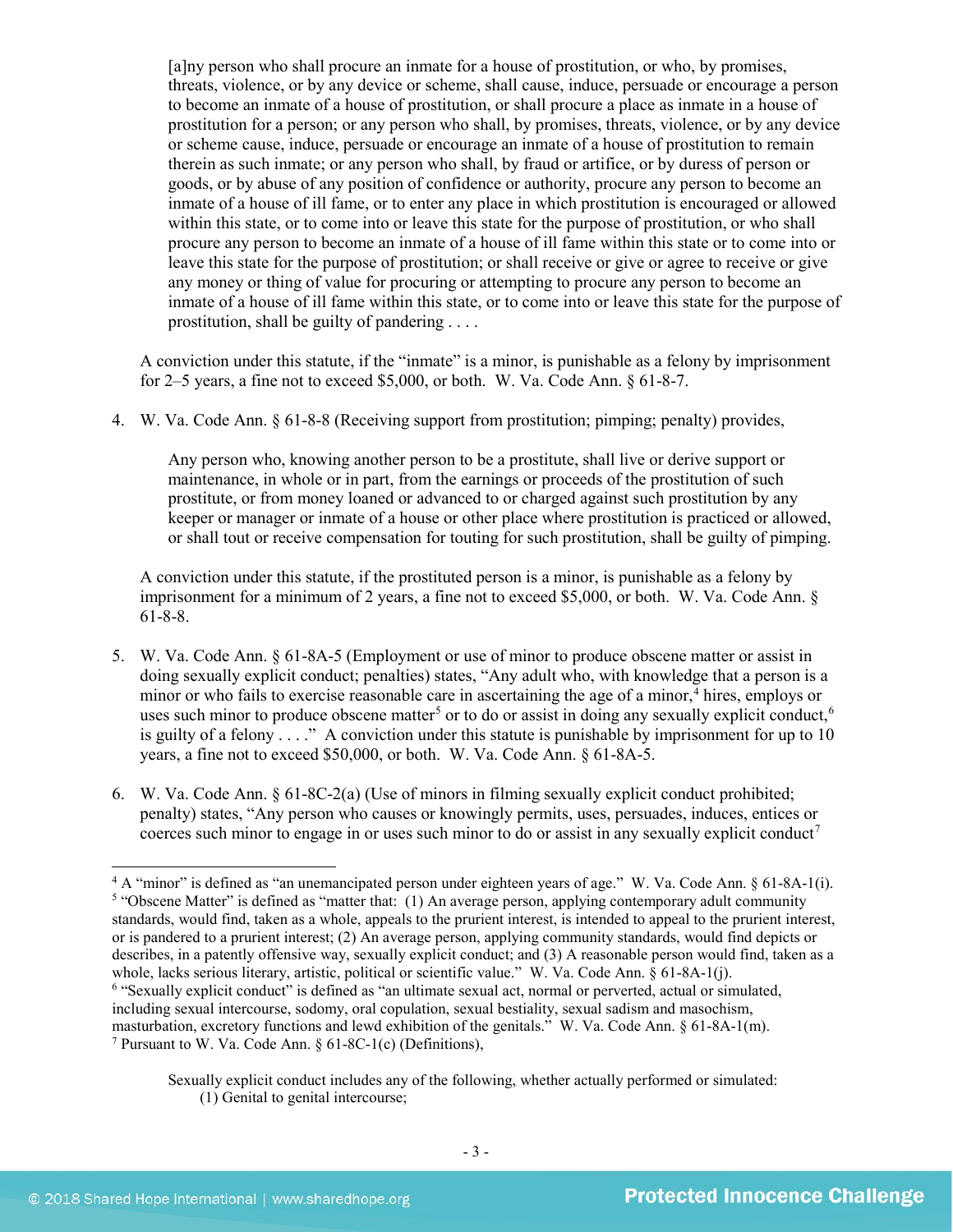> [a]ny person who shall procure an inmate for a house of prostitution, or who, by promises, threats, violence, or by any device or scheme, shall cause, induce, persuade or encourage a person to become an inmate of a house of prostitution, or shall procure a place as inmate in a house of prostitution for a person; or any person who shall, by promises, threats, violence, or by any device or scheme cause, induce, persuade or encourage an inmate of a house of prostitution to remain therein as such inmate; or any person who shall, by fraud or artifice, or by duress of person or goods, or by abuse of any position of confidence or authority, procure any person to become an inmate of a house of ill fame, or to enter any place in which prostitution is encouraged or allowed within this state, or to come into or leave this state for the purpose of prostitution, or who shall procure any person to become an inmate of a house of ill fame within this state or to come into or leave this state for the purpose of prostitution; or shall receive or give or agree to receive or give any money or thing of value for procuring or attempting to procure any person to become an inmate of a house of ill fame within this state, or to come into or leave this state for the purpose of prostitution, shall be guilty of pandering . . . .

A conviction under this statute, if the "inmate" is a minor, is punishable as a felony by imprisonment for 2–5 years, a fine not to exceed $5,000, or both. W. Va. Code Ann. § 61-8-7.

4. W. Va. Code Ann. § 61-8-8 (Receiving support from prostitution; pimping; penalty) provides,

   > Any person who, knowing another person to be a prostitute, shall live or derive support or maintenance, in whole or in part, from the earnings or proceeds of the prostitution of such prostitute, or from money loaned or advanced to or charged against such prostitution by any keeper or manager or inmate of a house or other place where prostitution is practiced or allowed, or shall tout or receive compensation for touting for such prostitution, shall be guilty of pimping.

   A conviction under this statute, if the prostituted person is a minor, is punishable as a felony by imprisonment for a minimum of 2 years, a fine not to exceed $5,000, or both. W. Va. Code Ann. § 61-8-8.

5. W. Va. Code Ann. § 61-8A-5 (Employment or use of minor to produce obscene matter or assist in doing sexually explicit conduct; penalties) states, "Any adult who, with knowledge that a person is a minor or who fails to exercise reasonable care in ascertaining the age of a minor,[4] hires, employs or uses such minor to produce obscene matter[5] or to do or assist in doing any sexually explicit conduct,[6] is guilty of a felony . . . ." A conviction under this statute is punishable by imprisonment for up to 10 years, a fine not to exceed $50,000, or both. W. Va. Code Ann. § 61-8A-5.

6. W. Va. Code Ann. § 61-8C-2(a) (Use of minors in filming sexually explicit conduct prohibited; penalty) states, "Any person who causes or knowingly permits, uses, persuades, induces, entices or coerces such minor to engage in or uses such minor to do or assist in any sexually explicit conduct[7]

---

[4] A "minor" is defined as "an unemancipated person under eighteen years of age." W. Va. Code Ann. § 61-8A-1(i).

[5] "Obscene Matter" is defined as "matter that: (1) An average person, applying contemporary adult community standards, would find, taken as a whole, appeals to the prurient interest, is intended to appeal to the prurient interest, or is pandered to a prurient interest; (2) An average person, applying community standards, would find depicts or describes, in a patently offensive way, sexually explicit conduct; and (3) A reasonable person would find, taken as a whole, lacks serious literary, artistic, political or scientific value." W. Va. Code Ann. § 61-8A-1(j).

[6] "Sexually explicit conduct" is defined as "an ultimate sexual act, normal or perverted, actual or simulated, including sexual intercourse, sodomy, oral copulation, sexual bestiality, sexual sadism and masochism, masturbation, excretory functions and lewd exhibition of the genitals." W. Va. Code Ann. § 61-8A-1(m).

[7] Pursuant to W. Va. Code Ann. § 61-8C-1(c) (Definitions),

> Sexually explicit conduct includes any of the following, whether actually performed or simulated:
> (1) Genital to genital intercourse;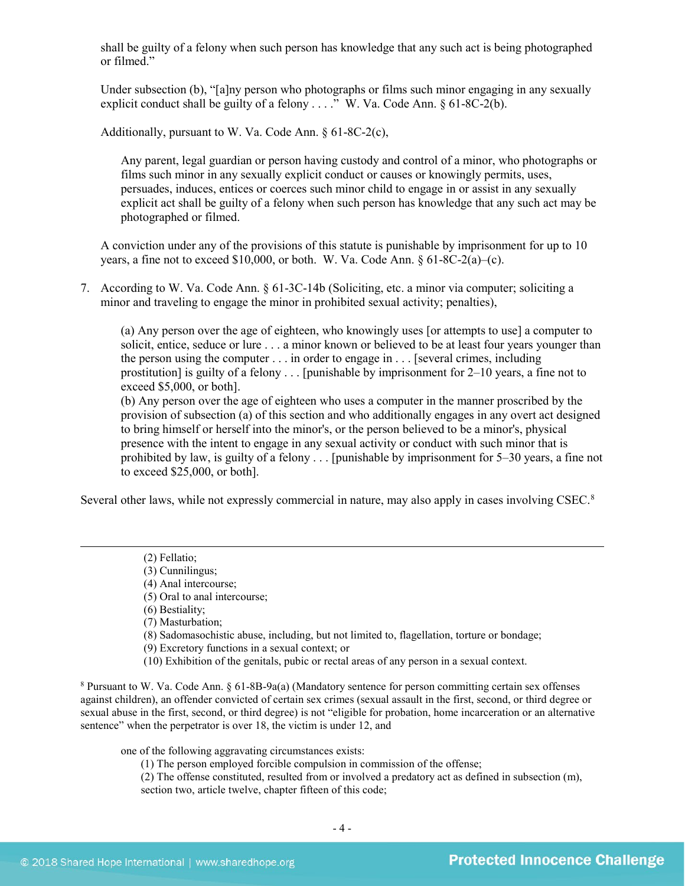shall be guilty of a felony when such person has knowledge that any such act is being photographed or filmed."

Under subsection (b), "[a]ny person who photographs or films such minor engaging in any sexually explicit conduct shall be guilty of a felony . . . ." W. Va. Code Ann. § 61-8C-2(b).

Additionally, pursuant to W. Va. Code Ann. § 61-8C-2(c),

> Any parent, legal guardian or person having custody and control of a minor, who photographs or films such minor in any sexually explicit conduct or causes or knowingly permits, uses, persuades, induces, entices or coerces such minor child to engage in or assist in any sexually explicit act shall be guilty of a felony when such person has knowledge that any such act may be photographed or filmed.

A conviction under any of the provisions of this statute is punishable by imprisonment for up to 10 years, a fine not to exceed $10,000, or both. W. Va. Code Ann. § 61-8C-2(a)–(c).

7. According to W. Va. Code Ann. § 61-3C-14b (Soliciting, etc. a minor via computer; soliciting a minor and traveling to engage the minor in prohibited sexual activity; penalties),

> (a) Any person over the age of eighteen, who knowingly uses [or attempts to use] a computer to solicit, entice, seduce or lure . . . a minor known or believed to be at least four years younger than the person using the computer . . . in order to engage in . . . [several crimes, including prostitution] is guilty of a felony . . . [punishable by imprisonment for 2–10 years, a fine not to exceed $5,000, or both].
> (b) Any person over the age of eighteen who uses a computer in the manner proscribed by the provision of subsection (a) of this section and who additionally engages in any overt act designed to bring himself or herself into the minor's, or the person believed to be a minor's, physical presence with the intent to engage in any sexual activity or conduct with such minor that is prohibited by law, is guilty of a felony . . . [punishable by imprisonment for 5–30 years, a fine not to exceed $25,000, or both].

Several other laws, while not expressly commercial in nature, may also apply in cases involving CSEC.[8]

---

> (2) Fellatio;
> (3) Cunnilingus;
> (4) Anal intercourse;
> (5) Oral to anal intercourse;
> (6) Bestiality;
> (7) Masturbation;
> (8) Sadomasochistic abuse, including, but not limited to, flagellation, torture or bondage;
> (9) Excretory functions in a sexual context; or
> (10) Exhibition of the genitals, pubic or rectal areas of any person in a sexual context.

[8] Pursuant to W. Va. Code Ann. § 61-8B-9a(a) (Mandatory sentence for person committing certain sex offenses against children), an offender convicted of certain sex crimes (sexual assault in the first, second, or third degree or sexual abuse in the first, second, or third degree) is not "eligible for probation, home incarceration or an alternative sentence" when the perpetrator is over 18, the victim is under 12, and

> one of the following aggravating circumstances exists:
> (1) The person employed forcible compulsion in commission of the offense;
> (2) The offense constituted, resulted from or involved a predatory act as defined in subsection (m), section two, article twelve, chapter fifteen of this code;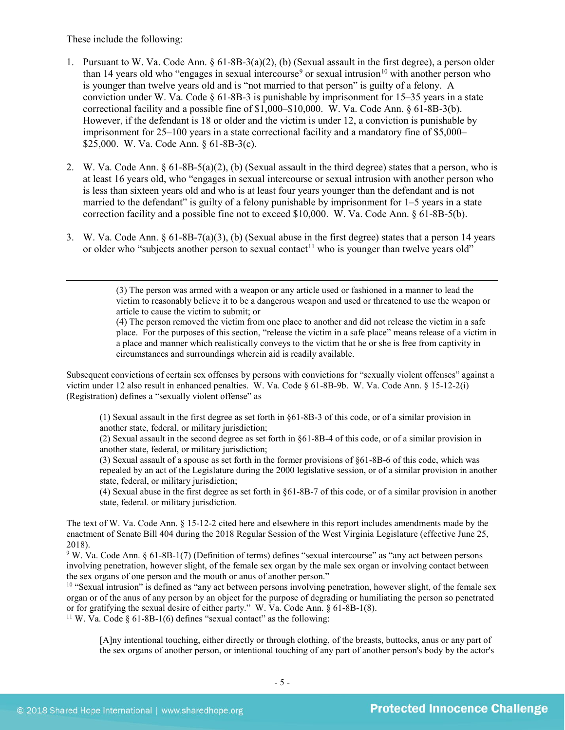These include the following:

1. Pursuant to W. Va. Code Ann. § 61-8B-3(a)(2), (b) (Sexual assault in the first degree), a person older than 14 years old who "engages in sexual intercourse[9] or sexual intrusion[10] with another person who is younger than twelve years old and is "not married to that person" is guilty of a felony. A conviction under W. Va. Code § 61-8B-3 is punishable by imprisonment for 15–35 years in a state correctional facility and a possible fine of $1,000–$10,000. W. Va. Code Ann. § 61-8B-3(b). However, if the defendant is 18 or older and the victim is under 12, a conviction is punishable by imprisonment for 25–100 years in a state correctional facility and a mandatory fine of $5,000–$25,000. W. Va. Code Ann. § 61-8B-3(c).

2. W. Va. Code Ann. § 61-8B-5(a)(2), (b) (Sexual assault in the third degree) states that a person, who is at least 16 years old, who "engages in sexual intercourse or sexual intrusion with another person who is less than sixteen years old and who is at least four years younger than the defendant and is not married to the defendant" is guilty of a felony punishable by imprisonment for 1–5 years in a state correction facility and a possible fine not to exceed $10,000. W. Va. Code Ann. § 61-8B-5(b).

3. W. Va. Code Ann. § 61-8B-7(a)(3), (b) (Sexual abuse in the first degree) states that a person 14 years or older who "subjects another person to sexual contact[11] who is younger than twelve years old"

---

> (3) The person was armed with a weapon or any article used or fashioned in a manner to lead the victim to reasonably believe it to be a dangerous weapon and used or threatened to use the weapon or article to cause the victim to submit; or
> (4) The person removed the victim from one place to another and did not release the victim in a safe place. For the purposes of this section, "release the victim in a safe place" means release of a victim in a place and manner which realistically conveys to the victim that he or she is free from captivity in circumstances and surroundings wherein aid is readily available.

Subsequent convictions of certain sex offenses by persons with convictions for "sexually violent offenses" against a victim under 12 also result in enhanced penalties. W. Va. Code § 61-8B-9b. W. Va. Code Ann. § 15-12-2(i) (Registration) defines a "sexually violent offense" as

> (1) Sexual assault in the first degree as set forth in §61-8B-3 of this code, or of a similar provision in another state, federal, or military jurisdiction;
> (2) Sexual assault in the second degree as set forth in §61-8B-4 of this code, or of a similar provision in another state, federal, or military jurisdiction;
> (3) Sexual assault of a spouse as set forth in the former provisions of §61-8B-6 of this code, which was repealed by an act of the Legislature during the 2000 legislative session, or of a similar provision in another state, federal, or military jurisdiction;
> (4) Sexual abuse in the first degree as set forth in §61-8B-7 of this code, or of a similar provision in another state, federal. or military jurisdiction.

The text of W. Va. Code Ann. § 15-12-2 cited here and elsewhere in this report includes amendments made by the enactment of Senate Bill 404 during the 2018 Regular Session of the West Virginia Legislature (effective June 25, 2018).

[9] W. Va. Code Ann. § 61-8B-1(7) (Definition of terms) defines "sexual intercourse" as "any act between persons involving penetration, however slight, of the female sex organ by the male sex organ or involving contact between the sex organs of one person and the mouth or anus of another person."

[10] "Sexual intrusion" is defined as "any act between persons involving penetration, however slight, of the female sex organ or of the anus of any person by an object for the purpose of degrading or humiliating the person so penetrated or for gratifying the sexual desire of either party." W. Va. Code Ann. § 61-8B-1(8).

[11] W. Va. Code § 61-8B-1(6) defines "sexual contact" as the following:

> [A]ny intentional touching, either directly or through clothing, of the breasts, buttocks, anus or any part of the sex organs of another person, or intentional touching of any part of another person's body by the actor's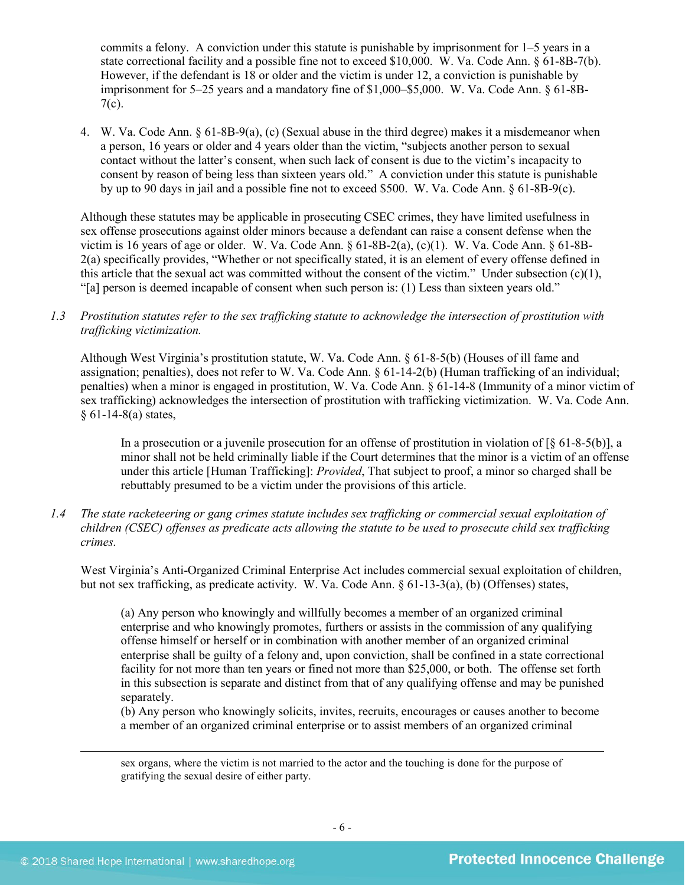commits a felony. A conviction under this statute is punishable by imprisonment for 1–5 years in a state correctional facility and a possible fine not to exceed $10,000. W. Va. Code Ann. § 61-8B-7(b). However, if the defendant is 18 or older and the victim is under 12, a conviction is punishable by imprisonment for 5–25 years and a mandatory fine of $1,000–$5,000. W. Va. Code Ann. § 61-8B-7(c).

4. W. Va. Code Ann. § 61-8B-9(a), (c) (Sexual abuse in the third degree) makes it a misdemeanor when a person, 16 years or older and 4 years older than the victim, "subjects another person to sexual contact without the latter's consent, when such lack of consent is due to the victim's incapacity to consent by reason of being less than sixteen years old." A conviction under this statute is punishable by up to 90 days in jail and a possible fine not to exceed $500. W. Va. Code Ann. § 61-8B-9(c).

Although these statutes may be applicable in prosecuting CSEC crimes, they have limited usefulness in sex offense prosecutions against older minors because a defendant can raise a consent defense when the victim is 16 years of age or older. W. Va. Code Ann. § 61-8B-2(a), (c)(1). W. Va. Code Ann. § 61-8B-2(a) specifically provides, "Whether or not specifically stated, it is an element of every offense defined in this article that the sexual act was committed without the consent of the victim." Under subsection (c)(1), "[a] person is deemed incapable of consent when such person is: (1) Less than sixteen years old."

1.3 *Prostitution statutes refer to the sex trafficking statute to acknowledge the intersection of prostitution with trafficking victimization.*

Although West Virginia's prostitution statute, W. Va. Code Ann. § 61-8-5(b) (Houses of ill fame and assignation; penalties), does not refer to W. Va. Code Ann. § 61-14-2(b) (Human trafficking of an individual; penalties) when a minor is engaged in prostitution, W. Va. Code Ann. § 61-14-8 (Immunity of a minor victim of sex trafficking) acknowledges the intersection of prostitution with trafficking victimization. W. Va. Code Ann. § 61-14-8(a) states,

> In a prosecution or a juvenile prosecution for an offense of prostitution in violation of [§ 61-8-5(b)], a minor shall not be held criminally liable if the Court determines that the minor is a victim of an offense under this article [Human Trafficking]: *Provided*, That subject to proof, a minor so charged shall be rebuttably presumed to be a victim under the provisions of this article.

1.4 *The state racketeering or gang crimes statute includes sex trafficking or commercial sexual exploitation of children (CSEC) offenses as predicate acts allowing the statute to be used to prosecute child sex trafficking crimes.*

West Virginia's Anti-Organized Criminal Enterprise Act includes commercial sexual exploitation of children, but not sex trafficking, as predicate activity. W. Va. Code Ann. § 61-13-3(a), (b) (Offenses) states,

> (a) Any person who knowingly and willfully becomes a member of an organized criminal enterprise and who knowingly promotes, furthers or assists in the commission of any qualifying offense himself or herself or in combination with another member of an organized criminal enterprise shall be guilty of a felony and, upon conviction, shall be confined in a state correctional facility for not more than ten years or fined not more than $25,000, or both. The offense set forth in this subsection is separate and distinct from that of any qualifying offense and may be punished separately.
> (b) Any person who knowingly solicits, invites, recruits, encourages or causes another to become a member of an organized criminal enterprise or to assist members of an organized criminal

---

sex organs, where the victim is not married to the actor and the touching is done for the purpose of gratifying the sexual desire of either party.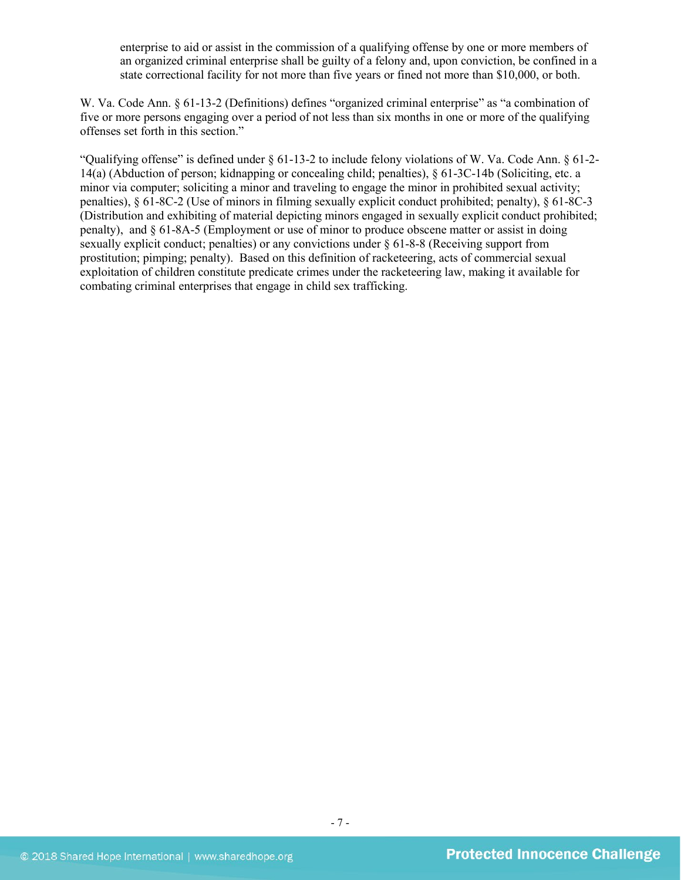> enterprise to aid or assist in the commission of a qualifying offense by one or more members of an organized criminal enterprise shall be guilty of a felony and, upon conviction, be confined in a state correctional facility for not more than five years or fined not more than $10,000, or both.

W. Va. Code Ann. § 61-13-2 (Definitions) defines "organized criminal enterprise" as "a combination of five or more persons engaging over a period of not less than six months in one or more of the qualifying offenses set forth in this section."

"Qualifying offense" is defined under § 61-13-2 to include felony violations of W. Va. Code Ann. § 61-2-14(a) (Abduction of person; kidnapping or concealing child; penalties), § 61-3C-14b (Soliciting, etc. a minor via computer; soliciting a minor and traveling to engage the minor in prohibited sexual activity; penalties), § 61-8C-2 (Use of minors in filming sexually explicit conduct prohibited; penalty), § 61-8C-3 (Distribution and exhibiting of material depicting minors engaged in sexually explicit conduct prohibited; penalty), and § 61-8A-5 (Employment or use of minor to produce obscene matter or assist in doing sexually explicit conduct; penalties) or any convictions under § 61-8-8 (Receiving support from prostitution; pimping; penalty). Based on this definition of racketeering, acts of commercial sexual exploitation of children constitute predicate crimes under the racketeering law, making it available for combating criminal enterprises that engage in child sex trafficking.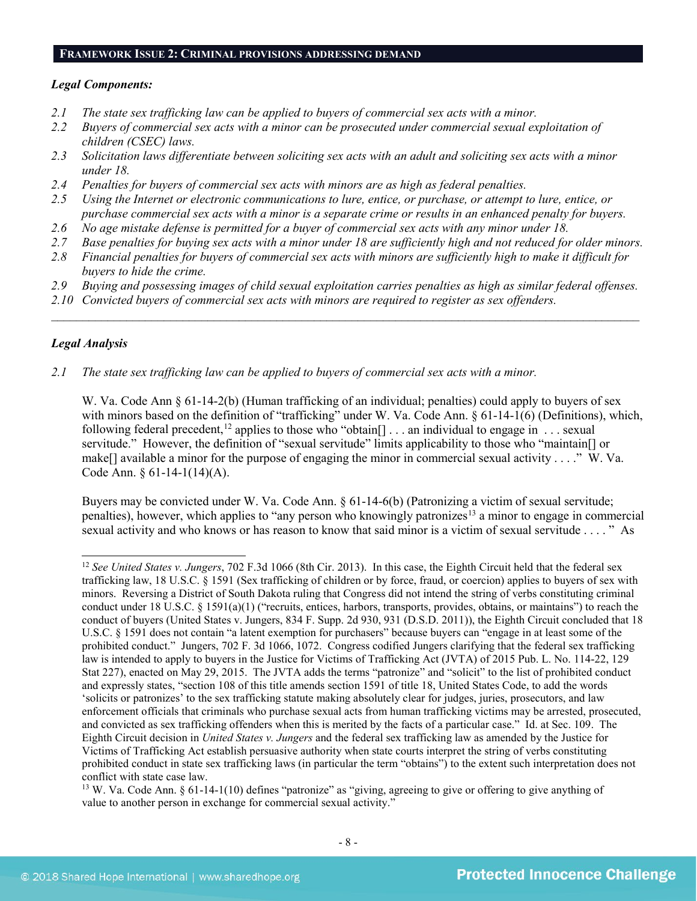## FRAMEWORK ISSUE 2: CRIMINAL PROVISIONS ADDRESSING DEMAND

***Legal Components:***

*2.1 The state sex trafficking law can be applied to buyers of commercial sex acts with a minor.*
*2.2 Buyers of commercial sex acts with a minor can be prosecuted under commercial sexual exploitation of children (CSEC) laws.*
*2.3 Solicitation laws differentiate between soliciting sex acts with an adult and soliciting sex acts with a minor under 18.*
*2.4 Penalties for buyers of commercial sex acts with minors are as high as federal penalties.*
*2.5 Using the Internet or electronic communications to lure, entice, or purchase, or attempt to lure, entice, or purchase commercial sex acts with a minor is a separate crime or results in an enhanced penalty for buyers.*
*2.6 No age mistake defense is permitted for a buyer of commercial sex acts with any minor under 18.*
*2.7 Base penalties for buying sex acts with a minor under 18 are sufficiently high and not reduced for older minors.*
*2.8 Financial penalties for buyers of commercial sex acts with minors are sufficiently high to make it difficult for buyers to hide the crime.*
*2.9 Buying and possessing images of child sexual exploitation carries penalties as high as similar federal offenses.*
*2.10 Convicted buyers of commercial sex acts with minors are required to register as sex offenders.*

---

***Legal Analysis***

*2.1 The state sex trafficking law can be applied to buyers of commercial sex acts with a minor.*

W. Va. Code Ann § 61-14-2(b) (Human trafficking of an individual; penalties) could apply to buyers of sex with minors based on the definition of "trafficking" under W. Va. Code Ann. § 61-14-1(6) (Definitions), which, following federal precedent,[12] applies to those who "obtain[] . . . an individual to engage in . . . sexual servitude." However, the definition of "sexual servitude" limits applicability to those who "maintain[] or make[] available a minor for the purpose of engaging the minor in commercial sexual activity . . . ." W. Va. Code Ann. § 61-14-1(14)(A).

Buyers may be convicted under W. Va. Code Ann. § 61-14-6(b) (Patronizing a victim of sexual servitude; penalties), however, which applies to "any person who knowingly patronizes[13] a minor to engage in commercial sexual activity and who knows or has reason to know that said minor is a victim of sexual servitude . . . . " As

---

[12] *See United States v. Jungers*, 702 F.3d 1066 (8th Cir. 2013). In this case, the Eighth Circuit held that the federal sex trafficking law, 18 U.S.C. § 1591 (Sex trafficking of children or by force, fraud, or coercion) applies to buyers of sex with minors. Reversing a District of South Dakota ruling that Congress did not intend the string of verbs constituting criminal conduct under 18 U.S.C. § 1591(a)(1) ("recruits, entices, harbors, transports, provides, obtains, or maintains") to reach the conduct of buyers (United States v. Jungers, 834 F. Supp. 2d 930, 931 (D.S.D. 2011)), the Eighth Circuit concluded that 18 U.S.C. § 1591 does not contain "a latent exemption for purchasers" because buyers can "engage in at least some of the prohibited conduct." Jungers, 702 F. 3d 1066, 1072. Congress codified Jungers clarifying that the federal sex trafficking law is intended to apply to buyers in the Justice for Victims of Trafficking Act (JVTA) of 2015 Pub. L. No. 114-22, 129 Stat 227), enacted on May 29, 2015. The JVTA adds the terms "patronize" and "solicit" to the list of prohibited conduct and expressly states, "section 108 of this title amends section 1591 of title 18, United States Code, to add the words 'solicits or patronizes' to the sex trafficking statute making absolutely clear for judges, juries, prosecutors, and law enforcement officials that criminals who purchase sexual acts from human trafficking victims may be arrested, prosecuted, and convicted as sex trafficking offenders when this is merited by the facts of a particular case." Id. at Sec. 109. The Eighth Circuit decision in *United States v. Jungers* and the federal sex trafficking law as amended by the Justice for Victims of Trafficking Act establish persuasive authority when state courts interpret the string of verbs constituting prohibited conduct in state sex trafficking laws (in particular the term "obtains") to the extent such interpretation does not conflict with state case law.

[13] W. Va. Code Ann. § 61-14-1(10) defines "patronize" as "giving, agreeing to give or offering to give anything of value to another person in exchange for commercial sexual activity."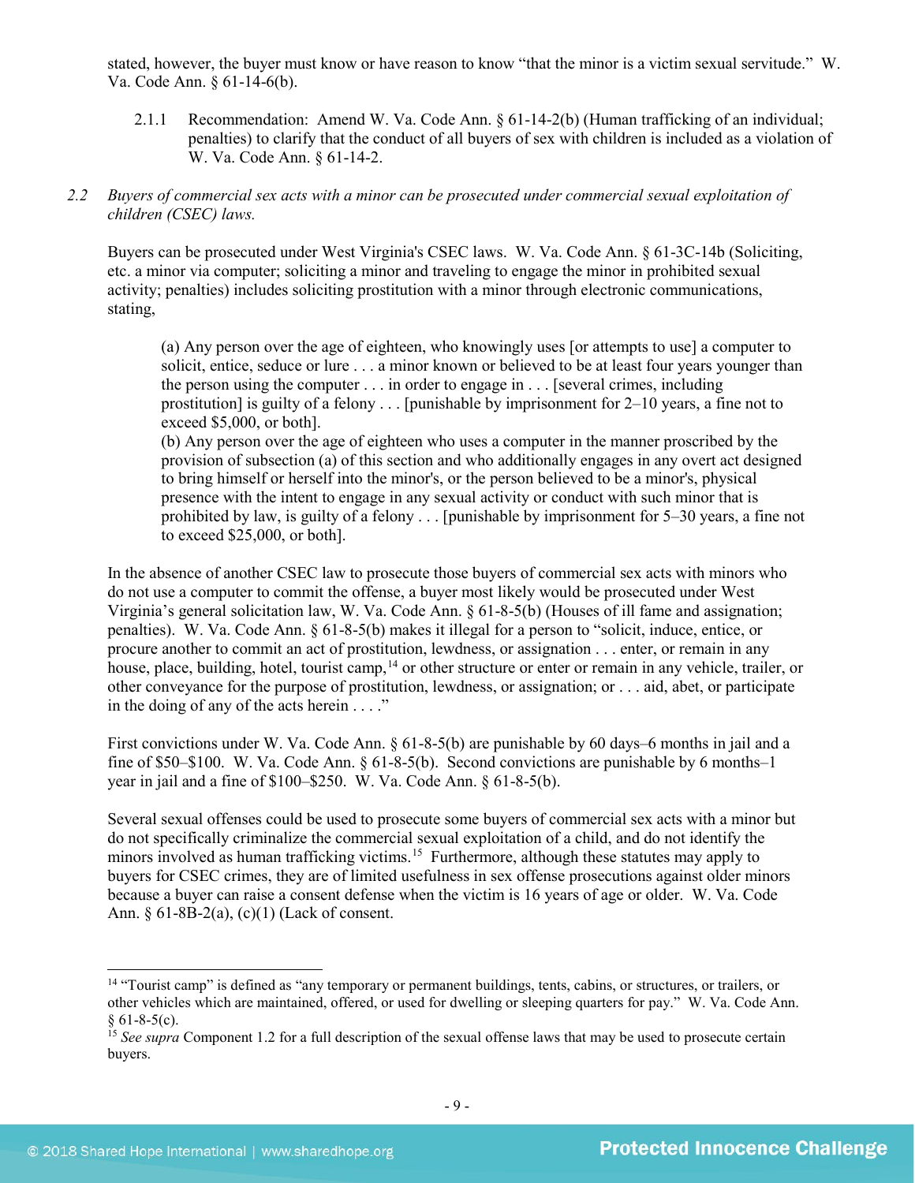stated, however, the buyer must know or have reason to know "that the minor is a victim sexual servitude." W. Va. Code Ann. § 61-14-6(b).

2.1.1 Recommendation: Amend W. Va. Code Ann. § 61-14-2(b) (Human trafficking of an individual; penalties) to clarify that the conduct of all buyers of sex with children is included as a violation of W. Va. Code Ann. § 61-14-2.

*2.2 Buyers of commercial sex acts with a minor can be prosecuted under commercial sexual exploitation of children (CSEC) laws.*

Buyers can be prosecuted under West Virginia's CSEC laws. W. Va. Code Ann. § 61-3C-14b (Soliciting, etc. a minor via computer; soliciting a minor and traveling to engage the minor in prohibited sexual activity; penalties) includes soliciting prostitution with a minor through electronic communications, stating,

> (a) Any person over the age of eighteen, who knowingly uses [or attempts to use] a computer to solicit, entice, seduce or lure . . . a minor known or believed to be at least four years younger than the person using the computer . . . in order to engage in . . . [several crimes, including prostitution] is guilty of a felony . . . [punishable by imprisonment for 2–10 years, a fine not to exceed $5,000, or both].
> (b) Any person over the age of eighteen who uses a computer in the manner proscribed by the provision of subsection (a) of this section and who additionally engages in any overt act designed to bring himself or herself into the minor's, or the person believed to be a minor's, physical presence with the intent to engage in any sexual activity or conduct with such minor that is prohibited by law, is guilty of a felony . . . [punishable by imprisonment for 5–30 years, a fine not to exceed $25,000, or both].

In the absence of another CSEC law to prosecute those buyers of commercial sex acts with minors who do not use a computer to commit the offense, a buyer most likely would be prosecuted under West Virginia's general solicitation law, W. Va. Code Ann. § 61-8-5(b) (Houses of ill fame and assignation; penalties). W. Va. Code Ann. § 61-8-5(b) makes it illegal for a person to "solicit, induce, entice, or procure another to commit an act of prostitution, lewdness, or assignation . . . enter, or remain in any house, place, building, hotel, tourist camp,[14] or other structure or enter or remain in any vehicle, trailer, or other conveyance for the purpose of prostitution, lewdness, or assignation; or . . . aid, abet, or participate in the doing of any of the acts herein . . . ."

First convictions under W. Va. Code Ann. § 61-8-5(b) are punishable by 60 days–6 months in jail and a fine of $50–$100. W. Va. Code Ann. § 61-8-5(b). Second convictions are punishable by 6 months–1 year in jail and a fine of $100–$250. W. Va. Code Ann. § 61-8-5(b).

Several sexual offenses could be used to prosecute some buyers of commercial sex acts with a minor but do not specifically criminalize the commercial sexual exploitation of a child, and do not identify the minors involved as human trafficking victims.[15] Furthermore, although these statutes may apply to buyers for CSEC crimes, they are of limited usefulness in sex offense prosecutions against older minors because a buyer can raise a consent defense when the victim is 16 years of age or older. W. Va. Code Ann. § 61-8B-2(a), (c)(1) (Lack of consent.

---

[14] "Tourist camp" is defined as "any temporary or permanent buildings, tents, cabins, or structures, or trailers, or other vehicles which are maintained, offered, or used for dwelling or sleeping quarters for pay." W. Va. Code Ann. § 61-8-5(c).

[15] *See supra* Component 1.2 for a full description of the sexual offense laws that may be used to prosecute certain buyers.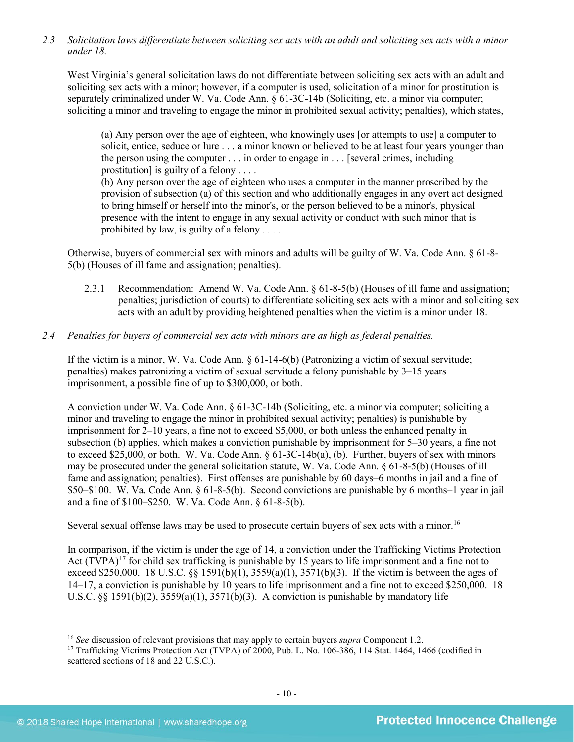*2.3 Solicitation laws differentiate between soliciting sex acts with an adult and soliciting sex acts with a minor under 18.*

West Virginia's general solicitation laws do not differentiate between soliciting sex acts with an adult and soliciting sex acts with a minor; however, if a computer is used, solicitation of a minor for prostitution is separately criminalized under W. Va. Code Ann. § 61-3C-14b (Soliciting, etc. a minor via computer; soliciting a minor and traveling to engage the minor in prohibited sexual activity; penalties), which states,

> (a) Any person over the age of eighteen, who knowingly uses [or attempts to use] a computer to solicit, entice, seduce or lure . . . a minor known or believed to be at least four years younger than the person using the computer . . . in order to engage in . . . [several crimes, including prostitution] is guilty of a felony . . . .
> (b) Any person over the age of eighteen who uses a computer in the manner proscribed by the provision of subsection (a) of this section and who additionally engages in any overt act designed to bring himself or herself into the minor's, or the person believed to be a minor's, physical presence with the intent to engage in any sexual activity or conduct with such minor that is prohibited by law, is guilty of a felony . . . .

Otherwise, buyers of commercial sex with minors and adults will be guilty of W. Va. Code Ann. § 61-8-5(b) (Houses of ill fame and assignation; penalties).

2.3.1 Recommendation: Amend W. Va. Code Ann. § 61-8-5(b) (Houses of ill fame and assignation; penalties; jurisdiction of courts) to differentiate soliciting sex acts with a minor and soliciting sex acts with an adult by providing heightened penalties when the victim is a minor under 18.

*2.4 Penalties for buyers of commercial sex acts with minors are as high as federal penalties.*

If the victim is a minor, W. Va. Code Ann. § 61-14-6(b) (Patronizing a victim of sexual servitude; penalties) makes patronizing a victim of sexual servitude a felony punishable by 3–15 years imprisonment, a possible fine of up to $300,000, or both.

A conviction under W. Va. Code Ann. § 61-3C-14b (Soliciting, etc. a minor via computer; soliciting a minor and traveling to engage the minor in prohibited sexual activity; penalties) is punishable by imprisonment for 2–10 years, a fine not to exceed $5,000, or both unless the enhanced penalty in subsection (b) applies, which makes a conviction punishable by imprisonment for 5–30 years, a fine not to exceed $25,000, or both. W. Va. Code Ann. § 61-3C-14b(a), (b). Further, buyers of sex with minors may be prosecuted under the general solicitation statute, W. Va. Code Ann. § 61-8-5(b) (Houses of ill fame and assignation; penalties). First offenses are punishable by 60 days–6 months in jail and a fine of $50–$100. W. Va. Code Ann. § 61-8-5(b). Second convictions are punishable by 6 months–1 year in jail and a fine of $100–$250. W. Va. Code Ann. § 61-8-5(b).

Several sexual offense laws may be used to prosecute certain buyers of sex acts with a minor.[16]

In comparison, if the victim is under the age of 14, a conviction under the Trafficking Victims Protection Act (TVPA)[17] for child sex trafficking is punishable by 15 years to life imprisonment and a fine not to exceed $250,000. 18 U.S.C. §§ 1591(b)(1), 3559(a)(1), 3571(b)(3). If the victim is between the ages of 14–17, a conviction is punishable by 10 years to life imprisonment and a fine not to exceed $250,000. 18 U.S.C. §§ 1591(b)(2), 3559(a)(1), 3571(b)(3). A conviction is punishable by mandatory life

---

[16] *See* discussion of relevant provisions that may apply to certain buyers *supra* Component 1.2.

[17] Trafficking Victims Protection Act (TVPA) of 2000, Pub. L. No. 106-386, 114 Stat. 1464, 1466 (codified in scattered sections of 18 and 22 U.S.C.).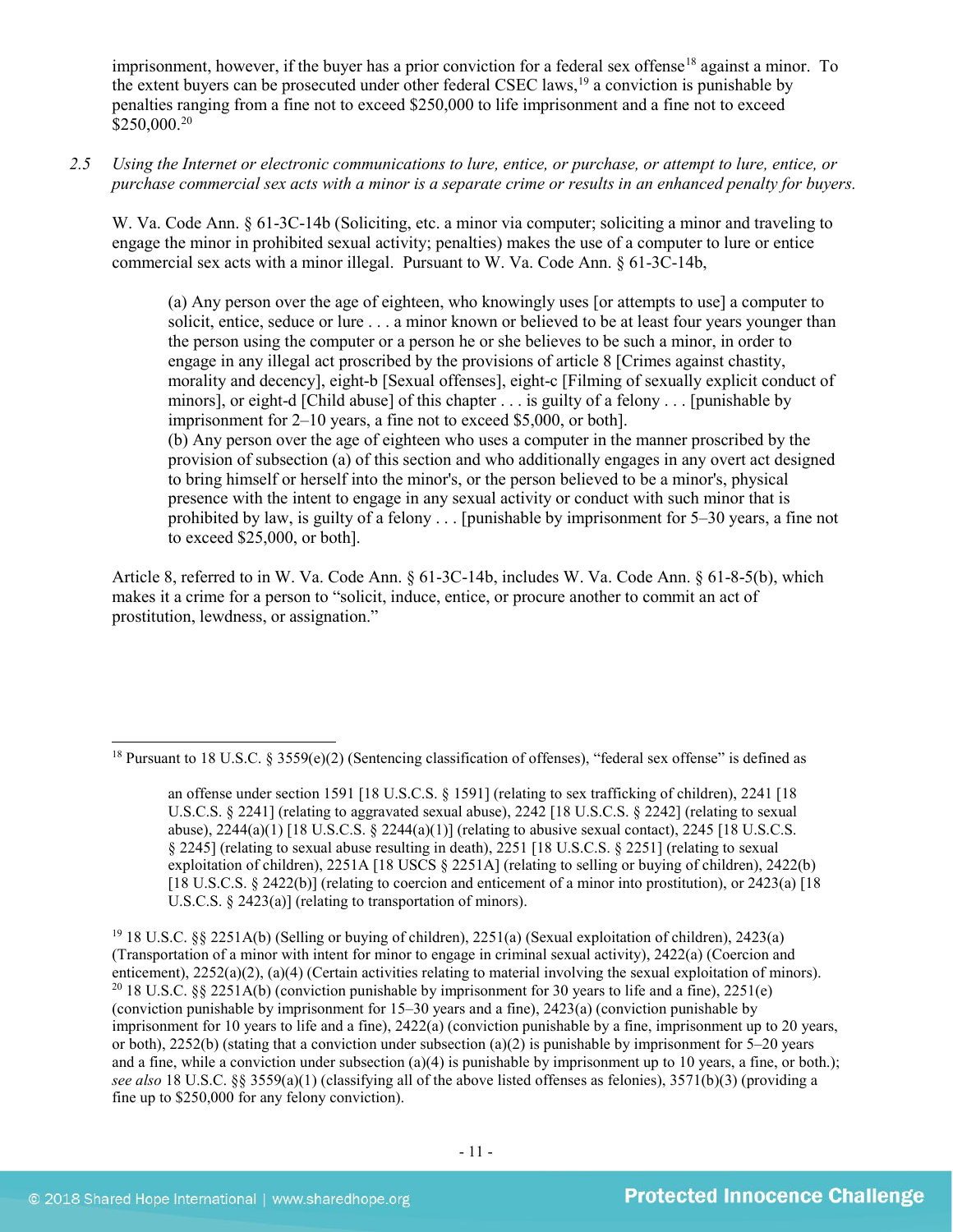imprisonment, however, if the buyer has a prior conviction for a federal sex offense[18] against a minor. To the extent buyers can be prosecuted under other federal CSEC laws,[19] a conviction is punishable by penalties ranging from a fine not to exceed $250,000 to life imprisonment and a fine not to exceed $250,000.[20]

2.5 *Using the Internet or electronic communications to lure, entice, or purchase, or attempt to lure, entice, or purchase commercial sex acts with a minor is a separate crime or results in an enhanced penalty for buyers.*

W. Va. Code Ann. § 61-3C-14b (Soliciting, etc. a minor via computer; soliciting a minor and traveling to engage the minor in prohibited sexual activity; penalties) makes the use of a computer to lure or entice commercial sex acts with a minor illegal. Pursuant to W. Va. Code Ann. § 61-3C-14b,

> (a) Any person over the age of eighteen, who knowingly uses [or attempts to use] a computer to solicit, entice, seduce or lure . . . a minor known or believed to be at least four years younger than the person using the computer or a person he or she believes to be such a minor, in order to engage in any illegal act proscribed by the provisions of article 8 [Crimes against chastity, morality and decency], eight-b [Sexual offenses], eight-c [Filming of sexually explicit conduct of minors], or eight-d [Child abuse] of this chapter . . . is guilty of a felony . . . [punishable by imprisonment for 2–10 years, a fine not to exceed $5,000, or both].
> (b) Any person over the age of eighteen who uses a computer in the manner proscribed by the provision of subsection (a) of this section and who additionally engages in any overt act designed to bring himself or herself into the minor's, or the person believed to be a minor's, physical presence with the intent to engage in any sexual activity or conduct with such minor that is prohibited by law, is guilty of a felony . . . [punishable by imprisonment for 5–30 years, a fine not to exceed $25,000, or both].

Article 8, referred to in W. Va. Code Ann. § 61-3C-14b, includes W. Va. Code Ann. § 61-8-5(b), which makes it a crime for a person to "solicit, induce, entice, or procure another to commit an act of prostitution, lewdness, or assignation."

---

[18] Pursuant to 18 U.S.C. § 3559(e)(2) (Sentencing classification of offenses), "federal sex offense" is defined as

> an offense under section 1591 [18 U.S.C.S. § 1591] (relating to sex trafficking of children), 2241 [18 U.S.C.S. § 2241] (relating to aggravated sexual abuse), 2242 [18 U.S.C.S. § 2242] (relating to sexual abuse), 2244(a)(1) [18 U.S.C.S. § 2244(a)(1)] (relating to abusive sexual contact), 2245 [18 U.S.C.S. § 2245] (relating to sexual abuse resulting in death), 2251 [18 U.S.C.S. § 2251] (relating to sexual exploitation of children), 2251A [18 USCS § 2251A] (relating to selling or buying of children), 2422(b) [18 U.S.C.S. § 2422(b)] (relating to coercion and enticement of a minor into prostitution), or 2423(a) [18 U.S.C.S. § 2423(a)] (relating to transportation of minors).

[19] 18 U.S.C. §§ 2251A(b) (Selling or buying of children), 2251(a) (Sexual exploitation of children), 2423(a) (Transportation of a minor with intent for minor to engage in criminal sexual activity), 2422(a) (Coercion and enticement), 2252(a)(2), (a)(4) (Certain activities relating to material involving the sexual exploitation of minors).

[20] 18 U.S.C. §§ 2251A(b) (conviction punishable by imprisonment for 30 years to life and a fine), 2251(e) (conviction punishable by imprisonment for 15–30 years and a fine), 2423(a) (conviction punishable by imprisonment for 10 years to life and a fine), 2422(a) (conviction punishable by a fine, imprisonment up to 20 years, or both), 2252(b) (stating that a conviction under subsection (a)(2) is punishable by imprisonment for 5–20 years and a fine, while a conviction under subsection (a)(4) is punishable by imprisonment up to 10 years, a fine, or both.); *see also* 18 U.S.C. §§ 3559(a)(1) (classifying all of the above listed offenses as felonies), 3571(b)(3) (providing a fine up to $250,000 for any felony conviction).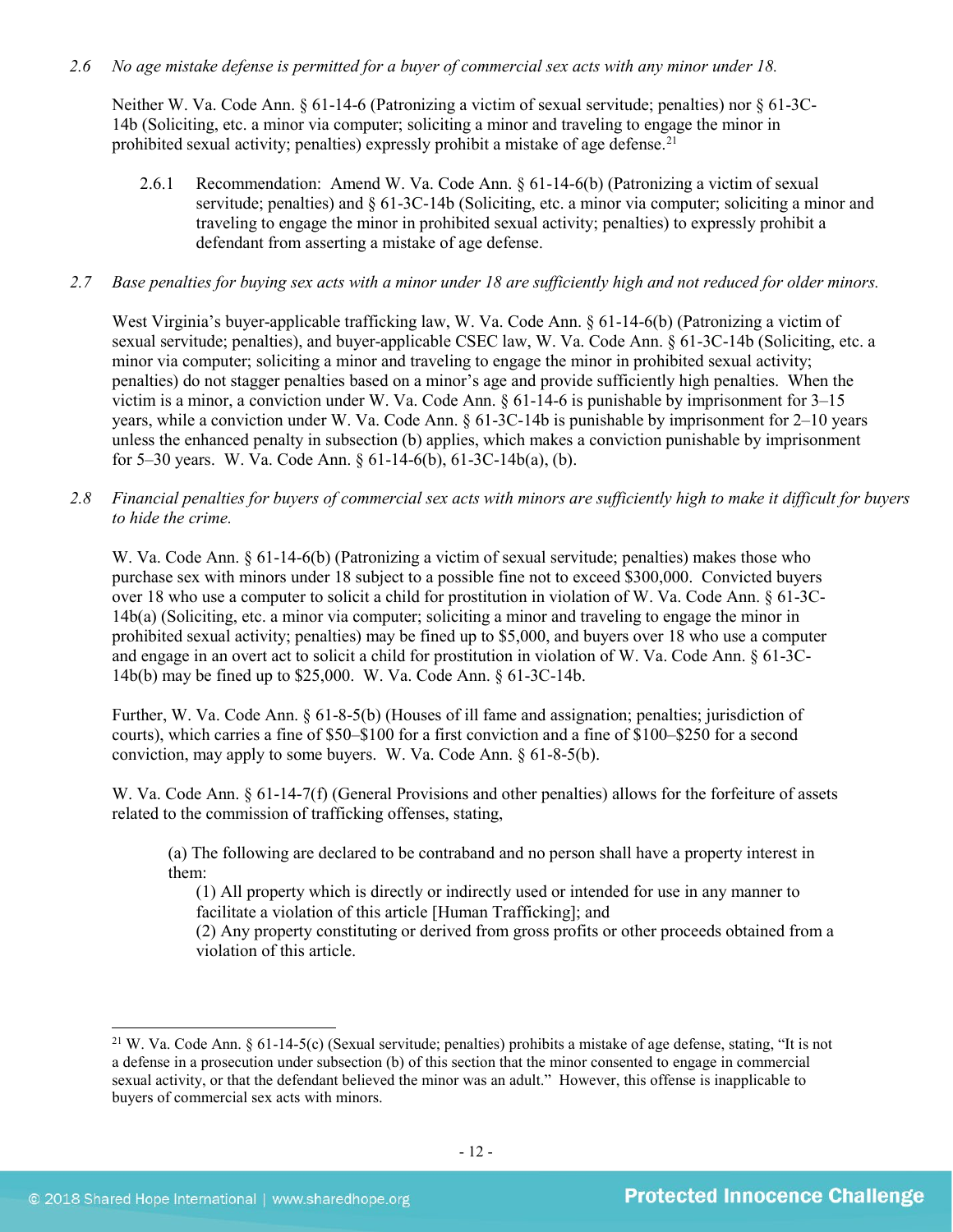*2.6 No age mistake defense is permitted for a buyer of commercial sex acts with any minor under 18.*

Neither W. Va. Code Ann. § 61-14-6 (Patronizing a victim of sexual servitude; penalties) nor § 61-3C-14b (Soliciting, etc. a minor via computer; soliciting a minor and traveling to engage the minor in prohibited sexual activity; penalties) expressly prohibit a mistake of age defense.[21]

2.6.1 Recommendation: Amend W. Va. Code Ann. § 61-14-6(b) (Patronizing a victim of sexual servitude; penalties) and § 61-3C-14b (Soliciting, etc. a minor via computer; soliciting a minor and traveling to engage the minor in prohibited sexual activity; penalties) to expressly prohibit a defendant from asserting a mistake of age defense.

*2.7 Base penalties for buying sex acts with a minor under 18 are sufficiently high and not reduced for older minors.*

West Virginia's buyer-applicable trafficking law, W. Va. Code Ann. § 61-14-6(b) (Patronizing a victim of sexual servitude; penalties), and buyer-applicable CSEC law, W. Va. Code Ann. § 61-3C-14b (Soliciting, etc. a minor via computer; soliciting a minor and traveling to engage the minor in prohibited sexual activity; penalties) do not stagger penalties based on a minor's age and provide sufficiently high penalties. When the victim is a minor, a conviction under W. Va. Code Ann. § 61-14-6 is punishable by imprisonment for 3–15 years, while a conviction under W. Va. Code Ann. § 61-3C-14b is punishable by imprisonment for 2–10 years unless the enhanced penalty in subsection (b) applies, which makes a conviction punishable by imprisonment for 5–30 years. W. Va. Code Ann. § 61-14-6(b), 61-3C-14b(a), (b).

*2.8 Financial penalties for buyers of commercial sex acts with minors are sufficiently high to make it difficult for buyers to hide the crime.*

W. Va. Code Ann. § 61-14-6(b) (Patronizing a victim of sexual servitude; penalties) makes those who purchase sex with minors under 18 subject to a possible fine not to exceed $300,000. Convicted buyers over 18 who use a computer to solicit a child for prostitution in violation of W. Va. Code Ann. § 61-3C-14b(a) (Soliciting, etc. a minor via computer; soliciting a minor and traveling to engage the minor in prohibited sexual activity; penalties) may be fined up to $5,000, and buyers over 18 who use a computer and engage in an overt act to solicit a child for prostitution in violation of W. Va. Code Ann. § 61-3C-14b(b) may be fined up to $25,000. W. Va. Code Ann. § 61-3C-14b.

Further, W. Va. Code Ann. § 61-8-5(b) (Houses of ill fame and assignation; penalties; jurisdiction of courts), which carries a fine of $50–$100 for a first conviction and a fine of $100–$250 for a second conviction, may apply to some buyers. W. Va. Code Ann. § 61-8-5(b).

W. Va. Code Ann. § 61-14-7(f) (General Provisions and other penalties) allows for the forfeiture of assets related to the commission of trafficking offenses, stating,

> (a) The following are declared to be contraband and no person shall have a property interest in them:
> (1) All property which is directly or indirectly used or intended for use in any manner to facilitate a violation of this article [Human Trafficking]; and
> (2) Any property constituting or derived from gross profits or other proceeds obtained from a violation of this article.

[21] W. Va. Code Ann. § 61-14-5(c) (Sexual servitude; penalties) prohibits a mistake of age defense, stating, "It is not a defense in a prosecution under subsection (b) of this section that the minor consented to engage in commercial sexual activity, or that the defendant believed the minor was an adult." However, this offense is inapplicable to buyers of commercial sex acts with minors.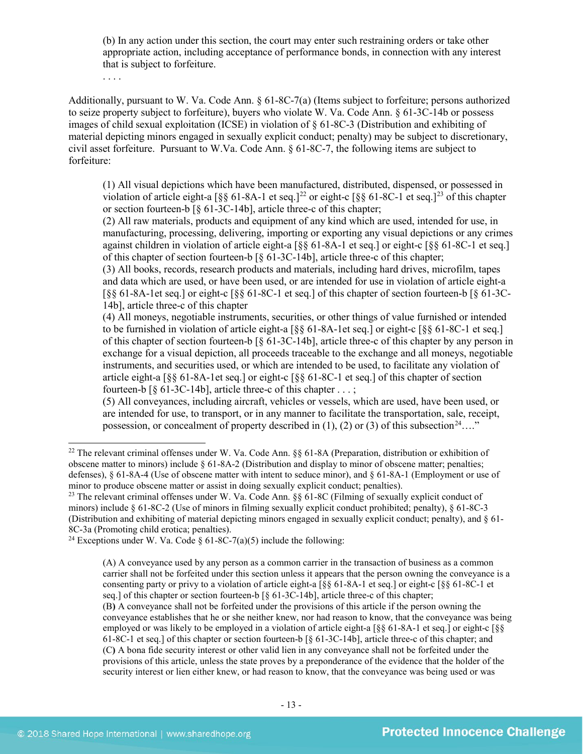> (b) In any action under this section, the court may enter such restraining orders or take other appropriate action, including acceptance of performance bonds, in connection with any interest that is subject to forfeiture.
>
> . . . .

Additionally, pursuant to W. Va. Code Ann. § 61-8C-7(a) (Items subject to forfeiture; persons authorized to seize property subject to forfeiture), buyers who violate W. Va. Code Ann. § 61-3C-14b or possess images of child sexual exploitation (ICSE) in violation of § 61-8C-3 (Distribution and exhibiting of material depicting minors engaged in sexually explicit conduct; penalty) may be subject to discretionary, civil asset forfeiture. Pursuant to W.Va. Code Ann. § 61-8C-7, the following items are subject to forfeiture:

> (1) All visual depictions which have been manufactured, distributed, dispensed, or possessed in violation of article eight-a [§§ 61-8A-1 et seq.][22] or eight-c [§§ 61-8C-1 et seq.][23] of this chapter or section fourteen-b [§ 61-3C-14b], article three-c of this chapter;
>
> (2) All raw materials, products and equipment of any kind which are used, intended for use, in manufacturing, processing, delivering, importing or exporting any visual depictions or any crimes against children in violation of article eight-a [§§ 61-8A-1 et seq.] or eight-c [§§ 61-8C-1 et seq.] of this chapter of section fourteen-b [§ 61-3C-14b], article three-c of this chapter;
>
> (3) All books, records, research products and materials, including hard drives, microfilm, tapes and data which are used, or have been used, or are intended for use in violation of article eight-a [§§ 61-8A-1et seq.] or eight-c [§§ 61-8C-1 et seq.] of this chapter of section fourteen-b [§ 61-3C-14b], article three-c of this chapter
>
> (4) All moneys, negotiable instruments, securities, or other things of value furnished or intended to be furnished in violation of article eight-a [§§ 61-8A-1et seq.] or eight-c [§§ 61-8C-1 et seq.] of this chapter of section fourteen-b [§ 61-3C-14b], article three-c of this chapter by any person in exchange for a visual depiction, all proceeds traceable to the exchange and all moneys, negotiable instruments, and securities used, or which are intended to be used, to facilitate any violation of article eight-a [§§ 61-8A-1et seq.] or eight-c [§§ 61-8C-1 et seq.] of this chapter of section fourteen-b [§ 61-3C-14b], article three-c of this chapter . . . ;
>
> (5) All conveyances, including aircraft, vehicles or vessels, which are used, have been used, or are intended for use, to transport, or in any manner to facilitate the transportation, sale, receipt, possession, or concealment of property described in (1), (2) or (3) of this subsection[24]…."

---

[22] The relevant criminal offenses under W. Va. Code Ann. §§ 61-8A (Preparation, distribution or exhibition of obscene matter to minors) include § 61-8A-2 (Distribution and display to minor of obscene matter; penalties; defenses), § 61-8A-4 (Use of obscene matter with intent to seduce minor), and § 61-8A-1 (Employment or use of minor to produce obscene matter or assist in doing sexually explicit conduct; penalties).

[23] The relevant criminal offenses under W. Va. Code Ann. §§ 61-8C (Filming of sexually explicit conduct of minors) include § 61-8C-2 (Use of minors in filming sexually explicit conduct prohibited; penalty), § 61-8C-3 (Distribution and exhibiting of material depicting minors engaged in sexually explicit conduct; penalty), and § 61-8C-3a (Promoting child erotica; penalties).

[24] Exceptions under W. Va. Code § 61-8C-7(a)(5) include the following:

> (A) A conveyance used by any person as a common carrier in the transaction of business as a common carrier shall not be forfeited under this section unless it appears that the person owning the conveyance is a consenting party or privy to a violation of article eight-a [§§ 61-8A-1 et seq.] or eight-c [§§ 61-8C-1 et seq.] of this chapter or section fourteen-b [§ 61-3C-14b], article three-c of this chapter;
>
> (B) A conveyance shall not be forfeited under the provisions of this article if the person owning the conveyance establishes that he or she neither knew, nor had reason to know, that the conveyance was being employed or was likely to be employed in a violation of article eight-a [§§ 61-8A-1 et seq.] or eight-c [§§ 61-8C-1 et seq.] of this chapter or section fourteen-b [§ 61-3C-14b], article three-c of this chapter; and
>
> (C) A bona fide security interest or other valid lien in any conveyance shall not be forfeited under the provisions of this article, unless the state proves by a preponderance of the evidence that the holder of the security interest or lien either knew, or had reason to know, that the conveyance was being used or was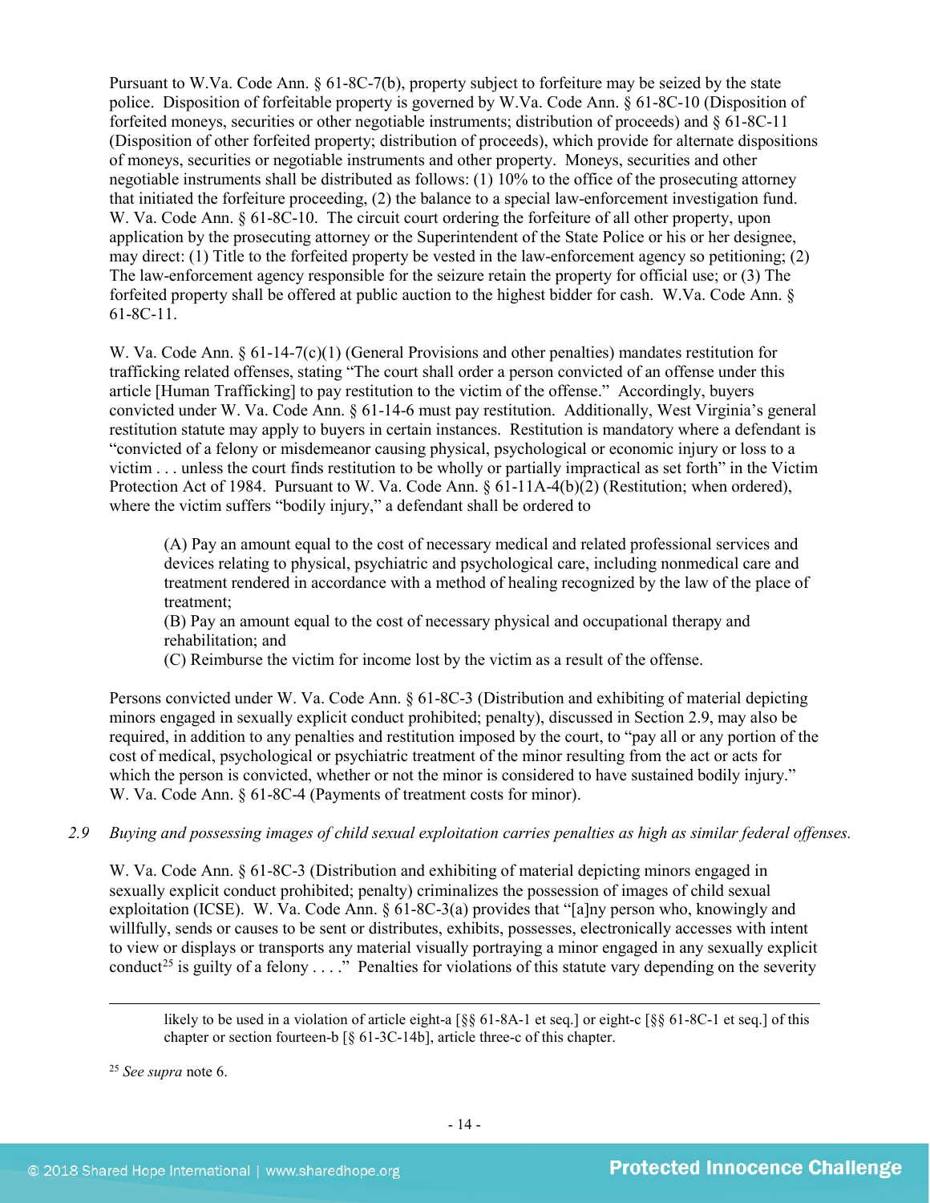Pursuant to W.Va. Code Ann. § 61-8C-7(b), property subject to forfeiture may be seized by the state police. Disposition of forfeitable property is governed by W.Va. Code Ann. § 61-8C-10 (Disposition of forfeited moneys, securities or other negotiable instruments; distribution of proceeds) and § 61-8C-11 (Disposition of other forfeited property; distribution of proceeds), which provide for alternate dispositions of moneys, securities or negotiable instruments and other property. Moneys, securities and other negotiable instruments shall be distributed as follows: (1) 10% to the office of the prosecuting attorney that initiated the forfeiture proceeding, (2) the balance to a special law-enforcement investigation fund. W. Va. Code Ann. § 61-8C-10. The circuit court ordering the forfeiture of all other property, upon application by the prosecuting attorney or the Superintendent of the State Police or his or her designee, may direct: (1) Title to the forfeited property be vested in the law-enforcement agency so petitioning; (2) The law-enforcement agency responsible for the seizure retain the property for official use; or (3) The forfeited property shall be offered at public auction to the highest bidder for cash. W.Va. Code Ann. § 61-8C-11.

W. Va. Code Ann. § 61-14-7(c)(1) (General Provisions and other penalties) mandates restitution for trafficking related offenses, stating "The court shall order a person convicted of an offense under this article [Human Trafficking] to pay restitution to the victim of the offense." Accordingly, buyers convicted under W. Va. Code Ann. § 61-14-6 must pay restitution. Additionally, West Virginia's general restitution statute may apply to buyers in certain instances. Restitution is mandatory where a defendant is "convicted of a felony or misdemeanor causing physical, psychological or economic injury or loss to a victim . . . unless the court finds restitution to be wholly or partially impractical as set forth" in the Victim Protection Act of 1984. Pursuant to W. Va. Code Ann. § 61-11A-4(b)(2) (Restitution; when ordered), where the victim suffers "bodily injury," a defendant shall be ordered to

> (A) Pay an amount equal to the cost of necessary medical and related professional services and devices relating to physical, psychiatric and psychological care, including nonmedical care and treatment rendered in accordance with a method of healing recognized by the law of the place of treatment;
> (B) Pay an amount equal to the cost of necessary physical and occupational therapy and rehabilitation; and
> (C) Reimburse the victim for income lost by the victim as a result of the offense.

Persons convicted under W. Va. Code Ann. § 61-8C-3 (Distribution and exhibiting of material depicting minors engaged in sexually explicit conduct prohibited; penalty), discussed in Section 2.9, may also be required, in addition to any penalties and restitution imposed by the court, to "pay all or any portion of the cost of medical, psychological or psychiatric treatment of the minor resulting from the act or acts for which the person is convicted, whether or not the minor is considered to have sustained bodily injury." W. Va. Code Ann. § 61-8C-4 (Payments of treatment costs for minor).

*2.9 Buying and possessing images of child sexual exploitation carries penalties as high as similar federal offenses.*

W. Va. Code Ann. § 61-8C-3 (Distribution and exhibiting of material depicting minors engaged in sexually explicit conduct prohibited; penalty) criminalizes the possession of images of child sexual exploitation (ICSE). W. Va. Code Ann. § 61-8C-3(a) provides that "[a]ny person who, knowingly and willfully, sends or causes to be sent or distributes, exhibits, possesses, electronically accesses with intent to view or displays or transports any material visually portraying a minor engaged in any sexually explicit conduct[25] is guilty of a felony . . . ." Penalties for violations of this statute vary depending on the severity

---

likely to be used in a violation of article eight-a [§§ 61-8A-1 et seq.] or eight-c [§§ 61-8C-1 et seq.] of this chapter or section fourteen-b [§ 61-3C-14b], article three-c of this chapter.

[25] *See supra* note 6.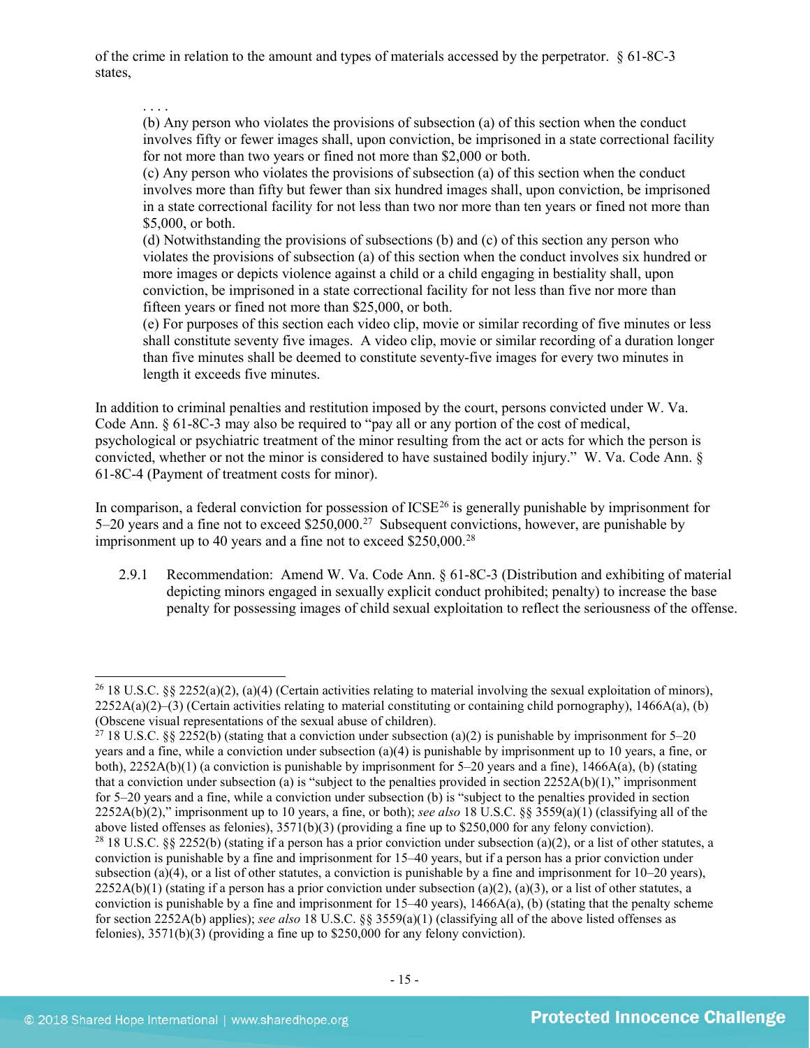of the crime in relation to the amount and types of materials accessed by the perpetrator. § 61-8C-3 states,

> . . . .
> (b) Any person who violates the provisions of subsection (a) of this section when the conduct involves fifty or fewer images shall, upon conviction, be imprisoned in a state correctional facility for not more than two years or fined not more than $2,000 or both.
> (c) Any person who violates the provisions of subsection (a) of this section when the conduct involves more than fifty but fewer than six hundred images shall, upon conviction, be imprisoned in a state correctional facility for not less than two nor more than ten years or fined not more than $5,000, or both.
> (d) Notwithstanding the provisions of subsections (b) and (c) of this section any person who violates the provisions of subsection (a) of this section when the conduct involves six hundred or more images or depicts violence against a child or a child engaging in bestiality shall, upon conviction, be imprisoned in a state correctional facility for not less than five nor more than fifteen years or fined not more than $25,000, or both.
> (e) For purposes of this section each video clip, movie or similar recording of five minutes or less shall constitute seventy five images. A video clip, movie or similar recording of a duration longer than five minutes shall be deemed to constitute seventy-five images for every two minutes in length it exceeds five minutes.

In addition to criminal penalties and restitution imposed by the court, persons convicted under W. Va. Code Ann. § 61-8C-3 may also be required to "pay all or any portion of the cost of medical, psychological or psychiatric treatment of the minor resulting from the act or acts for which the person is convicted, whether or not the minor is considered to have sustained bodily injury." W. Va. Code Ann. § 61-8C-4 (Payment of treatment costs for minor).

In comparison, a federal conviction for possession of ICSE[26] is generally punishable by imprisonment for 5–20 years and a fine not to exceed $250,000.[27] Subsequent convictions, however, are punishable by imprisonment up to 40 years and a fine not to exceed $250,000.[28]

2.9.1 Recommendation: Amend W. Va. Code Ann. § 61-8C-3 (Distribution and exhibiting of material depicting minors engaged in sexually explicit conduct prohibited; penalty) to increase the base penalty for possessing images of child sexual exploitation to reflect the seriousness of the offense.

---

[26] 18 U.S.C. §§ 2252(a)(2), (a)(4) (Certain activities relating to material involving the sexual exploitation of minors), 2252A(a)(2)–(3) (Certain activities relating to material constituting or containing child pornography), 1466A(a), (b) (Obscene visual representations of the sexual abuse of children).

[27] 18 U.S.C. §§ 2252(b) (stating that a conviction under subsection (a)(2) is punishable by imprisonment for 5–20 years and a fine, while a conviction under subsection (a)(4) is punishable by imprisonment up to 10 years, a fine, or both), 2252A(b)(1) (a conviction is punishable by imprisonment for 5–20 years and a fine), 1466A(a), (b) (stating that a conviction under subsection (a) is "subject to the penalties provided in section 2252A(b)(1)," imprisonment for 5–20 years and a fine, while a conviction under subsection (b) is "subject to the penalties provided in section 2252A(b)(2)," imprisonment up to 10 years, a fine, or both); *see also* 18 U.S.C. §§ 3559(a)(1) (classifying all of the above listed offenses as felonies), 3571(b)(3) (providing a fine up to $250,000 for any felony conviction).

[28] 18 U.S.C. §§ 2252(b) (stating if a person has a prior conviction under subsection (a)(2), or a list of other statutes, a conviction is punishable by a fine and imprisonment for 15–40 years, but if a person has a prior conviction under subsection (a)(4), or a list of other statutes, a conviction is punishable by a fine and imprisonment for 10–20 years), 2252A(b)(1) (stating if a person has a prior conviction under subsection (a)(2), (a)(3), or a list of other statutes, a conviction is punishable by a fine and imprisonment for 15–40 years), 1466A(a), (b) (stating that the penalty scheme for section 2252A(b) applies); *see also* 18 U.S.C. §§ 3559(a)(1) (classifying all of the above listed offenses as felonies), 3571(b)(3) (providing a fine up to $250,000 for any felony conviction).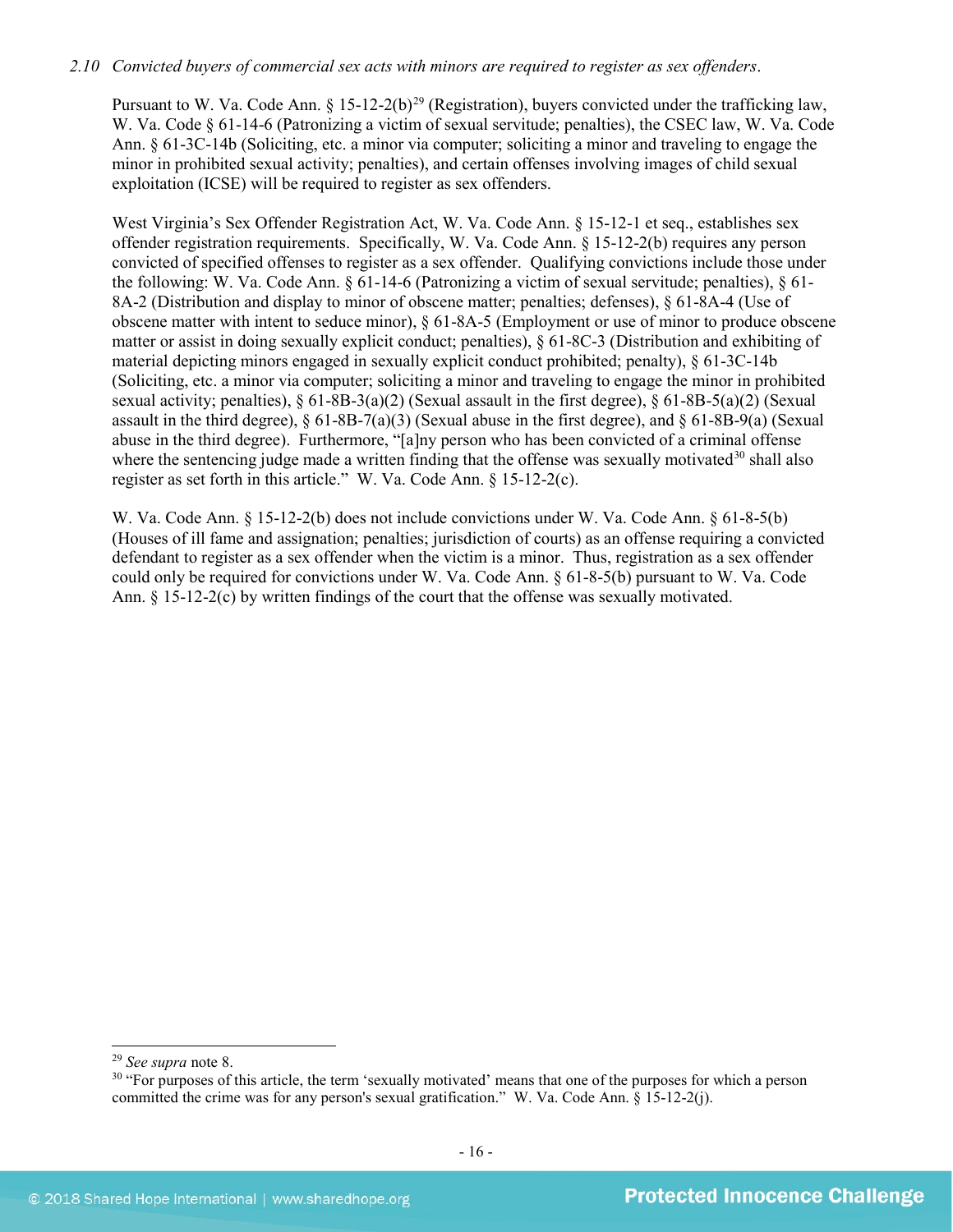*2.10 Convicted buyers of commercial sex acts with minors are required to register as sex offenders.*

Pursuant to W. Va. Code Ann. § 15-12-2(b)[29] (Registration), buyers convicted under the trafficking law, W. Va. Code § 61-14-6 (Patronizing a victim of sexual servitude; penalties), the CSEC law, W. Va. Code Ann. § 61-3C-14b (Soliciting, etc. a minor via computer; soliciting a minor and traveling to engage the minor in prohibited sexual activity; penalties), and certain offenses involving images of child sexual exploitation (ICSE) will be required to register as sex offenders.

West Virginia's Sex Offender Registration Act, W. Va. Code Ann. § 15-12-1 et seq., establishes sex offender registration requirements. Specifically, W. Va. Code Ann. § 15-12-2(b) requires any person convicted of specified offenses to register as a sex offender. Qualifying convictions include those under the following: W. Va. Code Ann. § 61-14-6 (Patronizing a victim of sexual servitude; penalties), § 61-8A-2 (Distribution and display to minor of obscene matter; penalties; defenses), § 61-8A-4 (Use of obscene matter with intent to seduce minor), § 61-8A-5 (Employment or use of minor to produce obscene matter or assist in doing sexually explicit conduct; penalties), § 61-8C-3 (Distribution and exhibiting of material depicting minors engaged in sexually explicit conduct prohibited; penalty), § 61-3C-14b (Soliciting, etc. a minor via computer; soliciting a minor and traveling to engage the minor in prohibited sexual activity; penalties), § 61-8B-3(a)(2) (Sexual assault in the first degree), § 61-8B-5(a)(2) (Sexual assault in the third degree), § 61-8B-7(a)(3) (Sexual abuse in the first degree), and § 61-8B-9(a) (Sexual abuse in the third degree). Furthermore, "[a]ny person who has been convicted of a criminal offense where the sentencing judge made a written finding that the offense was sexually motivated[30] shall also register as set forth in this article." W. Va. Code Ann. § 15-12-2(c).

W. Va. Code Ann. § 15-12-2(b) does not include convictions under W. Va. Code Ann. § 61-8-5(b) (Houses of ill fame and assignation; penalties; jurisdiction of courts) as an offense requiring a convicted defendant to register as a sex offender when the victim is a minor. Thus, registration as a sex offender could only be required for convictions under W. Va. Code Ann. § 61-8-5(b) pursuant to W. Va. Code Ann. § 15-12-2(c) by written findings of the court that the offense was sexually motivated.

---

[29] *See supra* note 8.

[30] "For purposes of this article, the term 'sexually motivated' means that one of the purposes for which a person committed the crime was for any person's sexual gratification." W. Va. Code Ann. § 15-12-2(j).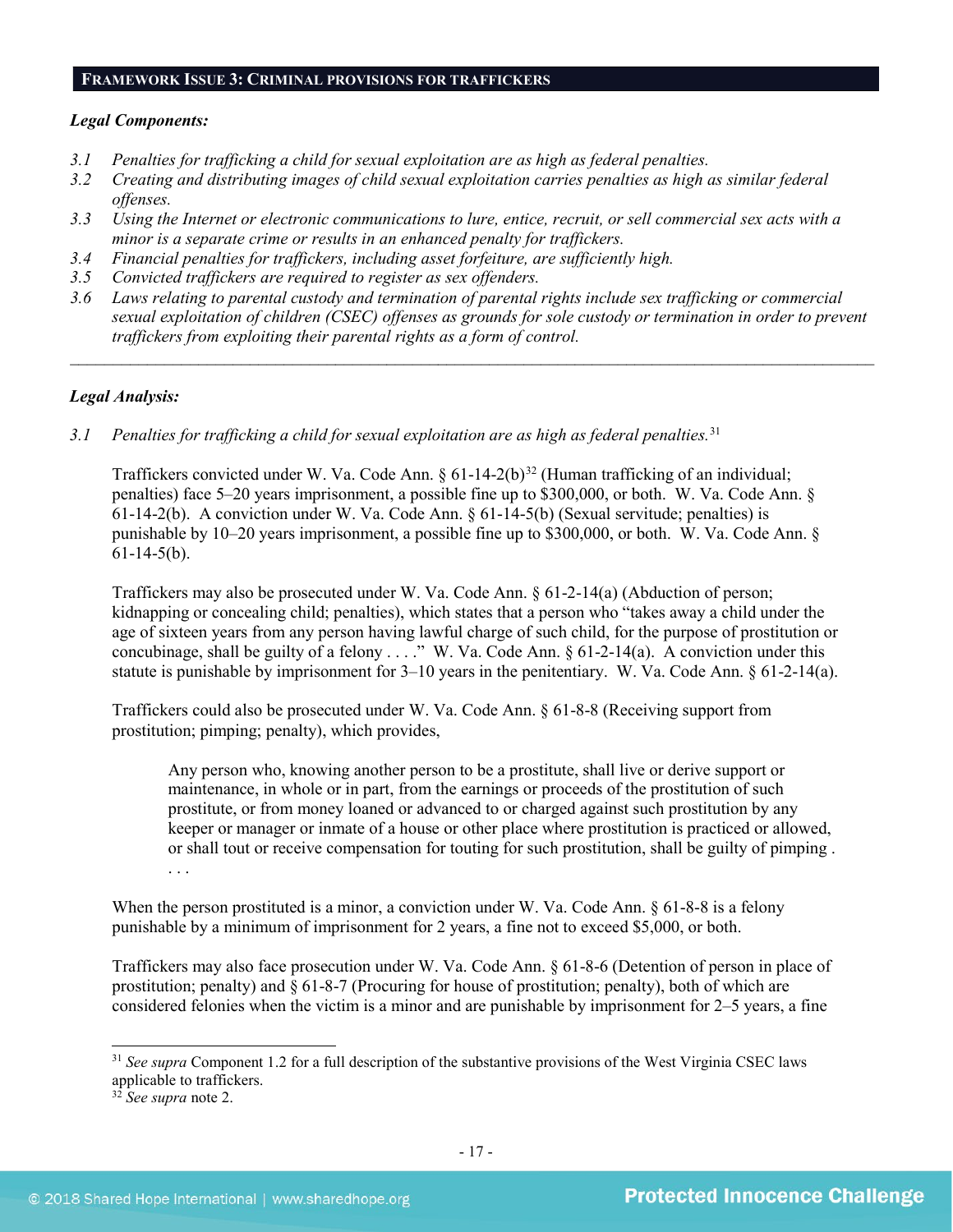## FRAMEWORK ISSUE 3: CRIMINAL PROVISIONS FOR TRAFFICKERS

***Legal Components:***

*3.1 Penalties for trafficking a child for sexual exploitation are as high as federal penalties.*

*3.2 Creating and distributing images of child sexual exploitation carries penalties as high as similar federal offenses.*

*3.3 Using the Internet or electronic communications to lure, entice, recruit, or sell commercial sex acts with a minor is a separate crime or results in an enhanced penalty for traffickers.*

*3.4 Financial penalties for traffickers, including asset forfeiture, are sufficiently high.*

*3.5 Convicted traffickers are required to register as sex offenders.*

*3.6 Laws relating to parental custody and termination of parental rights include sex trafficking or commercial sexual exploitation of children (CSEC) offenses as grounds for sole custody or termination in order to prevent traffickers from exploiting their parental rights as a form of control.*

---

***Legal Analysis:***

*3.1 Penalties for trafficking a child for sexual exploitation are as high as federal penalties.*[31]

Traffickers convicted under W. Va. Code Ann. § 61-14-2(b)[32] (Human trafficking of an individual; penalties) face 5–20 years imprisonment, a possible fine up to $300,000, or both. W. Va. Code Ann. § 61-14-2(b). A conviction under W. Va. Code Ann. § 61-14-5(b) (Sexual servitude; penalties) is punishable by 10–20 years imprisonment, a possible fine up to $300,000, or both. W. Va. Code Ann. § 61-14-5(b).

Traffickers may also be prosecuted under W. Va. Code Ann. § 61-2-14(a) (Abduction of person; kidnapping or concealing child; penalties), which states that a person who "takes away a child under the age of sixteen years from any person having lawful charge of such child, for the purpose of prostitution or concubinage, shall be guilty of a felony . . . ." W. Va. Code Ann. § 61-2-14(a). A conviction under this statute is punishable by imprisonment for 3–10 years in the penitentiary. W. Va. Code Ann. § 61-2-14(a).

Traffickers could also be prosecuted under W. Va. Code Ann. § 61-8-8 (Receiving support from prostitution; pimping; penalty), which provides,

> Any person who, knowing another person to be a prostitute, shall live or derive support or maintenance, in whole or in part, from the earnings or proceeds of the prostitution of such prostitute, or from money loaned or advanced to or charged against such prostitution by any keeper or manager or inmate of a house or other place where prostitution is practiced or allowed, or shall tout or receive compensation for touting for such prostitution, shall be guilty of pimping . . . .

When the person prostituted is a minor, a conviction under W. Va. Code Ann. § 61-8-8 is a felony punishable by a minimum of imprisonment for 2 years, a fine not to exceed $5,000, or both.

Traffickers may also face prosecution under W. Va. Code Ann. § 61-8-6 (Detention of person in place of prostitution; penalty) and § 61-8-7 (Procuring for house of prostitution; penalty), both of which are considered felonies when the victim is a minor and are punishable by imprisonment for 2–5 years, a fine

---

[31] *See supra* Component 1.2 for a full description of the substantive provisions of the West Virginia CSEC laws applicable to traffickers.

[32] *See supra* note 2.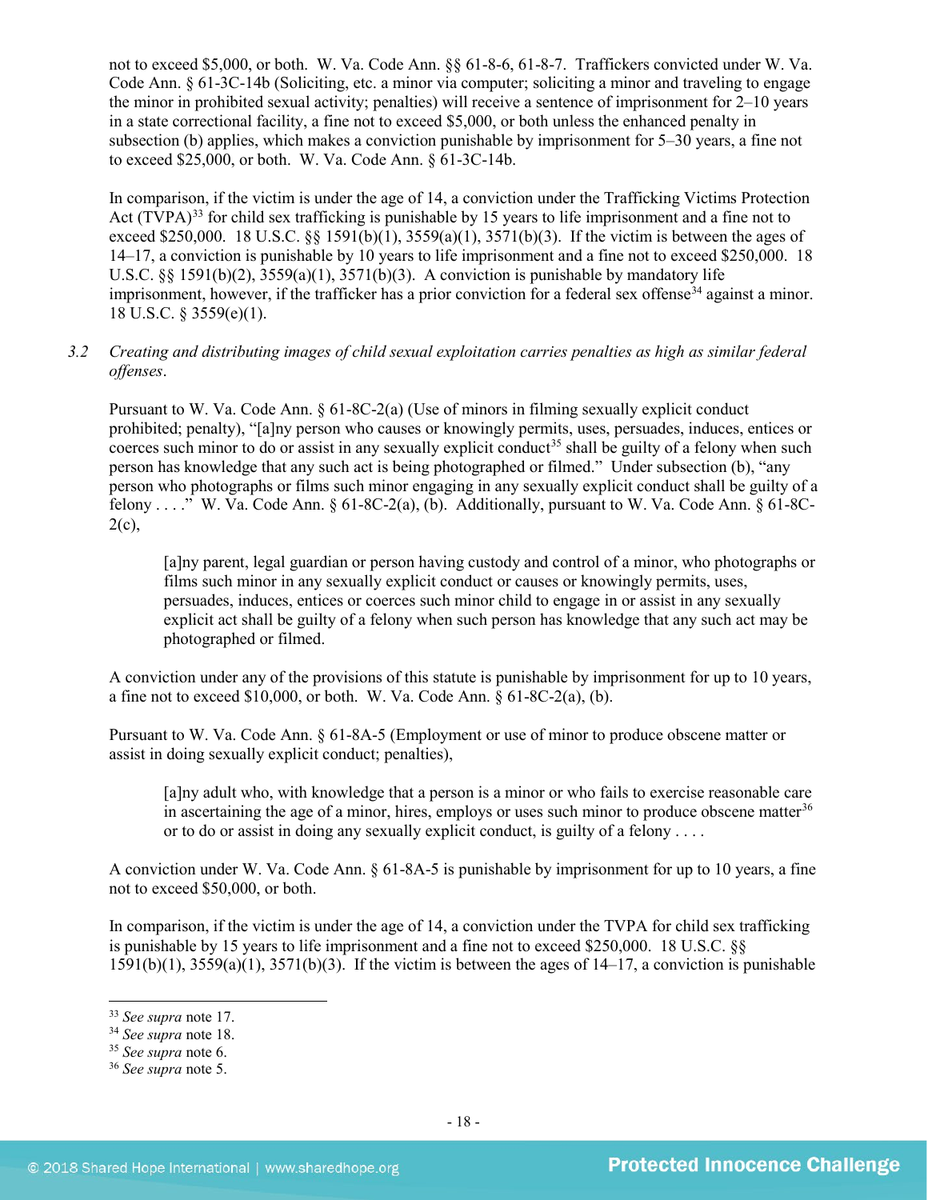not to exceed $5,000, or both. W. Va. Code Ann. §§ 61-8-6, 61-8-7. Traffickers convicted under W. Va. Code Ann. § 61-3C-14b (Soliciting, etc. a minor via computer; soliciting a minor and traveling to engage the minor in prohibited sexual activity; penalties) will receive a sentence of imprisonment for 2–10 years in a state correctional facility, a fine not to exceed $5,000, or both unless the enhanced penalty in subsection (b) applies, which makes a conviction punishable by imprisonment for 5–30 years, a fine not to exceed $25,000, or both. W. Va. Code Ann. § 61-3C-14b.

In comparison, if the victim is under the age of 14, a conviction under the Trafficking Victims Protection Act (TVPA)[33] for child sex trafficking is punishable by 15 years to life imprisonment and a fine not to exceed $250,000. 18 U.S.C. §§ 1591(b)(1), 3559(a)(1), 3571(b)(3). If the victim is between the ages of 14–17, a conviction is punishable by 10 years to life imprisonment and a fine not to exceed $250,000. 18 U.S.C. §§ 1591(b)(2), 3559(a)(1), 3571(b)(3). A conviction is punishable by mandatory life imprisonment, however, if the trafficker has a prior conviction for a federal sex offense[34] against a minor. 18 U.S.C. § 3559(e)(1).

*3.2 Creating and distributing images of child sexual exploitation carries penalties as high as similar federal offenses.*

Pursuant to W. Va. Code Ann. § 61-8C-2(a) (Use of minors in filming sexually explicit conduct prohibited; penalty), "[a]ny person who causes or knowingly permits, uses, persuades, induces, entices or coerces such minor to do or assist in any sexually explicit conduct[35] shall be guilty of a felony when such person has knowledge that any such act is being photographed or filmed." Under subsection (b), "any person who photographs or films such minor engaging in any sexually explicit conduct shall be guilty of a felony . . . ." W. Va. Code Ann. § 61-8C-2(a), (b). Additionally, pursuant to W. Va. Code Ann. § 61-8C-2(c),

> [a]ny parent, legal guardian or person having custody and control of a minor, who photographs or films such minor in any sexually explicit conduct or causes or knowingly permits, uses, persuades, induces, entices or coerces such minor child to engage in or assist in any sexually explicit act shall be guilty of a felony when such person has knowledge that any such act may be photographed or filmed.

A conviction under any of the provisions of this statute is punishable by imprisonment for up to 10 years, a fine not to exceed $10,000, or both. W. Va. Code Ann. § 61-8C-2(a), (b).

Pursuant to W. Va. Code Ann. § 61-8A-5 (Employment or use of minor to produce obscene matter or assist in doing sexually explicit conduct; penalties),

> [a]ny adult who, with knowledge that a person is a minor or who fails to exercise reasonable care in ascertaining the age of a minor, hires, employs or uses such minor to produce obscene matter[36] or to do or assist in doing any sexually explicit conduct, is guilty of a felony . . . .

A conviction under W. Va. Code Ann. § 61-8A-5 is punishable by imprisonment for up to 10 years, a fine not to exceed $50,000, or both.

In comparison, if the victim is under the age of 14, a conviction under the TVPA for child sex trafficking is punishable by 15 years to life imprisonment and a fine not to exceed $250,000. 18 U.S.C. §§ 1591(b)(1), 3559(a)(1), 3571(b)(3). If the victim is between the ages of 14–17, a conviction is punishable

---

[33] *See supra* note 17.
[34] *See supra* note 18.
[35] *See supra* note 6.
[36] *See supra* note 5.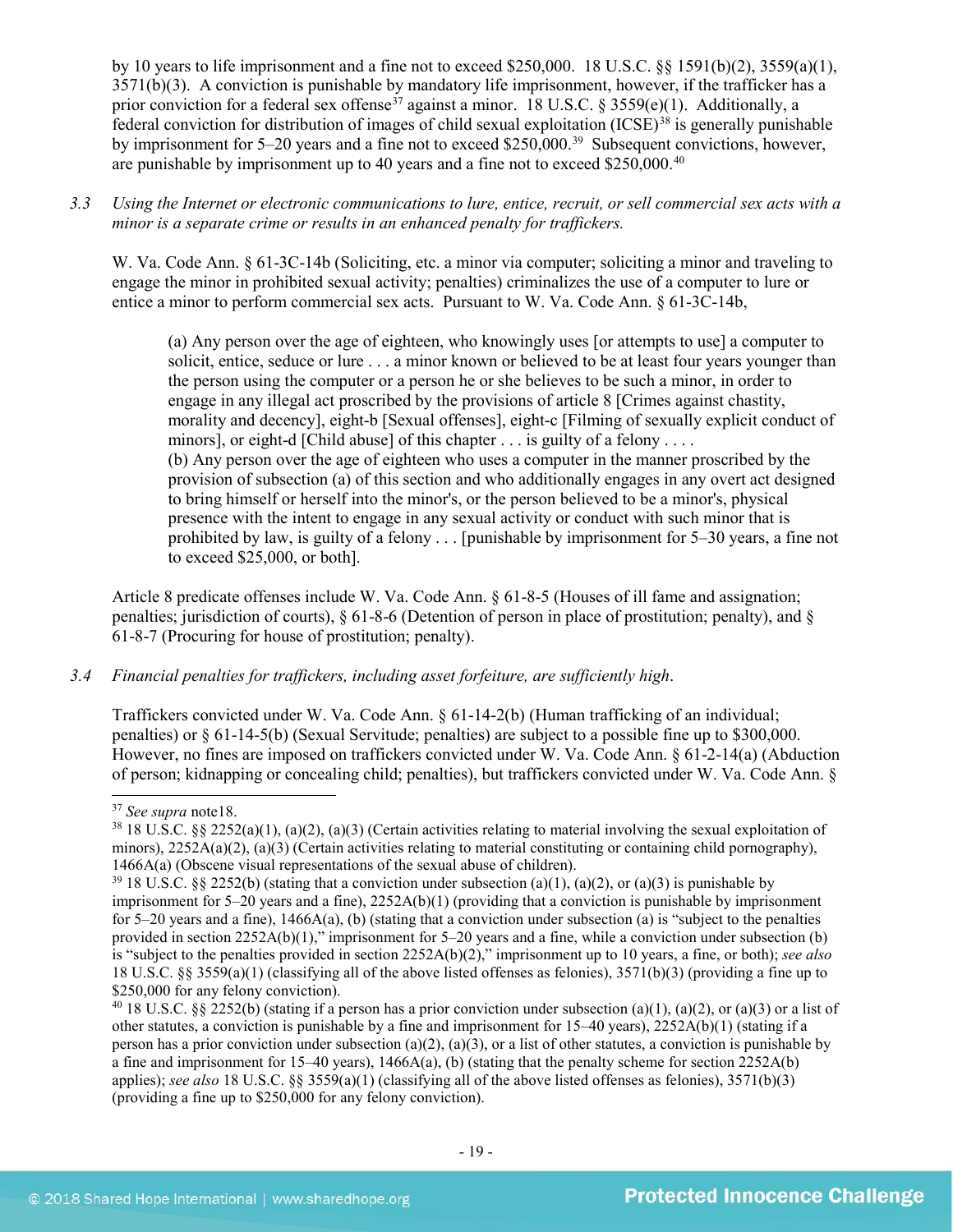by 10 years to life imprisonment and a fine not to exceed $250,000. 18 U.S.C. §§ 1591(b)(2), 3559(a)(1), 3571(b)(3). A conviction is punishable by mandatory life imprisonment, however, if the trafficker has a prior conviction for a federal sex offense[37] against a minor. 18 U.S.C. § 3559(e)(1). Additionally, a federal conviction for distribution of images of child sexual exploitation (ICSE)[38] is generally punishable by imprisonment for 5–20 years and a fine not to exceed $250,000.[39] Subsequent convictions, however, are punishable by imprisonment up to 40 years and a fine not to exceed $250,000.[40]

3.3 *Using the Internet or electronic communications to lure, entice, recruit, or sell commercial sex acts with a minor is a separate crime or results in an enhanced penalty for traffickers.*

W. Va. Code Ann. § 61-3C-14b (Soliciting, etc. a minor via computer; soliciting a minor and traveling to engage the minor in prohibited sexual activity; penalties) criminalizes the use of a computer to lure or entice a minor to perform commercial sex acts. Pursuant to W. Va. Code Ann. § 61-3C-14b,

> (a) Any person over the age of eighteen, who knowingly uses [or attempts to use] a computer to solicit, entice, seduce or lure . . . a minor known or believed to be at least four years younger than the person using the computer or a person he or she believes to be such a minor, in order to engage in any illegal act proscribed by the provisions of article 8 [Crimes against chastity, morality and decency], eight-b [Sexual offenses], eight-c [Filming of sexually explicit conduct of minors], or eight-d [Child abuse] of this chapter . . . is guilty of a felony . . . .
> (b) Any person over the age of eighteen who uses a computer in the manner proscribed by the provision of subsection (a) of this section and who additionally engages in any overt act designed to bring himself or herself into the minor's, or the person believed to be a minor's, physical presence with the intent to engage in any sexual activity or conduct with such minor that is prohibited by law, is guilty of a felony . . . [punishable by imprisonment for 5–30 years, a fine not to exceed $25,000, or both].

Article 8 predicate offenses include W. Va. Code Ann. § 61-8-5 (Houses of ill fame and assignation; penalties; jurisdiction of courts), § 61-8-6 (Detention of person in place of prostitution; penalty), and § 61-8-7 (Procuring for house of prostitution; penalty).

3.4 *Financial penalties for traffickers, including asset forfeiture, are sufficiently high.*

Traffickers convicted under W. Va. Code Ann. § 61-14-2(b) (Human trafficking of an individual; penalties) or § 61-14-5(b) (Sexual Servitude; penalties) are subject to a possible fine up to $300,000. However, no fines are imposed on traffickers convicted under W. Va. Code Ann. § 61-2-14(a) (Abduction of person; kidnapping or concealing child; penalties), but traffickers convicted under W. Va. Code Ann. §

---

[37] *See supra* note18.

[38] 18 U.S.C. §§ 2252(a)(1), (a)(2), (a)(3) (Certain activities relating to material involving the sexual exploitation of minors), 2252A(a)(2), (a)(3) (Certain activities relating to material constituting or containing child pornography), 1466A(a) (Obscene visual representations of the sexual abuse of children).

[39] 18 U.S.C. §§ 2252(b) (stating that a conviction under subsection (a)(1), (a)(2), or (a)(3) is punishable by imprisonment for 5–20 years and a fine), 2252A(b)(1) (providing that a conviction is punishable by imprisonment for 5–20 years and a fine), 1466A(a), (b) (stating that a conviction under subsection (a) is "subject to the penalties provided in section 2252A(b)(1)," imprisonment for 5–20 years and a fine, while a conviction under subsection (b) is "subject to the penalties provided in section 2252A(b)(2)," imprisonment up to 10 years, a fine, or both); *see also* 18 U.S.C. §§ 3559(a)(1) (classifying all of the above listed offenses as felonies), 3571(b)(3) (providing a fine up to $250,000 for any felony conviction).

[40] 18 U.S.C. §§ 2252(b) (stating if a person has a prior conviction under subsection (a)(1), (a)(2), or (a)(3) or a list of other statutes, a conviction is punishable by a fine and imprisonment for 15–40 years), 2252A(b)(1) (stating if a person has a prior conviction under subsection (a)(2), (a)(3), or a list of other statutes, a conviction is punishable by a fine and imprisonment for 15–40 years), 1466A(a), (b) (stating that the penalty scheme for section 2252A(b) applies); *see also* 18 U.S.C. §§ 3559(a)(1) (classifying all of the above listed offenses as felonies), 3571(b)(3) (providing a fine up to $250,000 for any felony conviction).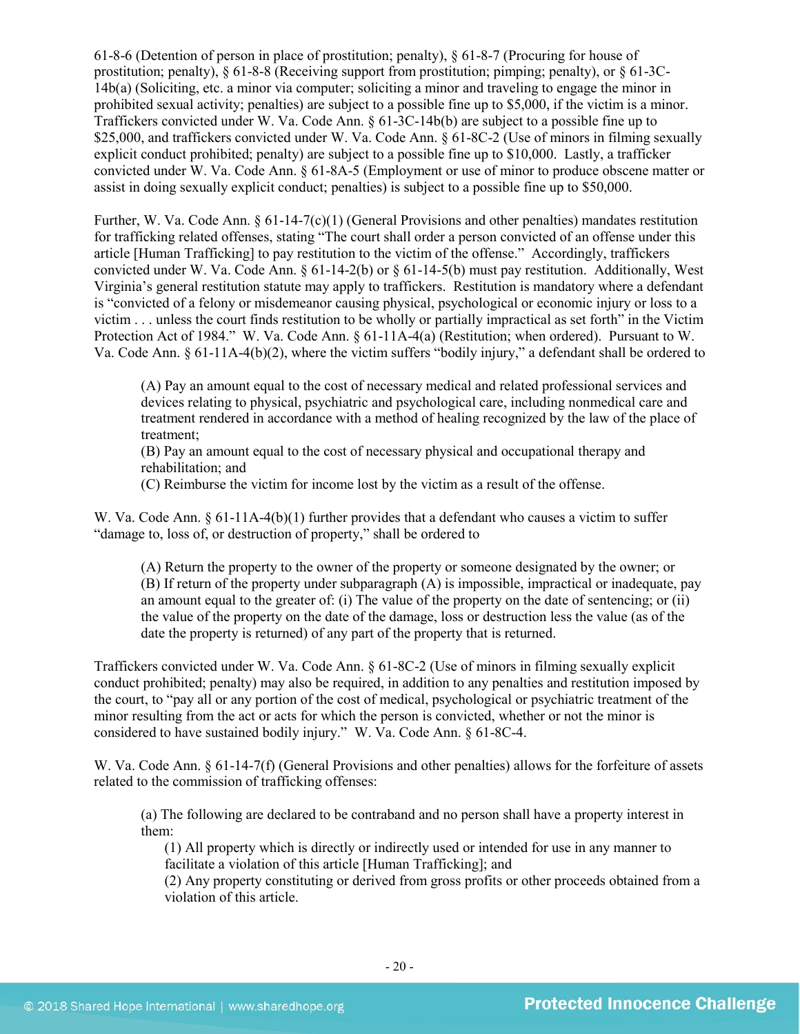61-8-6 (Detention of person in place of prostitution; penalty), § 61-8-7 (Procuring for house of prostitution; penalty), § 61-8-8 (Receiving support from prostitution; pimping; penalty), or § 61-3C-14b(a) (Soliciting, etc. a minor via computer; soliciting a minor and traveling to engage the minor in prohibited sexual activity; penalties) are subject to a possible fine up to $5,000, if the victim is a minor. Traffickers convicted under W. Va. Code Ann. § 61-3C-14b(b) are subject to a possible fine up to $25,000, and traffickers convicted under W. Va. Code Ann. § 61-8C-2 (Use of minors in filming sexually explicit conduct prohibited; penalty) are subject to a possible fine up to $10,000. Lastly, a trafficker convicted under W. Va. Code Ann. § 61-8A-5 (Employment or use of minor to produce obscene matter or assist in doing sexually explicit conduct; penalties) is subject to a possible fine up to $50,000.

Further, W. Va. Code Ann. § 61-14-7(c)(1) (General Provisions and other penalties) mandates restitution for trafficking related offenses, stating "The court shall order a person convicted of an offense under this article [Human Trafficking] to pay restitution to the victim of the offense." Accordingly, traffickers convicted under W. Va. Code Ann. § 61-14-2(b) or § 61-14-5(b) must pay restitution. Additionally, West Virginia's general restitution statute may apply to traffickers. Restitution is mandatory where a defendant is "convicted of a felony or misdemeanor causing physical, psychological or economic injury or loss to a victim . . . unless the court finds restitution to be wholly or partially impractical as set forth" in the Victim Protection Act of 1984." W. Va. Code Ann. § 61-11A-4(a) (Restitution; when ordered). Pursuant to W. Va. Code Ann. § 61-11A-4(b)(2), where the victim suffers "bodily injury," a defendant shall be ordered to

> (A) Pay an amount equal to the cost of necessary medical and related professional services and devices relating to physical, psychiatric and psychological care, including nonmedical care and treatment rendered in accordance with a method of healing recognized by the law of the place of treatment;
> (B) Pay an amount equal to the cost of necessary physical and occupational therapy and rehabilitation; and
> (C) Reimburse the victim for income lost by the victim as a result of the offense.

W. Va. Code Ann. § 61-11A-4(b)(1) further provides that a defendant who causes a victim to suffer "damage to, loss of, or destruction of property," shall be ordered to

> (A) Return the property to the owner of the property or someone designated by the owner; or
> (B) If return of the property under subparagraph (A) is impossible, impractical or inadequate, pay an amount equal to the greater of: (i) The value of the property on the date of sentencing; or (ii) the value of the property on the date of the damage, loss or destruction less the value (as of the date the property is returned) of any part of the property that is returned.

Traffickers convicted under W. Va. Code Ann. § 61-8C-2 (Use of minors in filming sexually explicit conduct prohibited; penalty) may also be required, in addition to any penalties and restitution imposed by the court, to "pay all or any portion of the cost of medical, psychological or psychiatric treatment of the minor resulting from the act or acts for which the person is convicted, whether or not the minor is considered to have sustained bodily injury." W. Va. Code Ann. § 61-8C-4.

W. Va. Code Ann. § 61-14-7(f) (General Provisions and other penalties) allows for the forfeiture of assets related to the commission of trafficking offenses:

> (a) The following are declared to be contraband and no person shall have a property interest in them:
>
> (1) All property which is directly or indirectly used or intended for use in any manner to facilitate a violation of this article [Human Trafficking]; and
> (2) Any property constituting or derived from gross profits or other proceeds obtained from a violation of this article.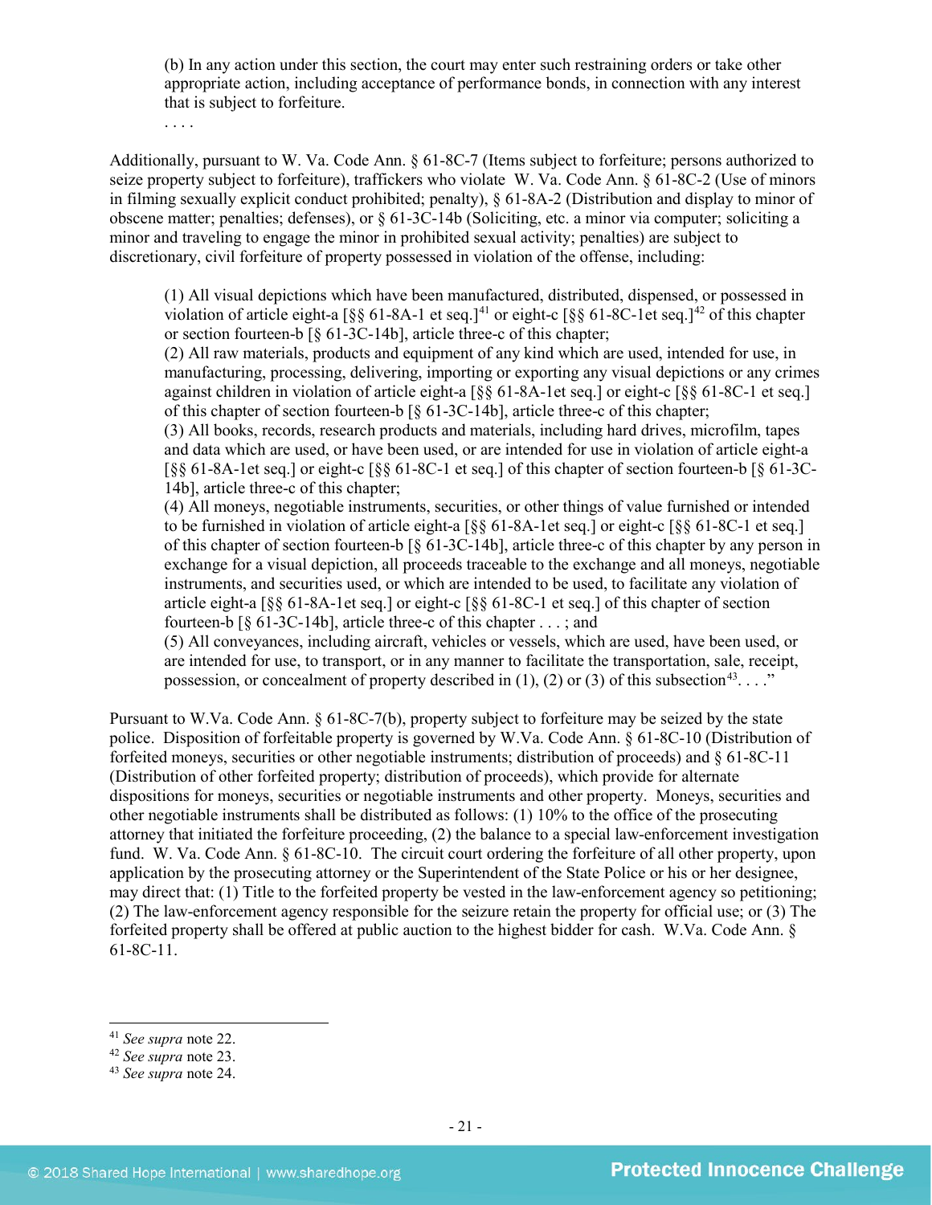> (b) In any action under this section, the court may enter such restraining orders or take other appropriate action, including acceptance of performance bonds, in connection with any interest that is subject to forfeiture.
>
> . . . .

Additionally, pursuant to W. Va. Code Ann. § 61-8C-7 (Items subject to forfeiture; persons authorized to seize property subject to forfeiture), traffickers who violate W. Va. Code Ann. § 61-8C-2 (Use of minors in filming sexually explicit conduct prohibited; penalty), § 61-8A-2 (Distribution and display to minor of obscene matter; penalties; defenses), or § 61-3C-14b (Soliciting, etc. a minor via computer; soliciting a minor and traveling to engage the minor in prohibited sexual activity; penalties) are subject to discretionary, civil forfeiture of property possessed in violation of the offense, including:

> (1) All visual depictions which have been manufactured, distributed, dispensed, or possessed in violation of article eight-a [§§ 61-8A-1 et seq.][41] or eight-c [§§ 61-8C-1et seq.][42] of this chapter or section fourteen-b [§ 61-3C-14b], article three-c of this chapter;
> (2) All raw materials, products and equipment of any kind which are used, intended for use, in manufacturing, processing, delivering, importing or exporting any visual depictions or any crimes against children in violation of article eight-a [§§ 61-8A-1et seq.] or eight-c [§§ 61-8C-1 et seq.] of this chapter of section fourteen-b [§ 61-3C-14b], article three-c of this chapter;
> (3) All books, records, research products and materials, including hard drives, microfilm, tapes and data which are used, or have been used, or are intended for use in violation of article eight-a [§§ 61-8A-1et seq.] or eight-c [§§ 61-8C-1 et seq.] of this chapter of section fourteen-b [§ 61-3C-14b], article three-c of this chapter;
> (4) All moneys, negotiable instruments, securities, or other things of value furnished or intended to be furnished in violation of article eight-a [§§ 61-8A-1et seq.] or eight-c [§§ 61-8C-1 et seq.] of this chapter of section fourteen-b [§ 61-3C-14b], article three-c of this chapter by any person in exchange for a visual depiction, all proceeds traceable to the exchange and all moneys, negotiable instruments, and securities used, or which are intended to be used, to facilitate any violation of article eight-a [§§ 61-8A-1et seq.] or eight-c [§§ 61-8C-1 et seq.] of this chapter of section fourteen-b [§ 61-3C-14b], article three-c of this chapter . . . ; and
> (5) All conveyances, including aircraft, vehicles or vessels, which are used, have been used, or are intended for use, to transport, or in any manner to facilitate the transportation, sale, receipt, possession, or concealment of property described in (1), (2) or (3) of this subsection[43]. . . ."

Pursuant to W.Va. Code Ann. § 61-8C-7(b), property subject to forfeiture may be seized by the state police. Disposition of forfeitable property is governed by W.Va. Code Ann. § 61-8C-10 (Distribution of forfeited moneys, securities or other negotiable instruments; distribution of proceeds) and § 61-8C-11 (Distribution of other forfeited property; distribution of proceeds), which provide for alternate dispositions for moneys, securities or negotiable instruments and other property. Moneys, securities and other negotiable instruments shall be distributed as follows: (1) 10% to the office of the prosecuting attorney that initiated the forfeiture proceeding, (2) the balance to a special law-enforcement investigation fund. W. Va. Code Ann. § 61-8C-10. The circuit court ordering the forfeiture of all other property, upon application by the prosecuting attorney or the Superintendent of the State Police or his or her designee, may direct that: (1) Title to the forfeited property be vested in the law-enforcement agency so petitioning; (2) The law-enforcement agency responsible for the seizure retain the property for official use; or (3) The forfeited property shall be offered at public auction to the highest bidder for cash. W.Va. Code Ann. § 61-8C-11.

---

[41] *See supra* note 22.
[42] *See supra* note 23.
[43] *See supra* note 24.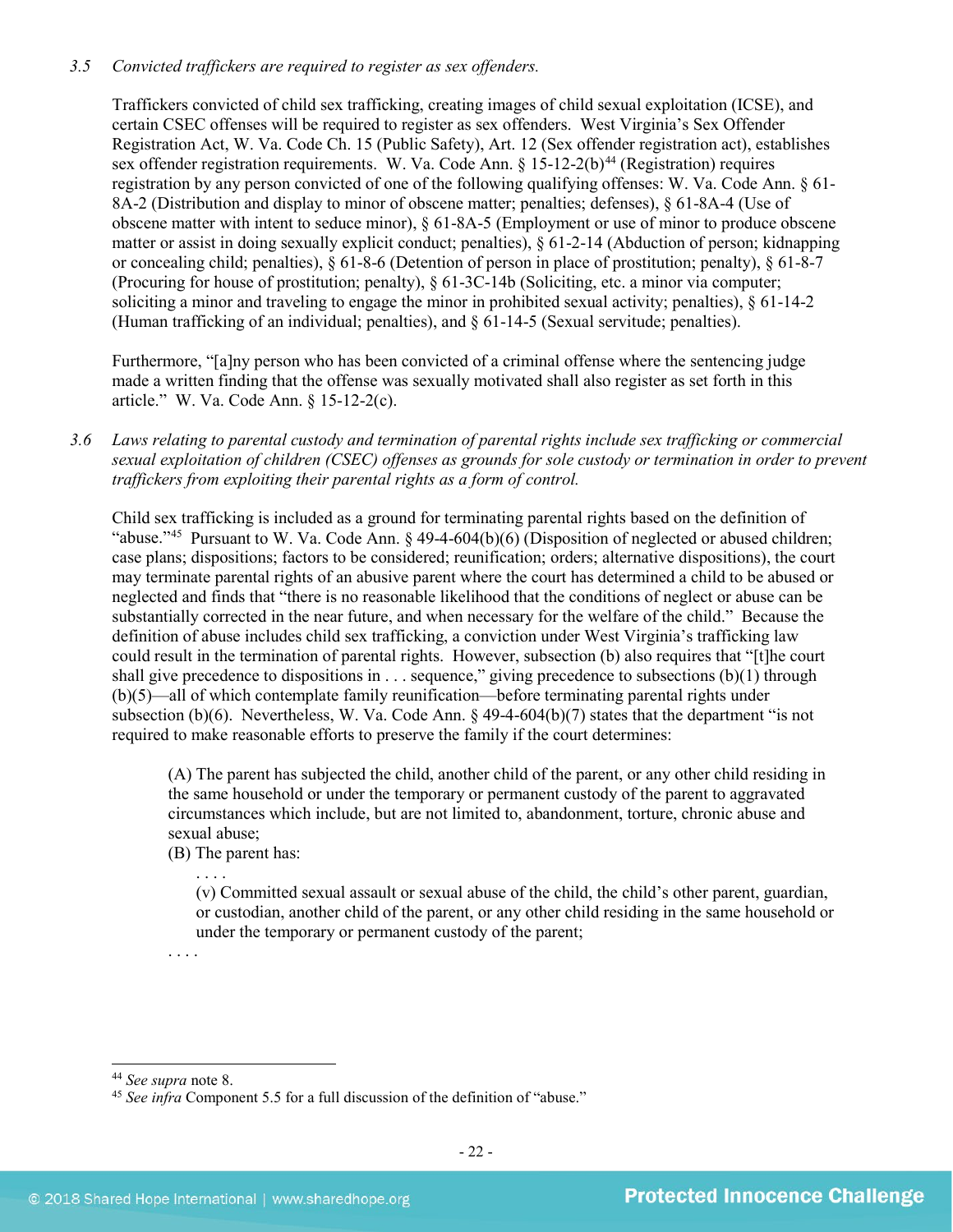*3.5 Convicted traffickers are required to register as sex offenders.*

Traffickers convicted of child sex trafficking, creating images of child sexual exploitation (ICSE), and certain CSEC offenses will be required to register as sex offenders. West Virginia's Sex Offender Registration Act, W. Va. Code Ch. 15 (Public Safety), Art. 12 (Sex offender registration act), establishes sex offender registration requirements. W. Va. Code Ann. § 15-12-2(b)[44] (Registration) requires registration by any person convicted of one of the following qualifying offenses: W. Va. Code Ann. § 61-8A-2 (Distribution and display to minor of obscene matter; penalties; defenses), § 61-8A-4 (Use of obscene matter with intent to seduce minor), § 61-8A-5 (Employment or use of minor to produce obscene matter or assist in doing sexually explicit conduct; penalties), § 61-2-14 (Abduction of person; kidnapping or concealing child; penalties), § 61-8-6 (Detention of person in place of prostitution; penalty), § 61-8-7 (Procuring for house of prostitution; penalty), § 61-3C-14b (Soliciting, etc. a minor via computer; soliciting a minor and traveling to engage the minor in prohibited sexual activity; penalties), § 61-14-2 (Human trafficking of an individual; penalties), and § 61-14-5 (Sexual servitude; penalties).

Furthermore, "[a]ny person who has been convicted of a criminal offense where the sentencing judge made a written finding that the offense was sexually motivated shall also register as set forth in this article." W. Va. Code Ann. § 15-12-2(c).

*3.6 Laws relating to parental custody and termination of parental rights include sex trafficking or commercial sexual exploitation of children (CSEC) offenses as grounds for sole custody or termination in order to prevent traffickers from exploiting their parental rights as a form of control.*

Child sex trafficking is included as a ground for terminating parental rights based on the definition of "abuse."[45] Pursuant to W. Va. Code Ann. § 49-4-604(b)(6) (Disposition of neglected or abused children; case plans; dispositions; factors to be considered; reunification; orders; alternative dispositions), the court may terminate parental rights of an abusive parent where the court has determined a child to be abused or neglected and finds that "there is no reasonable likelihood that the conditions of neglect or abuse can be substantially corrected in the near future, and when necessary for the welfare of the child." Because the definition of abuse includes child sex trafficking, a conviction under West Virginia's trafficking law could result in the termination of parental rights. However, subsection (b) also requires that "[t]he court shall give precedence to dispositions in . . . sequence," giving precedence to subsections (b)(1) through (b)(5)—all of which contemplate family reunification—before terminating parental rights under subsection (b)(6). Nevertheless, W. Va. Code Ann. § 49-4-604(b)(7) states that the department "is not required to make reasonable efforts to preserve the family if the court determines:

> (A) The parent has subjected the child, another child of the parent, or any other child residing in the same household or under the temporary or permanent custody of the parent to aggravated circumstances which include, but are not limited to, abandonment, torture, chronic abuse and sexual abuse;
>
> (B) The parent has:
>
> > . . . .
> >
> > (v) Committed sexual assault or sexual abuse of the child, the child's other parent, guardian, or custodian, another child of the parent, or any other child residing in the same household or under the temporary or permanent custody of the parent;
>
> . . . .

---

[44] *See supra* note 8.

[45] *See infra* Component 5.5 for a full discussion of the definition of "abuse."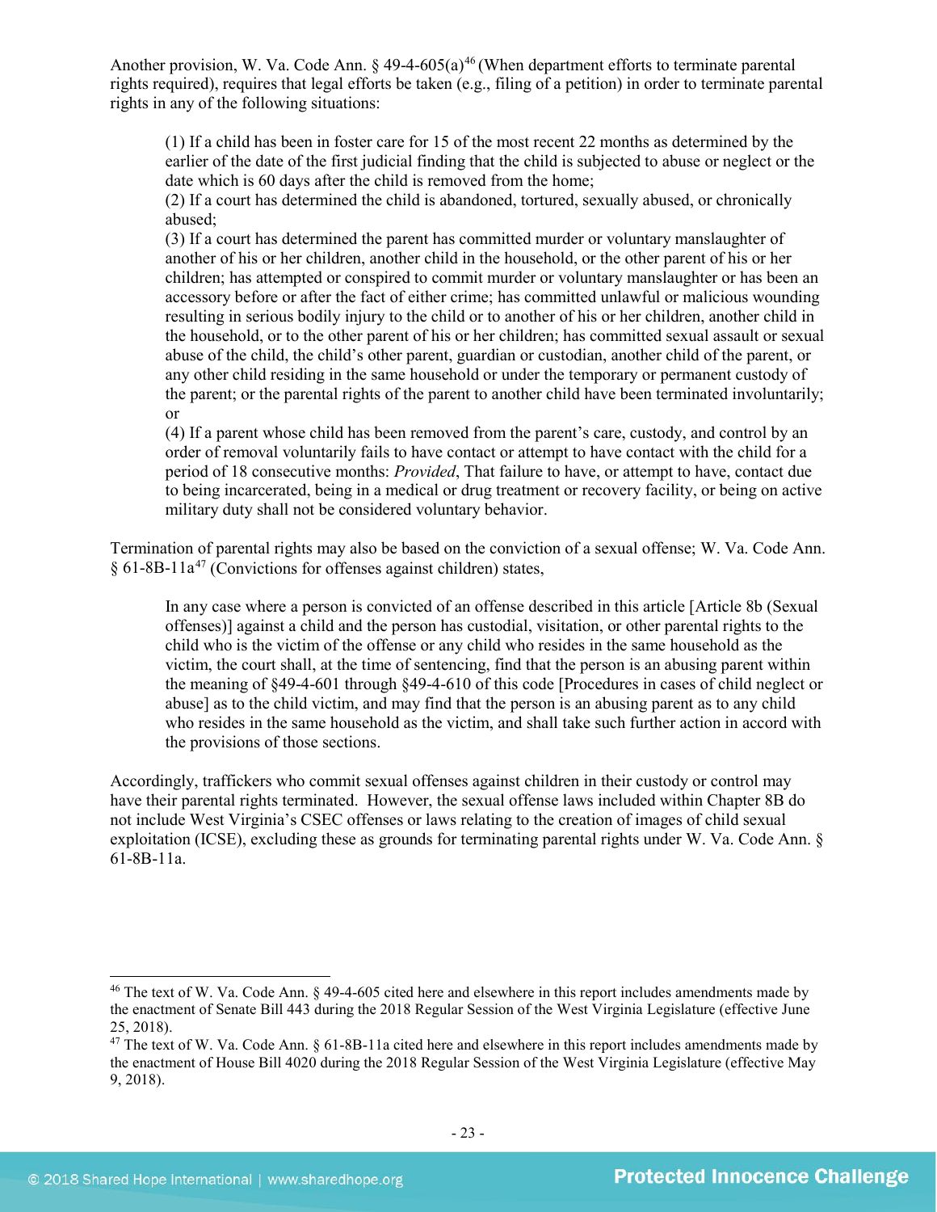Another provision, W. Va. Code Ann. § 49-4-605(a)[46] (When department efforts to terminate parental rights required), requires that legal efforts be taken (e.g., filing of a petition) in order to terminate parental rights in any of the following situations:

> (1) If a child has been in foster care for 15 of the most recent 22 months as determined by the earlier of the date of the first judicial finding that the child is subjected to abuse or neglect or the date which is 60 days after the child is removed from the home;
> (2) If a court has determined the child is abandoned, tortured, sexually abused, or chronically abused;
> (3) If a court has determined the parent has committed murder or voluntary manslaughter of another of his or her children, another child in the household, or the other parent of his or her children; has attempted or conspired to commit murder or voluntary manslaughter or has been an accessory before or after the fact of either crime; has committed unlawful or malicious wounding resulting in serious bodily injury to the child or to another of his or her children, another child in the household, or to the other parent of his or her children; has committed sexual assault or sexual abuse of the child, the child's other parent, guardian or custodian, another child of the parent, or any other child residing in the same household or under the temporary or permanent custody of the parent; or the parental rights of the parent to another child have been terminated involuntarily; or
> (4) If a parent whose child has been removed from the parent's care, custody, and control by an order of removal voluntarily fails to have contact or attempt to have contact with the child for a period of 18 consecutive months: *Provided*, That failure to have, or attempt to have, contact due to being incarcerated, being in a medical or drug treatment or recovery facility, or being on active military duty shall not be considered voluntary behavior.

Termination of parental rights may also be based on the conviction of a sexual offense; W. Va. Code Ann. § 61-8B-11a[47] (Convictions for offenses against children) states,

> In any case where a person is convicted of an offense described in this article [Article 8b (Sexual offenses)] against a child and the person has custodial, visitation, or other parental rights to the child who is the victim of the offense or any child who resides in the same household as the victim, the court shall, at the time of sentencing, find that the person is an abusing parent within the meaning of §49-4-601 through §49-4-610 of this code [Procedures in cases of child neglect or abuse] as to the child victim, and may find that the person is an abusing parent as to any child who resides in the same household as the victim, and shall take such further action in accord with the provisions of those sections.

Accordingly, traffickers who commit sexual offenses against children in their custody or control may have their parental rights terminated. However, the sexual offense laws included within Chapter 8B do not include West Virginia's CSEC offenses or laws relating to the creation of images of child sexual exploitation (ICSE), excluding these as grounds for terminating parental rights under W. Va. Code Ann. § 61-8B-11a.

---

[46] The text of W. Va. Code Ann. § 49-4-605 cited here and elsewhere in this report includes amendments made by the enactment of Senate Bill 443 during the 2018 Regular Session of the West Virginia Legislature (effective June 25, 2018).

[47] The text of W. Va. Code Ann. § 61-8B-11a cited here and elsewhere in this report includes amendments made by the enactment of House Bill 4020 during the 2018 Regular Session of the West Virginia Legislature (effective May 9, 2018).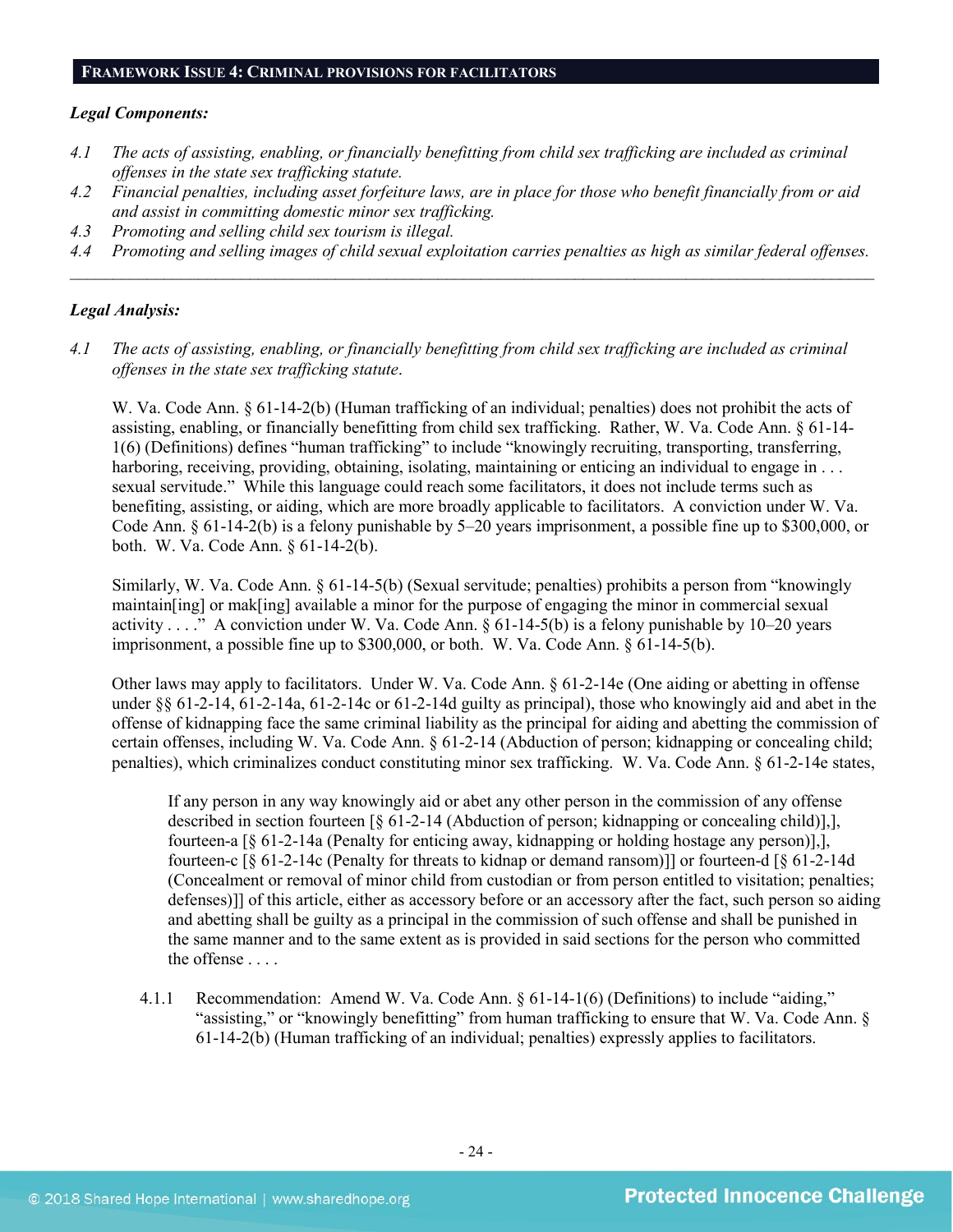## FRAMEWORK ISSUE 4: CRIMINAL PROVISIONS FOR FACILITATORS

***Legal Components:***

*4.1 The acts of assisting, enabling, or financially benefitting from child sex trafficking are included as criminal offenses in the state sex trafficking statute.*

*4.2 Financial penalties, including asset forfeiture laws, are in place for those who benefit financially from or aid and assist in committing domestic minor sex trafficking.*

*4.3 Promoting and selling child sex tourism is illegal.*

*4.4 Promoting and selling images of child sexual exploitation carries penalties as high as similar federal offenses.*

---

***Legal Analysis:***

*4.1 The acts of assisting, enabling, or financially benefitting from child sex trafficking are included as criminal offenses in the state sex trafficking statute.*

W. Va. Code Ann. § 61-14-2(b) (Human trafficking of an individual; penalties) does not prohibit the acts of assisting, enabling, or financially benefitting from child sex trafficking. Rather, W. Va. Code Ann. § 61-14-1(6) (Definitions) defines "human trafficking" to include "knowingly recruiting, transporting, transferring, harboring, receiving, providing, obtaining, isolating, maintaining or enticing an individual to engage in . . . sexual servitude." While this language could reach some facilitators, it does not include terms such as benefiting, assisting, or aiding, which are more broadly applicable to facilitators. A conviction under W. Va. Code Ann. § 61-14-2(b) is a felony punishable by 5–20 years imprisonment, a possible fine up to $300,000, or both. W. Va. Code Ann. § 61-14-2(b).

Similarly, W. Va. Code Ann. § 61-14-5(b) (Sexual servitude; penalties) prohibits a person from "knowingly maintain[ing] or mak[ing] available a minor for the purpose of engaging the minor in commercial sexual activity . . . ." A conviction under W. Va. Code Ann. § 61-14-5(b) is a felony punishable by 10–20 years imprisonment, a possible fine up to $300,000, or both. W. Va. Code Ann. § 61-14-5(b).

Other laws may apply to facilitators. Under W. Va. Code Ann. § 61-2-14e (One aiding or abetting in offense under §§ 61-2-14, 61-2-14a, 61-2-14c or 61-2-14d guilty as principal), those who knowingly aid and abet in the offense of kidnapping face the same criminal liability as the principal for aiding and abetting the commission of certain offenses, including W. Va. Code Ann. § 61-2-14 (Abduction of person; kidnapping or concealing child; penalties), which criminalizes conduct constituting minor sex trafficking. W. Va. Code Ann. § 61-2-14e states,

> If any person in any way knowingly aid or abet any other person in the commission of any offense described in section fourteen [§ 61-2-14 (Abduction of person; kidnapping or concealing child)],], fourteen-a [§ 61-2-14a (Penalty for enticing away, kidnapping or holding hostage any person)],], fourteen-c [§ 61-2-14c (Penalty for threats to kidnap or demand ransom)]] or fourteen-d [§ 61-2-14d (Concealment or removal of minor child from custodian or from person entitled to visitation; penalties; defenses)]] of this article, either as accessory before or an accessory after the fact, such person so aiding and abetting shall be guilty as a principal in the commission of such offense and shall be punished in the same manner and to the same extent as is provided in said sections for the person who committed the offense . . . .

4.1.1 Recommendation: Amend W. Va. Code Ann. § 61-14-1(6) (Definitions) to include "aiding," "assisting," or "knowingly benefitting" from human trafficking to ensure that W. Va. Code Ann. § 61-14-2(b) (Human trafficking of an individual; penalties) expressly applies to facilitators.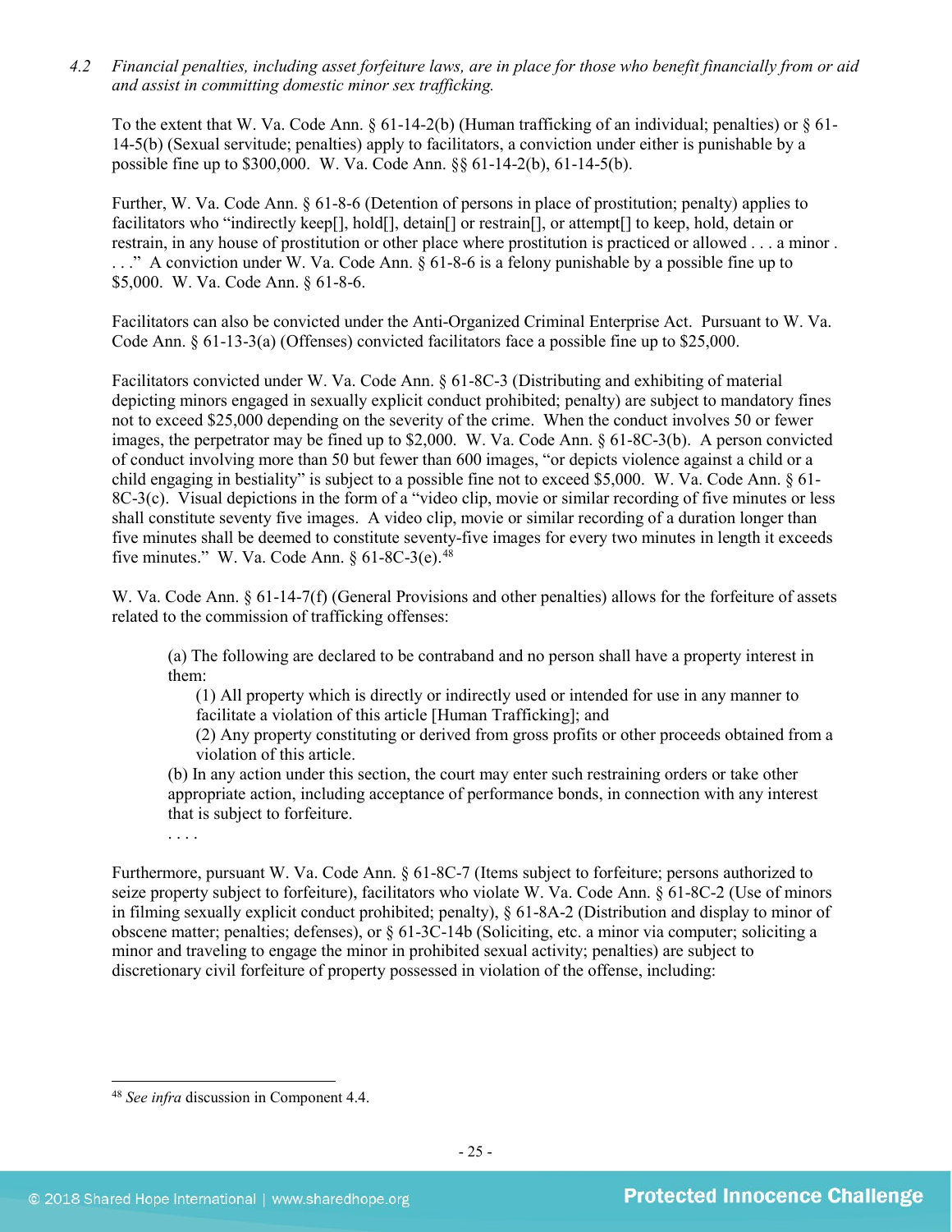*4.2 Financial penalties, including asset forfeiture laws, are in place for those who benefit financially from or aid and assist in committing domestic minor sex trafficking.*

To the extent that W. Va. Code Ann. § 61-14-2(b) (Human trafficking of an individual; penalties) or § 61-14-5(b) (Sexual servitude; penalties) apply to facilitators, a conviction under either is punishable by a possible fine up to $300,000. W. Va. Code Ann. §§ 61-14-2(b), 61-14-5(b).

Further, W. Va. Code Ann. § 61-8-6 (Detention of persons in place of prostitution; penalty) applies to facilitators who "indirectly keep[], hold[], detain[] or restrain[], or attempt[] to keep, hold, detain or restrain, in any house of prostitution or other place where prostitution is practiced or allowed . . . a minor . . . ." A conviction under W. Va. Code Ann. § 61-8-6 is a felony punishable by a possible fine up to $5,000. W. Va. Code Ann. § 61-8-6.

Facilitators can also be convicted under the Anti-Organized Criminal Enterprise Act. Pursuant to W. Va. Code Ann. § 61-13-3(a) (Offenses) convicted facilitators face a possible fine up to $25,000.

Facilitators convicted under W. Va. Code Ann. § 61-8C-3 (Distributing and exhibiting of material depicting minors engaged in sexually explicit conduct prohibited; penalty) are subject to mandatory fines not to exceed $25,000 depending on the severity of the crime. When the conduct involves 50 or fewer images, the perpetrator may be fined up to $2,000. W. Va. Code Ann. § 61-8C-3(b). A person convicted of conduct involving more than 50 but fewer than 600 images, "or depicts violence against a child or a child engaging in bestiality" is subject to a possible fine not to exceed $5,000. W. Va. Code Ann. § 61-8C-3(c). Visual depictions in the form of a "video clip, movie or similar recording of five minutes or less shall constitute seventy five images. A video clip, movie or similar recording of a duration longer than five minutes shall be deemed to constitute seventy-five images for every two minutes in length it exceeds five minutes." W. Va. Code Ann. § 61-8C-3(e).[48]

W. Va. Code Ann. § 61-14-7(f) (General Provisions and other penalties) allows for the forfeiture of assets related to the commission of trafficking offenses:

> (a) The following are declared to be contraband and no person shall have a property interest in them:
>
> (1) All property which is directly or indirectly used or intended for use in any manner to facilitate a violation of this article [Human Trafficking]; and
>
> (2) Any property constituting or derived from gross profits or other proceeds obtained from a violation of this article.
>
> (b) In any action under this section, the court may enter such restraining orders or take other appropriate action, including acceptance of performance bonds, in connection with any interest that is subject to forfeiture.
>
> . . . .

Furthermore, pursuant W. Va. Code Ann. § 61-8C-7 (Items subject to forfeiture; persons authorized to seize property subject to forfeiture), facilitators who violate W. Va. Code Ann. § 61-8C-2 (Use of minors in filming sexually explicit conduct prohibited; penalty), § 61-8A-2 (Distribution and display to minor of obscene matter; penalties; defenses), or § 61-3C-14b (Soliciting, etc. a minor via computer; soliciting a minor and traveling to engage the minor in prohibited sexual activity; penalties) are subject to discretionary civil forfeiture of property possessed in violation of the offense, including:

---

[48] *See infra* discussion in Component 4.4.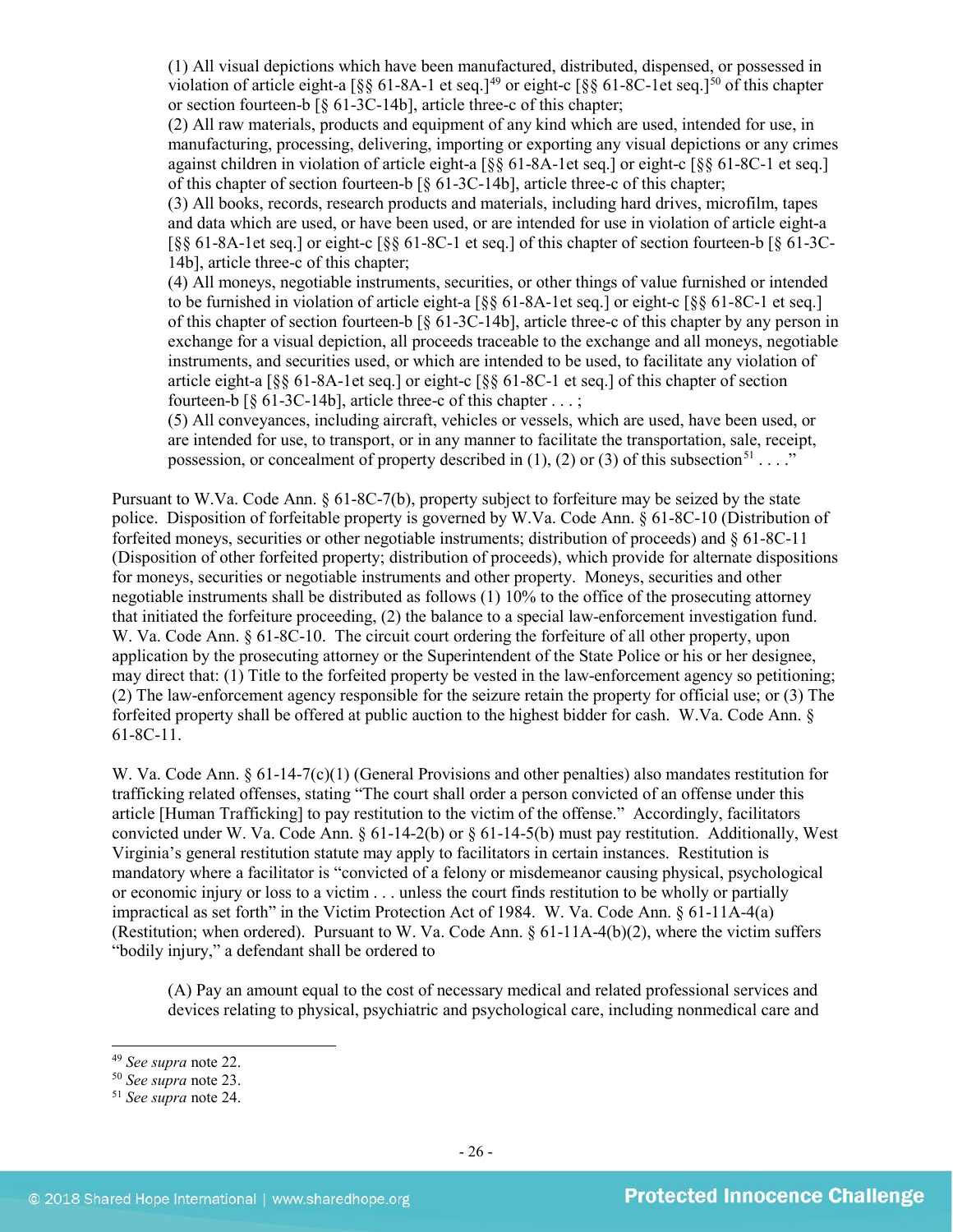> (1) All visual depictions which have been manufactured, distributed, dispensed, or possessed in violation of article eight-a [§§ 61-8A-1 et seq.][49] or eight-c [§§ 61-8C-1et seq.][50] of this chapter or section fourteen-b [§ 61-3C-14b], article three-c of this chapter;
> (2) All raw materials, products and equipment of any kind which are used, intended for use, in manufacturing, processing, delivering, importing or exporting any visual depictions or any crimes against children in violation of article eight-a [§§ 61-8A-1et seq.] or eight-c [§§ 61-8C-1 et seq.] of this chapter of section fourteen-b [§ 61-3C-14b], article three-c of this chapter;
> (3) All books, records, research products and materials, including hard drives, microfilm, tapes and data which are used, or have been used, or are intended for use in violation of article eight-a [§§ 61-8A-1et seq.] or eight-c [§§ 61-8C-1 et seq.] of this chapter of section fourteen-b [§ 61-3C-14b], article three-c of this chapter;
> (4) All moneys, negotiable instruments, securities, or other things of value furnished or intended to be furnished in violation of article eight-a [§§ 61-8A-1et seq.] or eight-c [§§ 61-8C-1 et seq.] of this chapter of section fourteen-b [§ 61-3C-14b], article three-c of this chapter by any person in exchange for a visual depiction, all proceeds traceable to the exchange and all moneys, negotiable instruments, and securities used, or which are intended to be used, to facilitate any violation of article eight-a [§§ 61-8A-1et seq.] or eight-c [§§ 61-8C-1 et seq.] of this chapter of section fourteen-b [§ 61-3C-14b], article three-c of this chapter . . . ;
> (5) All conveyances, including aircraft, vehicles or vessels, which are used, have been used, or are intended for use, to transport, or in any manner to facilitate the transportation, sale, receipt, possession, or concealment of property described in (1), (2) or (3) of this subsection[51] . . . ."

Pursuant to W.Va. Code Ann. § 61-8C-7(b), property subject to forfeiture may be seized by the state police. Disposition of forfeitable property is governed by W.Va. Code Ann. § 61-8C-10 (Distribution of forfeited moneys, securities or other negotiable instruments; distribution of proceeds) and § 61-8C-11 (Disposition of other forfeited property; distribution of proceeds), which provide for alternate dispositions for moneys, securities or negotiable instruments and other property. Moneys, securities and other negotiable instruments shall be distributed as follows (1) 10% to the office of the prosecuting attorney that initiated the forfeiture proceeding, (2) the balance to a special law-enforcement investigation fund. W. Va. Code Ann. § 61-8C-10. The circuit court ordering the forfeiture of all other property, upon application by the prosecuting attorney or the Superintendent of the State Police or his or her designee, may direct that: (1) Title to the forfeited property be vested in the law-enforcement agency so petitioning; (2) The law-enforcement agency responsible for the seizure retain the property for official use; or (3) The forfeited property shall be offered at public auction to the highest bidder for cash. W.Va. Code Ann. § 61-8C-11.

W. Va. Code Ann. § 61-14-7(c)(1) (General Provisions and other penalties) also mandates restitution for trafficking related offenses, stating "The court shall order a person convicted of an offense under this article [Human Trafficking] to pay restitution to the victim of the offense." Accordingly, facilitators convicted under W. Va. Code Ann. § 61-14-2(b) or § 61-14-5(b) must pay restitution. Additionally, West Virginia's general restitution statute may apply to facilitators in certain instances. Restitution is mandatory where a facilitator is "convicted of a felony or misdemeanor causing physical, psychological or economic injury or loss to a victim . . . unless the court finds restitution to be wholly or partially impractical as set forth" in the Victim Protection Act of 1984. W. Va. Code Ann. § 61-11A-4(a) (Restitution; when ordered). Pursuant to W. Va. Code Ann. § 61-11A-4(b)(2), where the victim suffers "bodily injury," a defendant shall be ordered to

> (A) Pay an amount equal to the cost of necessary medical and related professional services and devices relating to physical, psychiatric and psychological care, including nonmedical care and

---

[49] *See supra* note 22.
[50] *See supra* note 23.
[51] *See supra* note 24.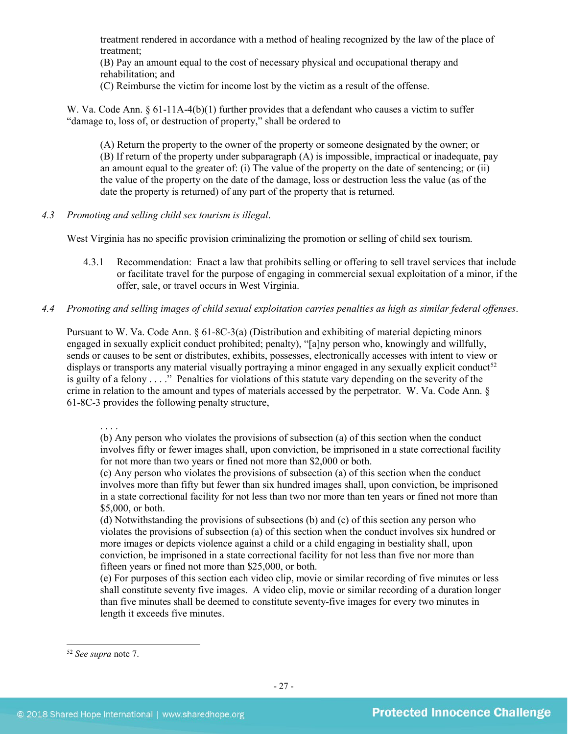treatment rendered in accordance with a method of healing recognized by the law of the place of treatment;
(B) Pay an amount equal to the cost of necessary physical and occupational therapy and rehabilitation; and
(C) Reimburse the victim for income lost by the victim as a result of the offense.

W. Va. Code Ann. § 61-11A-4(b)(1) further provides that a defendant who causes a victim to suffer "damage to, loss of, or destruction of property," shall be ordered to

> (A) Return the property to the owner of the property or someone designated by the owner; or
> (B) If return of the property under subparagraph (A) is impossible, impractical or inadequate, pay an amount equal to the greater of: (i) The value of the property on the date of sentencing; or (ii) the value of the property on the date of the damage, loss or destruction less the value (as of the date the property is returned) of any part of the property that is returned.

*4.3 Promoting and selling child sex tourism is illegal.*

West Virginia has no specific provision criminalizing the promotion or selling of child sex tourism.

4.3.1 Recommendation: Enact a law that prohibits selling or offering to sell travel services that include or facilitate travel for the purpose of engaging in commercial sexual exploitation of a minor, if the offer, sale, or travel occurs in West Virginia.

*4.4 Promoting and selling images of child sexual exploitation carries penalties as high as similar federal offenses.*

Pursuant to W. Va. Code Ann. § 61-8C-3(a) (Distribution and exhibiting of material depicting minors engaged in sexually explicit conduct prohibited; penalty), "[a]ny person who, knowingly and willfully, sends or causes to be sent or distributes, exhibits, possesses, electronically accesses with intent to view or displays or transports any material visually portraying a minor engaged in any sexually explicit conduct[52] is guilty of a felony . . . ." Penalties for violations of this statute vary depending on the severity of the crime in relation to the amount and types of materials accessed by the perpetrator. W. Va. Code Ann. § 61-8C-3 provides the following penalty structure,

> . . . .
> (b) Any person who violates the provisions of subsection (a) of this section when the conduct involves fifty or fewer images shall, upon conviction, be imprisoned in a state correctional facility for not more than two years or fined not more than $2,000 or both.
> (c) Any person who violates the provisions of subsection (a) of this section when the conduct involves more than fifty but fewer than six hundred images shall, upon conviction, be imprisoned in a state correctional facility for not less than two nor more than ten years or fined not more than $5,000, or both.
> (d) Notwithstanding the provisions of subsections (b) and (c) of this section any person who violates the provisions of subsection (a) of this section when the conduct involves six hundred or more images or depicts violence against a child or a child engaging in bestiality shall, upon conviction, be imprisoned in a state correctional facility for not less than five nor more than fifteen years or fined not more than $25,000, or both.
> (e) For purposes of this section each video clip, movie or similar recording of five minutes or less shall constitute seventy five images. A video clip, movie or similar recording of a duration longer than five minutes shall be deemed to constitute seventy-five images for every two minutes in length it exceeds five minutes.

[52] *See supra* note 7.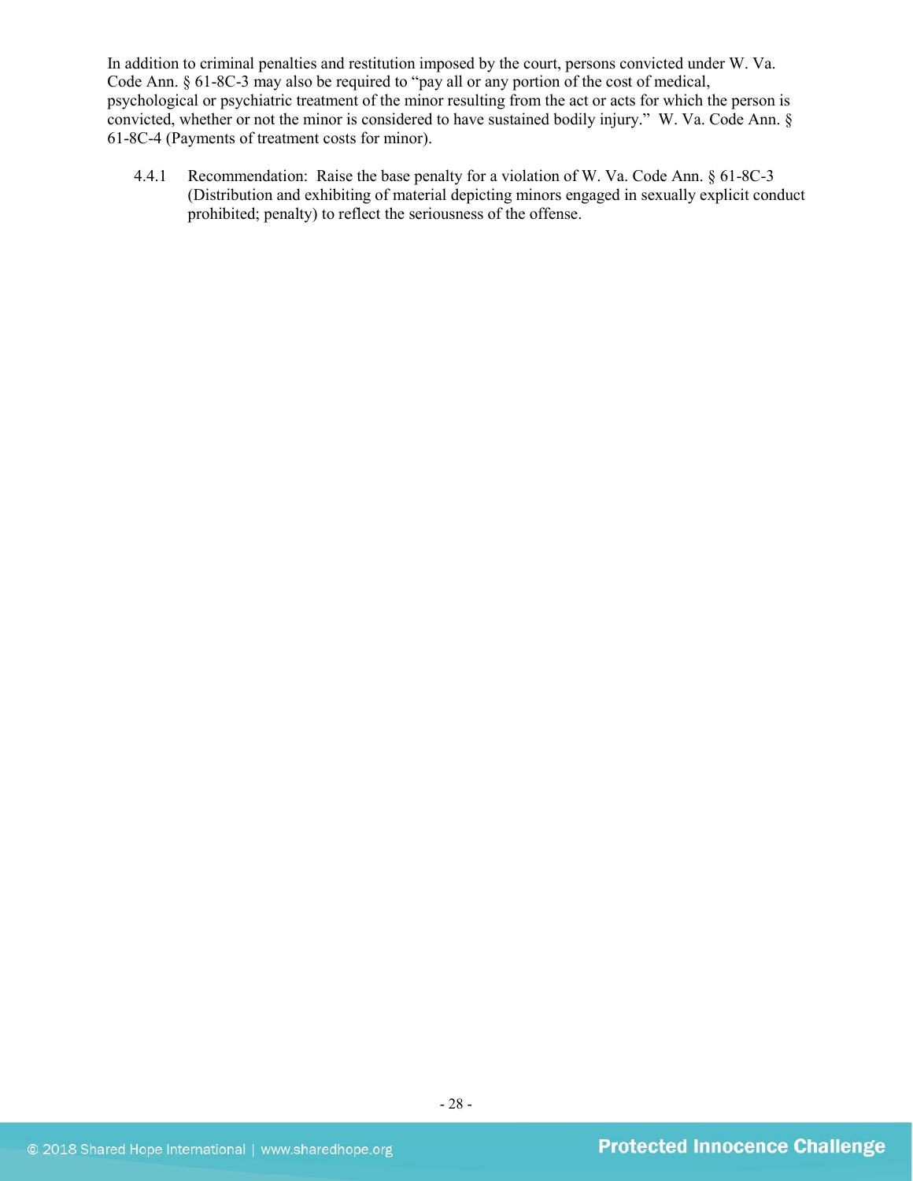In addition to criminal penalties and restitution imposed by the court, persons convicted under W. Va. Code Ann. § 61-8C-3 may also be required to "pay all or any portion of the cost of medical, psychological or psychiatric treatment of the minor resulting from the act or acts for which the person is convicted, whether or not the minor is considered to have sustained bodily injury." W. Va. Code Ann. § 61-8C-4 (Payments of treatment costs for minor).

4.4.1 Recommendation: Raise the base penalty for a violation of W. Va. Code Ann. § 61-8C-3 (Distribution and exhibiting of material depicting minors engaged in sexually explicit conduct prohibited; penalty) to reflect the seriousness of the offense.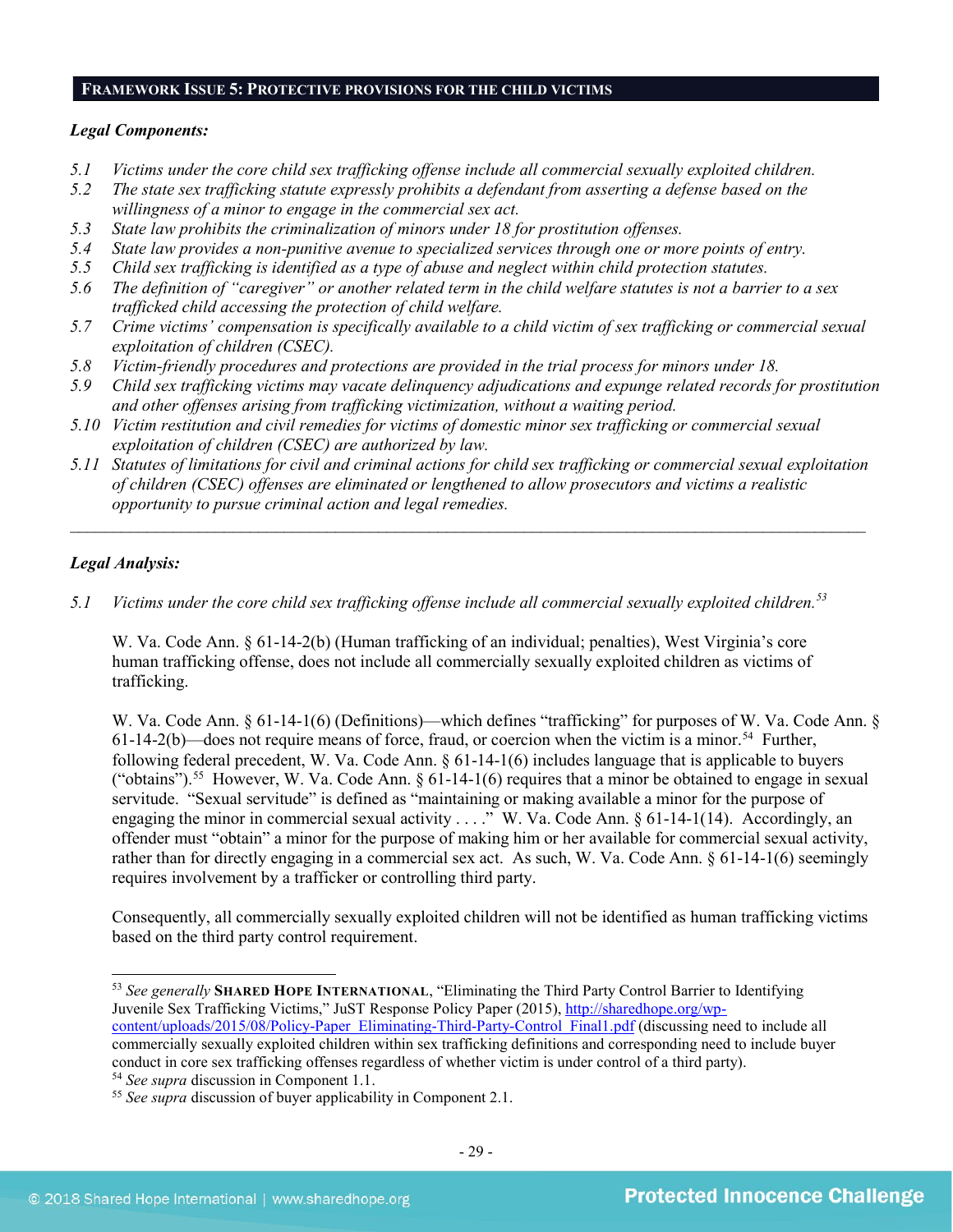## FRAMEWORK ISSUE 5: PROTECTIVE PROVISIONS FOR THE CHILD VICTIMS

***Legal Components:***

*5.1 Victims under the core child sex trafficking offense include all commercial sexually exploited children.*
*5.2 The state sex trafficking statute expressly prohibits a defendant from asserting a defense based on the willingness of a minor to engage in the commercial sex act.*
*5.3 State law prohibits the criminalization of minors under 18 for prostitution offenses.*
*5.4 State law provides a non-punitive avenue to specialized services through one or more points of entry.*
*5.5 Child sex trafficking is identified as a type of abuse and neglect within child protection statutes.*
*5.6 The definition of "caregiver" or another related term in the child welfare statutes is not a barrier to a sex trafficked child accessing the protection of child welfare.*
*5.7 Crime victims' compensation is specifically available to a child victim of sex trafficking or commercial sexual exploitation of children (CSEC).*
*5.8 Victim-friendly procedures and protections are provided in the trial process for minors under 18.*
*5.9 Child sex trafficking victims may vacate delinquency adjudications and expunge related records for prostitution and other offenses arising from trafficking victimization, without a waiting period.*
*5.10 Victim restitution and civil remedies for victims of domestic minor sex trafficking or commercial sexual exploitation of children (CSEC) are authorized by law.*
*5.11 Statutes of limitations for civil and criminal actions for child sex trafficking or commercial sexual exploitation of children (CSEC) offenses are eliminated or lengthened to allow prosecutors and victims a realistic opportunity to pursue criminal action and legal remedies.*

---

***Legal Analysis:***

*5.1 Victims under the core child sex trafficking offense include all commercial sexually exploited children.*[53]

W. Va. Code Ann. § 61-14-2(b) (Human trafficking of an individual; penalties), West Virginia's core human trafficking offense, does not include all commercially sexually exploited children as victims of trafficking.

W. Va. Code Ann. § 61-14-1(6) (Definitions)—which defines "trafficking" for purposes of W. Va. Code Ann. § 61-14-2(b)—does not require means of force, fraud, or coercion when the victim is a minor.[54] Further, following federal precedent, W. Va. Code Ann. § 61-14-1(6) includes language that is applicable to buyers ("obtains").[55] However, W. Va. Code Ann. § 61-14-1(6) requires that a minor be obtained to engage in sexual servitude. "Sexual servitude" is defined as "maintaining or making available a minor for the purpose of engaging the minor in commercial sexual activity . . . ." W. Va. Code Ann. § 61-14-1(14). Accordingly, an offender must "obtain" a minor for the purpose of making him or her available for commercial sexual activity, rather than for directly engaging in a commercial sex act. As such, W. Va. Code Ann. § 61-14-1(6) seemingly requires involvement by a trafficker or controlling third party.

Consequently, all commercially sexually exploited children will not be identified as human trafficking victims based on the third party control requirement.

---

[53] *See generally* **SHARED HOPE INTERNATIONAL**, "Eliminating the Third Party Control Barrier to Identifying Juvenile Sex Trafficking Victims," JuST Response Policy Paper (2015), http://sharedhope.org/wp-content/uploads/2015/08/Policy-Paper_Eliminating-Third-Party-Control_Final1.pdf (discussing need to include all commercially sexually exploited children within sex trafficking definitions and corresponding need to include buyer conduct in core sex trafficking offenses regardless of whether victim is under control of a third party).
[54] *See supra* discussion in Component 1.1.
[55] *See supra* discussion of buyer applicability in Component 2.1.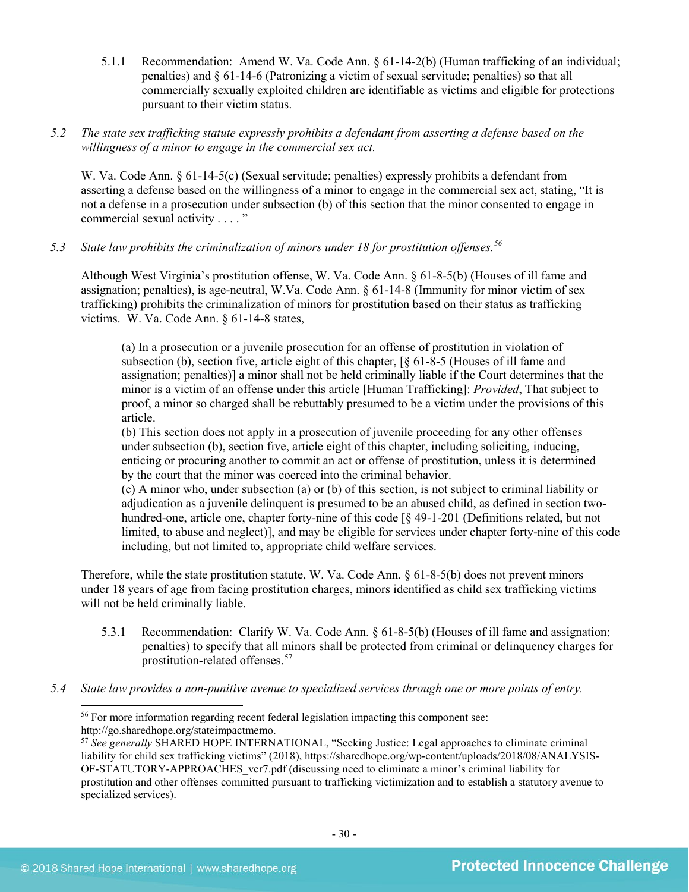5.1.1 Recommendation: Amend W. Va. Code Ann. § 61-14-2(b) (Human trafficking of an individual; penalties) and § 61-14-6 (Patronizing a victim of sexual servitude; penalties) so that all commercially sexually exploited children are identifiable as victims and eligible for protections pursuant to their victim status.

*5.2 The state sex trafficking statute expressly prohibits a defendant from asserting a defense based on the willingness of a minor to engage in the commercial sex act.*

W. Va. Code Ann. § 61-14-5(c) (Sexual servitude; penalties) expressly prohibits a defendant from asserting a defense based on the willingness of a minor to engage in the commercial sex act, stating, "It is not a defense in a prosecution under subsection (b) of this section that the minor consented to engage in commercial sexual activity . . . . "

*5.3 State law prohibits the criminalization of minors under 18 for prostitution offenses.*[56]

Although West Virginia's prostitution offense, W. Va. Code Ann. § 61-8-5(b) (Houses of ill fame and assignation; penalties), is age-neutral, W.Va. Code Ann. § 61-14-8 (Immunity for minor victim of sex trafficking) prohibits the criminalization of minors for prostitution based on their status as trafficking victims. W. Va. Code Ann. § 61-14-8 states,

> (a) In a prosecution or a juvenile prosecution for an offense of prostitution in violation of subsection (b), section five, article eight of this chapter, [§ 61-8-5 (Houses of ill fame and assignation; penalties)] a minor shall not be held criminally liable if the Court determines that the minor is a victim of an offense under this article [Human Trafficking]: *Provided*, That subject to proof, a minor so charged shall be rebuttably presumed to be a victim under the provisions of this article.
> (b) This section does not apply in a prosecution of juvenile proceeding for any other offenses under subsection (b), section five, article eight of this chapter, including soliciting, inducing, enticing or procuring another to commit an act or offense of prostitution, unless it is determined by the court that the minor was coerced into the criminal behavior.
> (c) A minor who, under subsection (a) or (b) of this section, is not subject to criminal liability or adjudication as a juvenile delinquent is presumed to be an abused child, as defined in section two-hundred-one, article one, chapter forty-nine of this code [§ 49-1-201 (Definitions related, but not limited, to abuse and neglect)], and may be eligible for services under chapter forty-nine of this code including, but not limited to, appropriate child welfare services.

Therefore, while the state prostitution statute, W. Va. Code Ann. § 61-8-5(b) does not prevent minors under 18 years of age from facing prostitution charges, minors identified as child sex trafficking victims will not be held criminally liable.

5.3.1 Recommendation: Clarify W. Va. Code Ann. § 61-8-5(b) (Houses of ill fame and assignation; penalties) to specify that all minors shall be protected from criminal or delinquency charges for prostitution-related offenses.[57]

*5.4 State law provides a non-punitive avenue to specialized services through one or more points of entry.*

---

[56] For more information regarding recent federal legislation impacting this component see: http://go.sharedhope.org/stateimpactmemo.

[57] *See generally* SHARED HOPE INTERNATIONAL, "Seeking Justice: Legal approaches to eliminate criminal liability for child sex trafficking victims" (2018), https://sharedhope.org/wp-content/uploads/2018/08/ANALYSIS-OF-STATUTORY-APPROACHES_ver7.pdf (discussing need to eliminate a minor's criminal liability for prostitution and other offenses committed pursuant to trafficking victimization and to establish a statutory avenue to specialized services).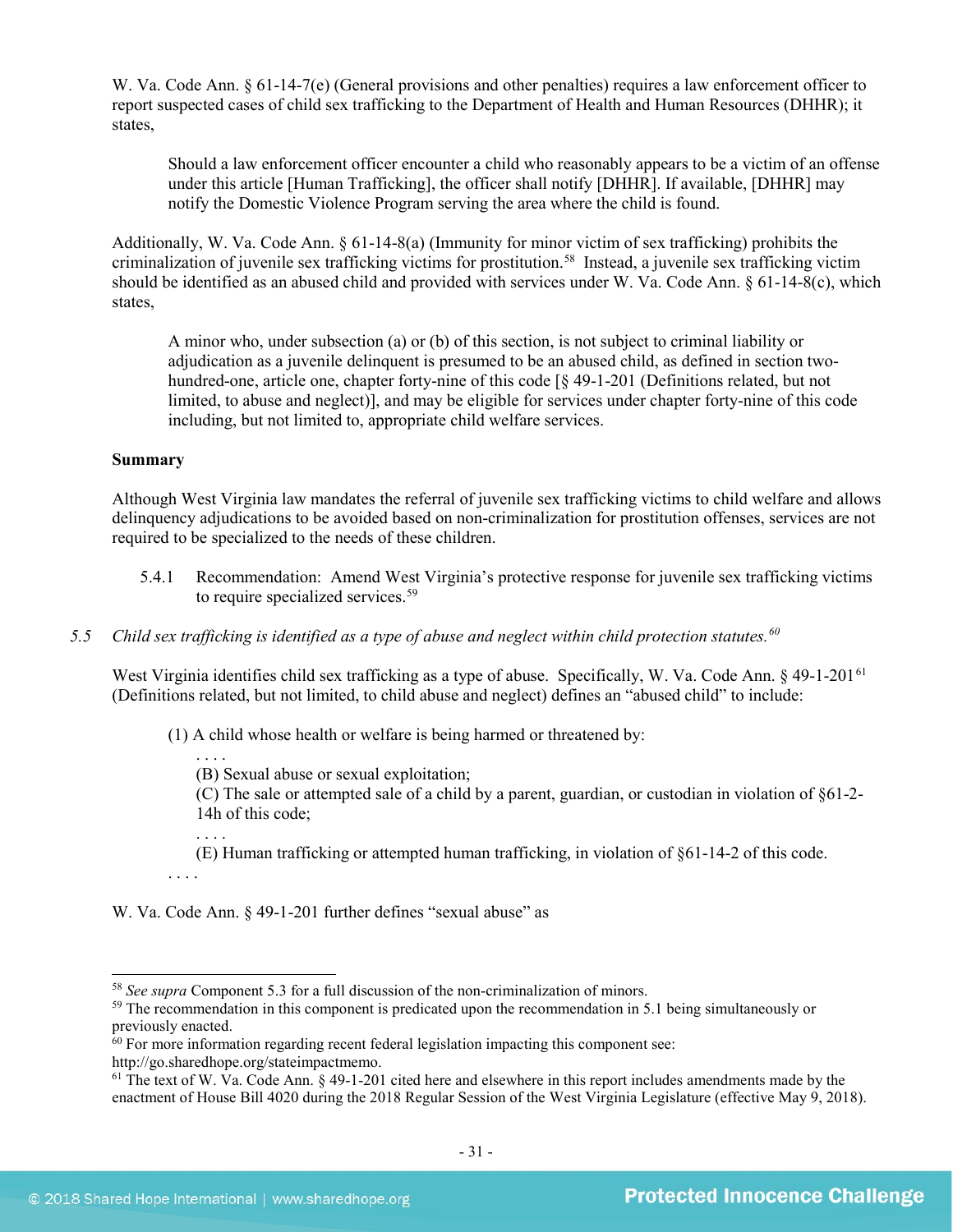W. Va. Code Ann. § 61-14-7(e) (General provisions and other penalties) requires a law enforcement officer to report suspected cases of child sex trafficking to the Department of Health and Human Resources (DHHR); it states,

> Should a law enforcement officer encounter a child who reasonably appears to be a victim of an offense under this article [Human Trafficking], the officer shall notify [DHHR]. If available, [DHHR] may notify the Domestic Violence Program serving the area where the child is found.

Additionally, W. Va. Code Ann. § 61-14-8(a) (Immunity for minor victim of sex trafficking) prohibits the criminalization of juvenile sex trafficking victims for prostitution.[58] Instead, a juvenile sex trafficking victim should be identified as an abused child and provided with services under W. Va. Code Ann. § 61-14-8(c), which states,

> A minor who, under subsection (a) or (b) of this section, is not subject to criminal liability or adjudication as a juvenile delinquent is presumed to be an abused child, as defined in section two-hundred-one, article one, chapter forty-nine of this code [§ 49-1-201 (Definitions related, but not limited, to abuse and neglect)], and may be eligible for services under chapter forty-nine of this code including, but not limited to, appropriate child welfare services.

**Summary**

Although West Virginia law mandates the referral of juvenile sex trafficking victims to child welfare and allows delinquency adjudications to be avoided based on non-criminalization for prostitution offenses, services are not required to be specialized to the needs of these children.

5.4.1 Recommendation: Amend West Virginia's protective response for juvenile sex trafficking victims to require specialized services.[59]

*5.5 Child sex trafficking is identified as a type of abuse and neglect within child protection statutes.*[60]

West Virginia identifies child sex trafficking as a type of abuse. Specifically, W. Va. Code Ann. § 49-1-201[61] (Definitions related, but not limited, to child abuse and neglect) defines an "abused child" to include:

> (1) A child whose health or welfare is being harmed or threatened by:
>
> . . . .
>
> (B) Sexual abuse or sexual exploitation;
>
> (C) The sale or attempted sale of a child by a parent, guardian, or custodian in violation of §61-2-14h of this code;
>
> . . . .
>
> (E) Human trafficking or attempted human trafficking, in violation of §61-14-2 of this code.
>
> . . . .

W. Va. Code Ann. § 49-1-201 further defines "sexual abuse" as

---

[58] *See supra* Component 5.3 for a full discussion of the non-criminalization of minors.

[59] The recommendation in this component is predicated upon the recommendation in 5.1 being simultaneously or previously enacted.

[60] For more information regarding recent federal legislation impacting this component see: http://go.sharedhope.org/stateimpactmemo.

[61] The text of W. Va. Code Ann. § 49-1-201 cited here and elsewhere in this report includes amendments made by the enactment of House Bill 4020 during the 2018 Regular Session of the West Virginia Legislature (effective May 9, 2018).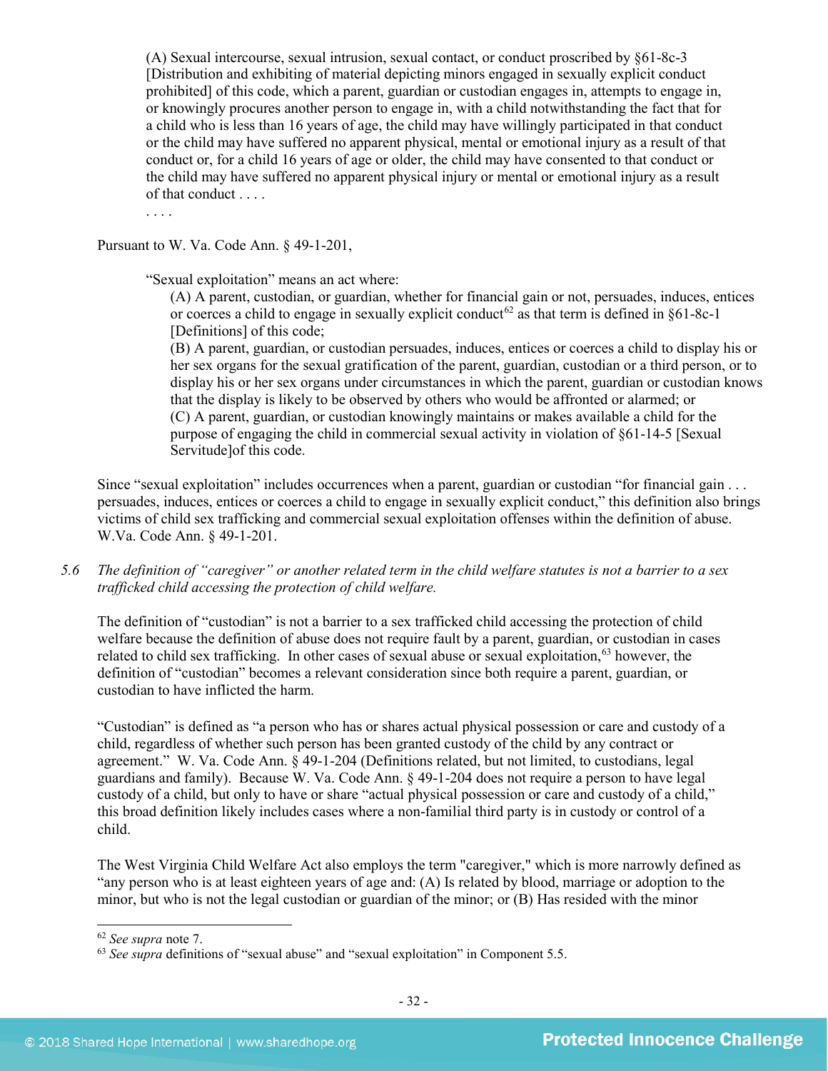> (A) Sexual intercourse, sexual intrusion, sexual contact, or conduct proscribed by §61-8c-3 [Distribution and exhibiting of material depicting minors engaged in sexually explicit conduct prohibited] of this code, which a parent, guardian or custodian engages in, attempts to engage in, or knowingly procures another person to engage in, with a child notwithstanding the fact that for a child who is less than 16 years of age, the child may have willingly participated in that conduct or the child may have suffered no apparent physical, mental or emotional injury as a result of that conduct or, for a child 16 years of age or older, the child may have consented to that conduct or the child may have suffered no apparent physical injury or mental or emotional injury as a result of that conduct . . . .
>
> . . . .

Pursuant to W. Va. Code Ann. § 49-1-201,

> "Sexual exploitation" means an act where:
>
> (A) A parent, custodian, or guardian, whether for financial gain or not, persuades, induces, entices or coerces a child to engage in sexually explicit conduct[62] as that term is defined in §61-8c-1 [Definitions] of this code;
>
> (B) A parent, guardian, or custodian persuades, induces, entices or coerces a child to display his or her sex organs for the sexual gratification of the parent, guardian, custodian or a third person, or to display his or her sex organs under circumstances in which the parent, guardian or custodian knows that the display is likely to be observed by others who would be affronted or alarmed; or
>
> (C) A parent, guardian, or custodian knowingly maintains or makes available a child for the purpose of engaging the child in commercial sexual activity in violation of §61-14-5 [Sexual Servitude]of this code.

Since "sexual exploitation" includes occurrences when a parent, guardian or custodian "for financial gain . . . persuades, induces, entices or coerces a child to engage in sexually explicit conduct," this definition also brings victims of child sex trafficking and commercial sexual exploitation offenses within the definition of abuse. W.Va. Code Ann. § 49-1-201.

5.6 *The definition of "caregiver" or another related term in the child welfare statutes is not a barrier to a sex trafficked child accessing the protection of child welfare.*

The definition of "custodian" is not a barrier to a sex trafficked child accessing the protection of child welfare because the definition of abuse does not require fault by a parent, guardian, or custodian in cases related to child sex trafficking. In other cases of sexual abuse or sexual exploitation,[63] however, the definition of "custodian" becomes a relevant consideration since both require a parent, guardian, or custodian to have inflicted the harm.

"Custodian" is defined as "a person who has or shares actual physical possession or care and custody of a child, regardless of whether such person has been granted custody of the child by any contract or agreement." W. Va. Code Ann. § 49-1-204 (Definitions related, but not limited, to custodians, legal guardians and family). Because W. Va. Code Ann. § 49-1-204 does not require a person to have legal custody of a child, but only to have or share "actual physical possession or care and custody of a child," this broad definition likely includes cases where a non-familial third party is in custody or control of a child.

The West Virginia Child Welfare Act also employs the term "caregiver," which is more narrowly defined as "any person who is at least eighteen years of age and: (A) Is related by blood, marriage or adoption to the minor, but who is not the legal custodian or guardian of the minor; or (B) Has resided with the minor

---

[62] *See supra* note 7.

[63] *See supra* definitions of "sexual abuse" and "sexual exploitation" in Component 5.5.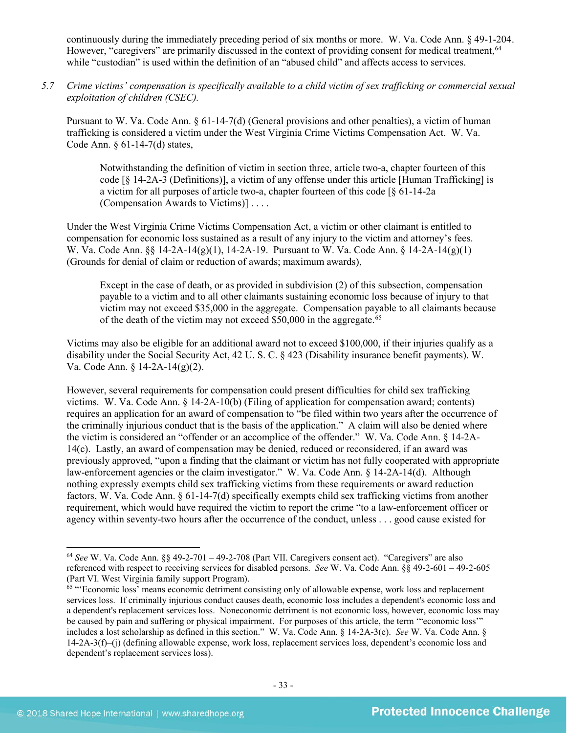continuously during the immediately preceding period of six months or more. W. Va. Code Ann. § 49-1-204. However, "caregivers" are primarily discussed in the context of providing consent for medical treatment,[64] while "custodian" is used within the definition of an "abused child" and affects access to services.

5.7 *Crime victims' compensation is specifically available to a child victim of sex trafficking or commercial sexual exploitation of children (CSEC).*

Pursuant to W. Va. Code Ann. § 61-14-7(d) (General provisions and other penalties), a victim of human trafficking is considered a victim under the West Virginia Crime Victims Compensation Act. W. Va. Code Ann. § 61-14-7(d) states,

> Notwithstanding the definition of victim in section three, article two-a, chapter fourteen of this code [§ 14-2A-3 (Definitions)], a victim of any offense under this article [Human Trafficking] is a victim for all purposes of article two-a, chapter fourteen of this code [§ 61-14-2a (Compensation Awards to Victims)] . . . .

Under the West Virginia Crime Victims Compensation Act, a victim or other claimant is entitled to compensation for economic loss sustained as a result of any injury to the victim and attorney's fees. W. Va. Code Ann. §§ 14-2A-14(g)(1), 14-2A-19. Pursuant to W. Va. Code Ann. § 14-2A-14(g)(1) (Grounds for denial of claim or reduction of awards; maximum awards),

> Except in the case of death, or as provided in subdivision (2) of this subsection, compensation payable to a victim and to all other claimants sustaining economic loss because of injury to that victim may not exceed $35,000 in the aggregate. Compensation payable to all claimants because of the death of the victim may not exceed $50,000 in the aggregate.[65]

Victims may also be eligible for an additional award not to exceed $100,000, if their injuries qualify as a disability under the Social Security Act, 42 U. S. C. § 423 (Disability insurance benefit payments). W. Va. Code Ann. § 14-2A-14(g)(2).

However, several requirements for compensation could present difficulties for child sex trafficking victims. W. Va. Code Ann. § 14-2A-10(b) (Filing of application for compensation award; contents) requires an application for an award of compensation to "be filed within two years after the occurrence of the criminally injurious conduct that is the basis of the application." A claim will also be denied where the victim is considered an "offender or an accomplice of the offender." W. Va. Code Ann. § 14-2A-14(c). Lastly, an award of compensation may be denied, reduced or reconsidered, if an award was previously approved, "upon a finding that the claimant or victim has not fully cooperated with appropriate law-enforcement agencies or the claim investigator." W. Va. Code Ann. § 14-2A-14(d). Although nothing expressly exempts child sex trafficking victims from these requirements or award reduction factors, W. Va. Code Ann. § 61-14-7(d) specifically exempts child sex trafficking victims from another requirement, which would have required the victim to report the crime "to a law-enforcement officer or agency within seventy-two hours after the occurrence of the conduct, unless . . . good cause existed for

---

[64] *See* W. Va. Code Ann. §§ 49-2-701 – 49-2-708 (Part VII. Caregivers consent act). "Caregivers" are also referenced with respect to receiving services for disabled persons. *See* W. Va. Code Ann. §§ 49-2-601 – 49-2-605 (Part VI. West Virginia family support Program).

[65] "'Economic loss' means economic detriment consisting only of allowable expense, work loss and replacement services loss. If criminally injurious conduct causes death, economic loss includes a dependent's economic loss and a dependent's replacement services loss. Noneconomic detriment is not economic loss, however, economic loss may be caused by pain and suffering or physical impairment. For purposes of this article, the term '"economic loss"' includes a lost scholarship as defined in this section." W. Va. Code Ann. § 14-2A-3(e). *See* W. Va. Code Ann. § 14-2A-3(f)–(j) (defining allowable expense, work loss, replacement services loss, dependent's economic loss and dependent's replacement services loss).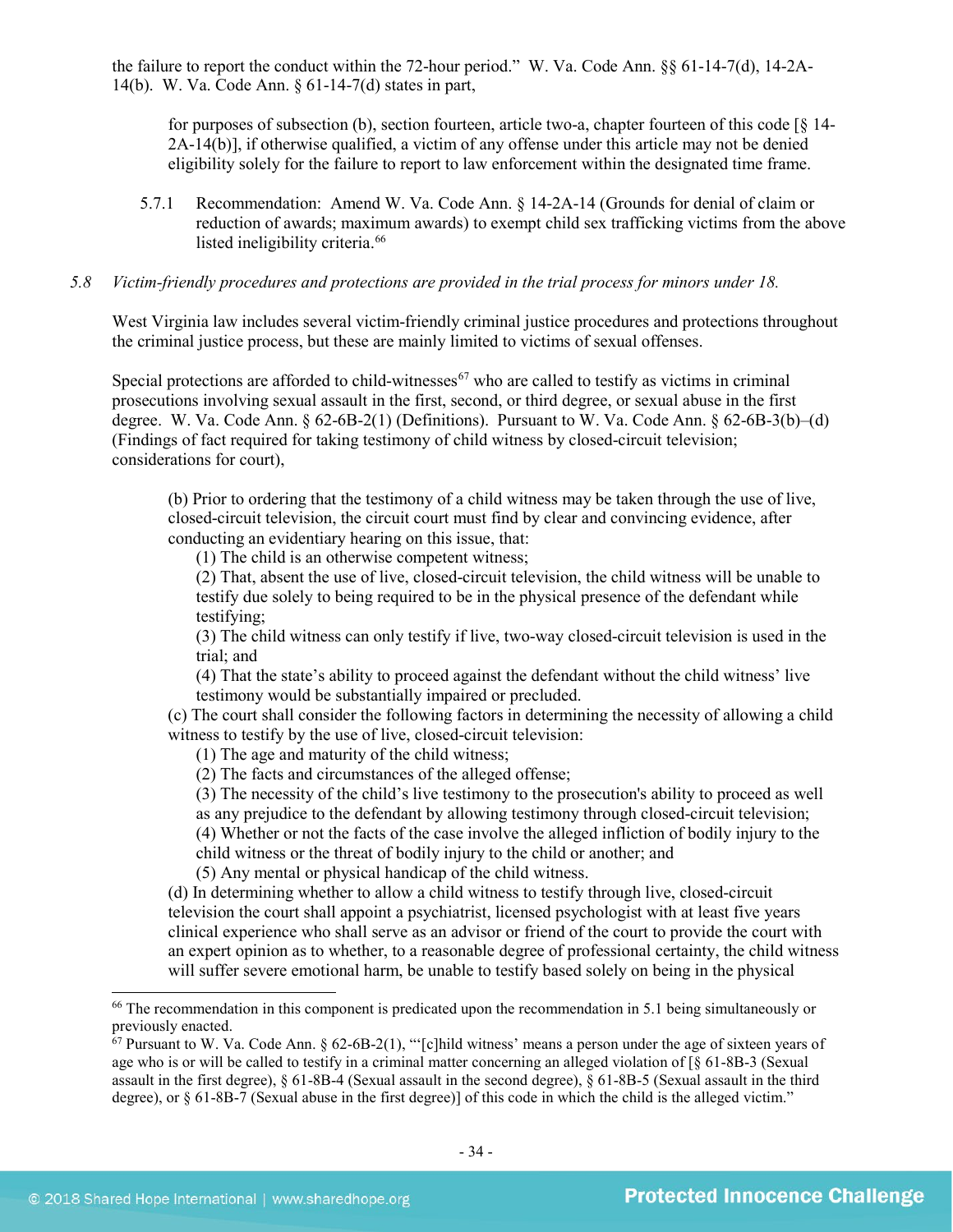the failure to report the conduct within the 72-hour period." W. Va. Code Ann. §§ 61-14-7(d), 14-2A-14(b). W. Va. Code Ann. § 61-14-7(d) states in part,

> for purposes of subsection (b), section fourteen, article two-a, chapter fourteen of this code [§ 14-2A-14(b)], if otherwise qualified, a victim of any offense under this article may not be denied eligibility solely for the failure to report to law enforcement within the designated time frame.

5.7.1 Recommendation: Amend W. Va. Code Ann. § 14-2A-14 (Grounds for denial of claim or reduction of awards; maximum awards) to exempt child sex trafficking victims from the above listed ineligibility criteria.[66]

*5.8 Victim-friendly procedures and protections are provided in the trial process for minors under 18.*

West Virginia law includes several victim-friendly criminal justice procedures and protections throughout the criminal justice process, but these are mainly limited to victims of sexual offenses.

Special protections are afforded to child-witnesses[67] who are called to testify as victims in criminal prosecutions involving sexual assault in the first, second, or third degree, or sexual abuse in the first degree. W. Va. Code Ann. § 62-6B-2(1) (Definitions). Pursuant to W. Va. Code Ann. § 62-6B-3(b)–(d) (Findings of fact required for taking testimony of child witness by closed-circuit television; considerations for court),

> (b) Prior to ordering that the testimony of a child witness may be taken through the use of live, closed-circuit television, the circuit court must find by clear and convincing evidence, after conducting an evidentiary hearing on this issue, that:
>
> (1) The child is an otherwise competent witness;
>
> (2) That, absent the use of live, closed-circuit television, the child witness will be unable to testify due solely to being required to be in the physical presence of the defendant while testifying;
>
> (3) The child witness can only testify if live, two-way closed-circuit television is used in the trial; and
>
> (4) That the state's ability to proceed against the defendant without the child witness' live testimony would be substantially impaired or precluded.
>
> (c) The court shall consider the following factors in determining the necessity of allowing a child witness to testify by the use of live, closed-circuit television:
>
> (1) The age and maturity of the child witness;
>
> (2) The facts and circumstances of the alleged offense;
>
> (3) The necessity of the child's live testimony to the prosecution's ability to proceed as well as any prejudice to the defendant by allowing testimony through closed-circuit television;
>
> (4) Whether or not the facts of the case involve the alleged infliction of bodily injury to the child witness or the threat of bodily injury to the child or another; and
>
> (5) Any mental or physical handicap of the child witness.
>
> (d) In determining whether to allow a child witness to testify through live, closed-circuit television the court shall appoint a psychiatrist, licensed psychologist with at least five years clinical experience who shall serve as an advisor or friend of the court to provide the court with an expert opinion as to whether, to a reasonable degree of professional certainty, the child witness will suffer severe emotional harm, be unable to testify based solely on being in the physical

---

[66] The recommendation in this component is predicated upon the recommendation in 5.1 being simultaneously or previously enacted.

[67] Pursuant to W. Va. Code Ann. § 62-6B-2(1), "'[c]hild witness' means a person under the age of sixteen years of age who is or will be called to testify in a criminal matter concerning an alleged violation of [§ 61-8B-3 (Sexual assault in the first degree), § 61-8B-4 (Sexual assault in the second degree), § 61-8B-5 (Sexual assault in the third degree), or § 61-8B-7 (Sexual abuse in the first degree)] of this code in which the child is the alleged victim."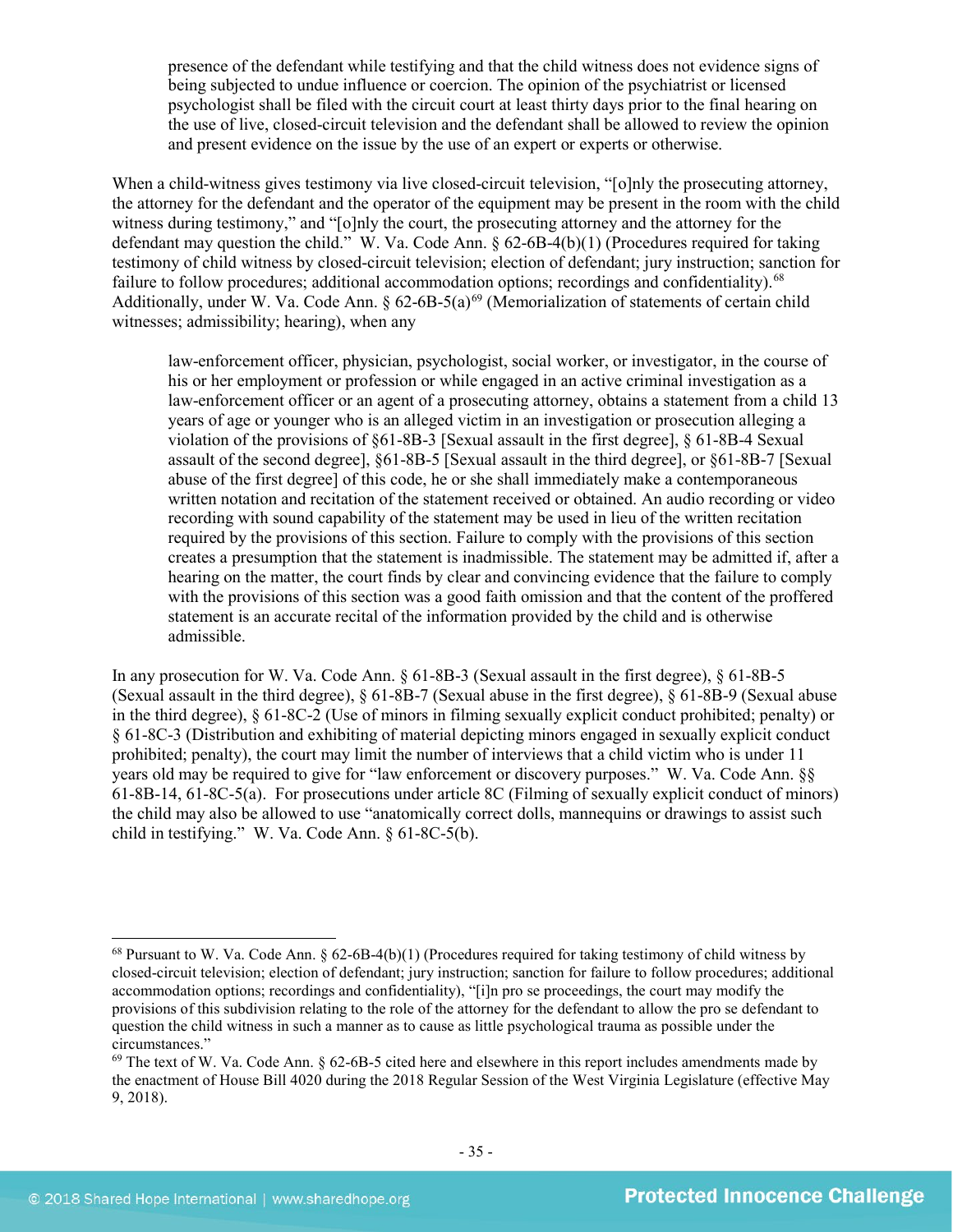> presence of the defendant while testifying and that the child witness does not evidence signs of being subjected to undue influence or coercion. The opinion of the psychiatrist or licensed psychologist shall be filed with the circuit court at least thirty days prior to the final hearing on the use of live, closed-circuit television and the defendant shall be allowed to review the opinion and present evidence on the issue by the use of an expert or experts or otherwise.

When a child-witness gives testimony via live closed-circuit television, "[o]nly the prosecuting attorney, the attorney for the defendant and the operator of the equipment may be present in the room with the child witness during testimony," and "[o]nly the court, the prosecuting attorney and the attorney for the defendant may question the child." W. Va. Code Ann. § 62-6B-4(b)(1) (Procedures required for taking testimony of child witness by closed-circuit television; election of defendant; jury instruction; sanction for failure to follow procedures; additional accommodation options; recordings and confidentiality).[68] Additionally, under W. Va. Code Ann. § 62-6B-5(a)[69] (Memorialization of statements of certain child witnesses; admissibility; hearing), when any

> law-enforcement officer, physician, psychologist, social worker, or investigator, in the course of his or her employment or profession or while engaged in an active criminal investigation as a law-enforcement officer or an agent of a prosecuting attorney, obtains a statement from a child 13 years of age or younger who is an alleged victim in an investigation or prosecution alleging a violation of the provisions of §61-8B-3 [Sexual assault in the first degree], § 61-8B-4 Sexual assault of the second degree], §61-8B-5 [Sexual assault in the third degree], or §61-8B-7 [Sexual abuse of the first degree] of this code, he or she shall immediately make a contemporaneous written notation and recitation of the statement received or obtained. An audio recording or video recording with sound capability of the statement may be used in lieu of the written recitation required by the provisions of this section. Failure to comply with the provisions of this section creates a presumption that the statement is inadmissible. The statement may be admitted if, after a hearing on the matter, the court finds by clear and convincing evidence that the failure to comply with the provisions of this section was a good faith omission and that the content of the proffered statement is an accurate recital of the information provided by the child and is otherwise admissible.

In any prosecution for W. Va. Code Ann. § 61-8B-3 (Sexual assault in the first degree), § 61-8B-5 (Sexual assault in the third degree), § 61-8B-7 (Sexual abuse in the first degree), § 61-8B-9 (Sexual abuse in the third degree), § 61-8C-2 (Use of minors in filming sexually explicit conduct prohibited; penalty) or § 61-8C-3 (Distribution and exhibiting of material depicting minors engaged in sexually explicit conduct prohibited; penalty), the court may limit the number of interviews that a child victim who is under 11 years old may be required to give for "law enforcement or discovery purposes." W. Va. Code Ann. §§ 61-8B-14, 61-8C-5(a). For prosecutions under article 8C (Filming of sexually explicit conduct of minors) the child may also be allowed to use "anatomically correct dolls, mannequins or drawings to assist such child in testifying." W. Va. Code Ann. § 61-8C-5(b).

---

[68] Pursuant to W. Va. Code Ann. § 62-6B-4(b)(1) (Procedures required for taking testimony of child witness by closed-circuit television; election of defendant; jury instruction; sanction for failure to follow procedures; additional accommodation options; recordings and confidentiality), "[i]n pro se proceedings, the court may modify the provisions of this subdivision relating to the role of the attorney for the defendant to allow the pro se defendant to question the child witness in such a manner as to cause as little psychological trauma as possible under the circumstances."

[69] The text of W. Va. Code Ann. § 62-6B-5 cited here and elsewhere in this report includes amendments made by the enactment of House Bill 4020 during the 2018 Regular Session of the West Virginia Legislature (effective May 9, 2018).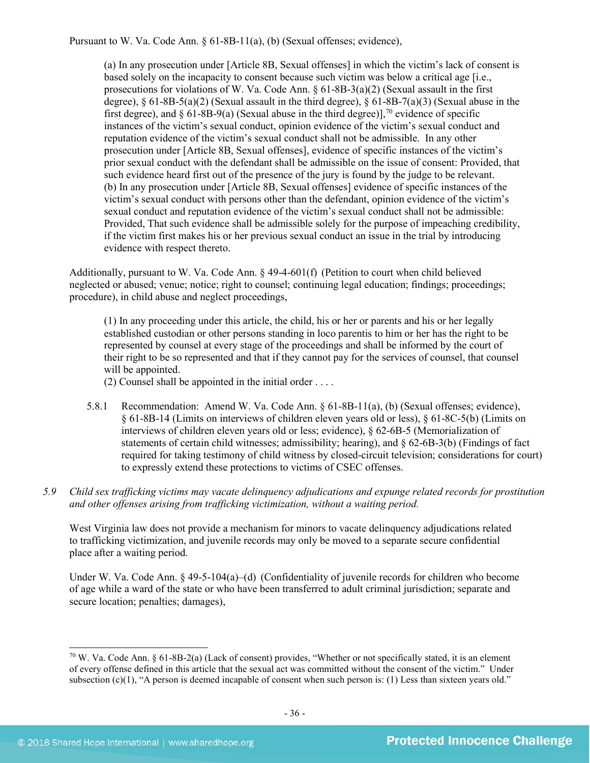Pursuant to W. Va. Code Ann. § 61-8B-11(a), (b) (Sexual offenses; evidence),

> (a) In any prosecution under [Article 8B, Sexual offenses] in which the victim's lack of consent is based solely on the incapacity to consent because such victim was below a critical age [i.e., prosecutions for violations of W. Va. Code Ann. § 61-8B-3(a)(2) (Sexual assault in the first degree), § 61-8B-5(a)(2) (Sexual assault in the third degree), § 61-8B-7(a)(3) (Sexual abuse in the first degree), and § 61-8B-9(a) (Sexual abuse in the third degree)],[70] evidence of specific instances of the victim's sexual conduct, opinion evidence of the victim's sexual conduct and reputation evidence of the victim's sexual conduct shall not be admissible. In any other prosecution under [Article 8B, Sexual offenses], evidence of specific instances of the victim's prior sexual conduct with the defendant shall be admissible on the issue of consent: Provided, that such evidence heard first out of the presence of the jury is found by the judge to be relevant.
> (b) In any prosecution under [Article 8B, Sexual offenses] evidence of specific instances of the victim's sexual conduct with persons other than the defendant, opinion evidence of the victim's sexual conduct and reputation evidence of the victim's sexual conduct shall not be admissible: Provided, That such evidence shall be admissible solely for the purpose of impeaching credibility, if the victim first makes his or her previous sexual conduct an issue in the trial by introducing evidence with respect thereto.

Additionally, pursuant to W. Va. Code Ann. § 49-4-601(f) (Petition to court when child believed neglected or abused; venue; notice; right to counsel; continuing legal education; findings; proceedings; procedure), in child abuse and neglect proceedings,

> (1) In any proceeding under this article, the child, his or her or parents and his or her legally established custodian or other persons standing in loco parentis to him or her has the right to be represented by counsel at every stage of the proceedings and shall be informed by the court of their right to be so represented and that if they cannot pay for the services of counsel, that counsel will be appointed.
> (2) Counsel shall be appointed in the initial order . . . .

5.8.1 Recommendation: Amend W. Va. Code Ann. § 61-8B-11(a), (b) (Sexual offenses; evidence), § 61-8B-14 (Limits on interviews of children eleven years old or less), § 61-8C-5(b) (Limits on interviews of children eleven years old or less; evidence), § 62-6B-5 (Memorialization of statements of certain child witnesses; admissibility; hearing), and § 62-6B-3(b) (Findings of fact required for taking testimony of child witness by closed-circuit television; considerations for court) to expressly extend these protections to victims of CSEC offenses.

*5.9 Child sex trafficking victims may vacate delinquency adjudications and expunge related records for prostitution and other offenses arising from trafficking victimization, without a waiting period.*

West Virginia law does not provide a mechanism for minors to vacate delinquency adjudications related to trafficking victimization, and juvenile records may only be moved to a separate secure confidential place after a waiting period.

Under W. Va. Code Ann. § 49-5-104(a)–(d) (Confidentiality of juvenile records for children who become of age while a ward of the state or who have been transferred to adult criminal jurisdiction; separate and secure location; penalties; damages),

---

[70] W. Va. Code Ann. § 61-8B-2(a) (Lack of consent) provides, "Whether or not specifically stated, it is an element of every offense defined in this article that the sexual act was committed without the consent of the victim." Under subsection (c)(1), "A person is deemed incapable of consent when such person is: (1) Less than sixteen years old."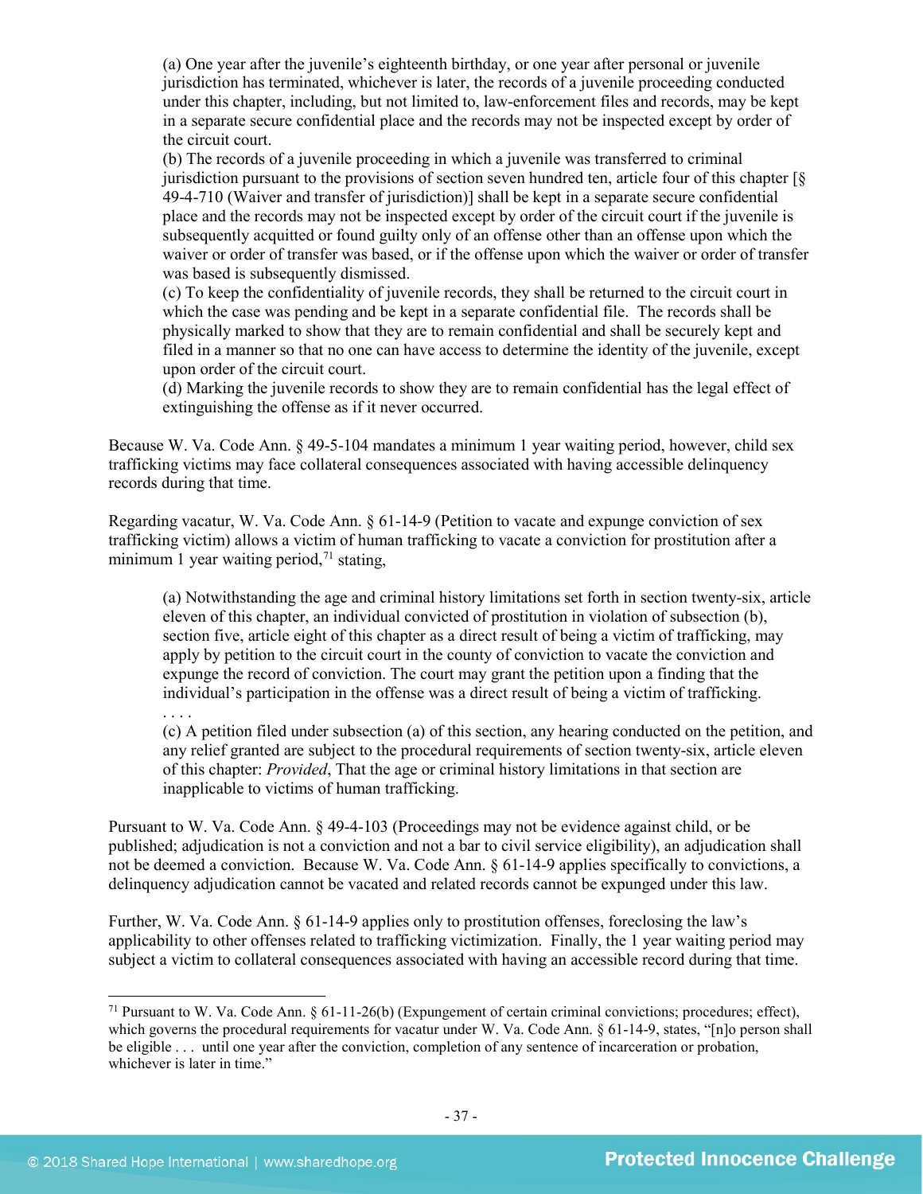> (a) One year after the juvenile's eighteenth birthday, or one year after personal or juvenile jurisdiction has terminated, whichever is later, the records of a juvenile proceeding conducted under this chapter, including, but not limited to, law-enforcement files and records, may be kept in a separate secure confidential place and the records may not be inspected except by order of the circuit court.
> (b) The records of a juvenile proceeding in which a juvenile was transferred to criminal jurisdiction pursuant to the provisions of section seven hundred ten, article four of this chapter [§ 49-4-710 (Waiver and transfer of jurisdiction)] shall be kept in a separate secure confidential place and the records may not be inspected except by order of the circuit court if the juvenile is subsequently acquitted or found guilty only of an offense other than an offense upon which the waiver or order of transfer was based, or if the offense upon which the waiver or order of transfer was based is subsequently dismissed.
> (c) To keep the confidentiality of juvenile records, they shall be returned to the circuit court in which the case was pending and be kept in a separate confidential file. The records shall be physically marked to show that they are to remain confidential and shall be securely kept and filed in a manner so that no one can have access to determine the identity of the juvenile, except upon order of the circuit court.
> (d) Marking the juvenile records to show they are to remain confidential has the legal effect of extinguishing the offense as if it never occurred.

Because W. Va. Code Ann. § 49-5-104 mandates a minimum 1 year waiting period, however, child sex trafficking victims may face collateral consequences associated with having accessible delinquency records during that time.

Regarding vacatur, W. Va. Code Ann. § 61-14-9 (Petition to vacate and expunge conviction of sex trafficking victim) allows a victim of human trafficking to vacate a conviction for prostitution after a minimum 1 year waiting period,[71] stating,

> (a) Notwithstanding the age and criminal history limitations set forth in section twenty-six, article eleven of this chapter, an individual convicted of prostitution in violation of subsection (b), section five, article eight of this chapter as a direct result of being a victim of trafficking, may apply by petition to the circuit court in the county of conviction to vacate the conviction and expunge the record of conviction. The court may grant the petition upon a finding that the individual's participation in the offense was a direct result of being a victim of trafficking.
> . . . .
> (c) A petition filed under subsection (a) of this section, any hearing conducted on the petition, and any relief granted are subject to the procedural requirements of section twenty-six, article eleven of this chapter: *Provided*, That the age or criminal history limitations in that section are inapplicable to victims of human trafficking.

Pursuant to W. Va. Code Ann. § 49-4-103 (Proceedings may not be evidence against child, or be published; adjudication is not a conviction and not a bar to civil service eligibility), an adjudication shall not be deemed a conviction. Because W. Va. Code Ann. § 61-14-9 applies specifically to convictions, a delinquency adjudication cannot be vacated and related records cannot be expunged under this law.

Further, W. Va. Code Ann. § 61-14-9 applies only to prostitution offenses, foreclosing the law's applicability to other offenses related to trafficking victimization. Finally, the 1 year waiting period may subject a victim to collateral consequences associated with having an accessible record during that time.

---

[71] Pursuant to W. Va. Code Ann. § 61-11-26(b) (Expungement of certain criminal convictions; procedures; effect), which governs the procedural requirements for vacatur under W. Va. Code Ann. § 61-14-9, states, "[n]o person shall be eligible . . . until one year after the conviction, completion of any sentence of incarceration or probation, whichever is later in time."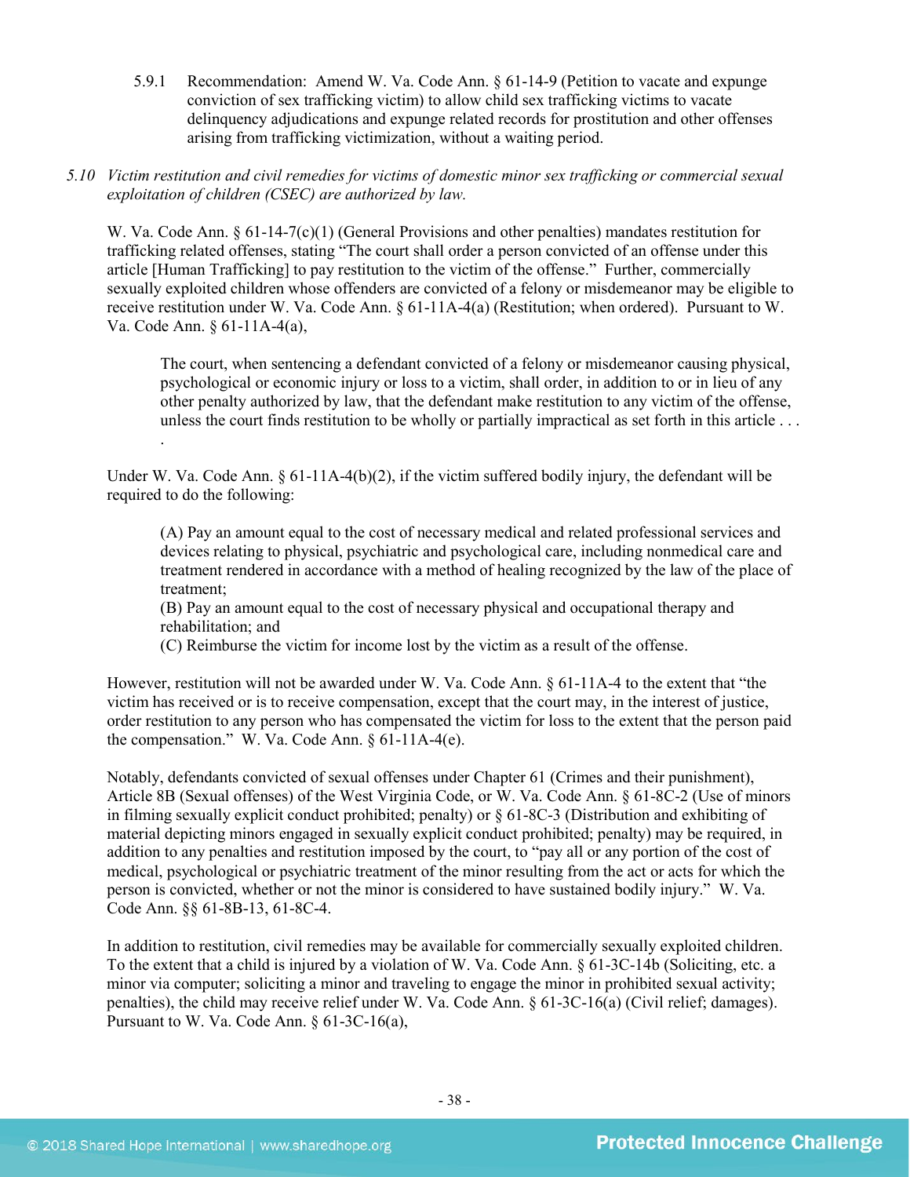5.9.1 Recommendation: Amend W. Va. Code Ann. § 61-14-9 (Petition to vacate and expunge conviction of sex trafficking victim) to allow child sex trafficking victims to vacate delinquency adjudications and expunge related records for prostitution and other offenses arising from trafficking victimization, without a waiting period.

*5.10 Victim restitution and civil remedies for victims of domestic minor sex trafficking or commercial sexual exploitation of children (CSEC) are authorized by law.*

W. Va. Code Ann. § 61-14-7(c)(1) (General Provisions and other penalties) mandates restitution for trafficking related offenses, stating "The court shall order a person convicted of an offense under this article [Human Trafficking] to pay restitution to the victim of the offense." Further, commercially sexually exploited children whose offenders are convicted of a felony or misdemeanor may be eligible to receive restitution under W. Va. Code Ann. § 61-11A-4(a) (Restitution; when ordered). Pursuant to W. Va. Code Ann. § 61-11A-4(a),

> The court, when sentencing a defendant convicted of a felony or misdemeanor causing physical, psychological or economic injury or loss to a victim, shall order, in addition to or in lieu of any other penalty authorized by law, that the defendant make restitution to any victim of the offense, unless the court finds restitution to be wholly or partially impractical as set forth in this article . . . .

Under W. Va. Code Ann. § 61-11A-4(b)(2), if the victim suffered bodily injury, the defendant will be required to do the following:

> (A) Pay an amount equal to the cost of necessary medical and related professional services and devices relating to physical, psychiatric and psychological care, including nonmedical care and treatment rendered in accordance with a method of healing recognized by the law of the place of treatment;
> (B) Pay an amount equal to the cost of necessary physical and occupational therapy and rehabilitation; and
> (C) Reimburse the victim for income lost by the victim as a result of the offense.

However, restitution will not be awarded under W. Va. Code Ann. § 61-11A-4 to the extent that "the victim has received or is to receive compensation, except that the court may, in the interest of justice, order restitution to any person who has compensated the victim for loss to the extent that the person paid the compensation." W. Va. Code Ann. § 61-11A-4(e).

Notably, defendants convicted of sexual offenses under Chapter 61 (Crimes and their punishment), Article 8B (Sexual offenses) of the West Virginia Code, or W. Va. Code Ann. § 61-8C-2 (Use of minors in filming sexually explicit conduct prohibited; penalty) or § 61-8C-3 (Distribution and exhibiting of material depicting minors engaged in sexually explicit conduct prohibited; penalty) may be required, in addition to any penalties and restitution imposed by the court, to "pay all or any portion of the cost of medical, psychological or psychiatric treatment of the minor resulting from the act or acts for which the person is convicted, whether or not the minor is considered to have sustained bodily injury." W. Va. Code Ann. §§ 61-8B-13, 61-8C-4.

In addition to restitution, civil remedies may be available for commercially sexually exploited children. To the extent that a child is injured by a violation of W. Va. Code Ann. § 61-3C-14b (Soliciting, etc. a minor via computer; soliciting a minor and traveling to engage the minor in prohibited sexual activity; penalties), the child may receive relief under W. Va. Code Ann. § 61-3C-16(a) (Civil relief; damages). Pursuant to W. Va. Code Ann. § 61-3C-16(a),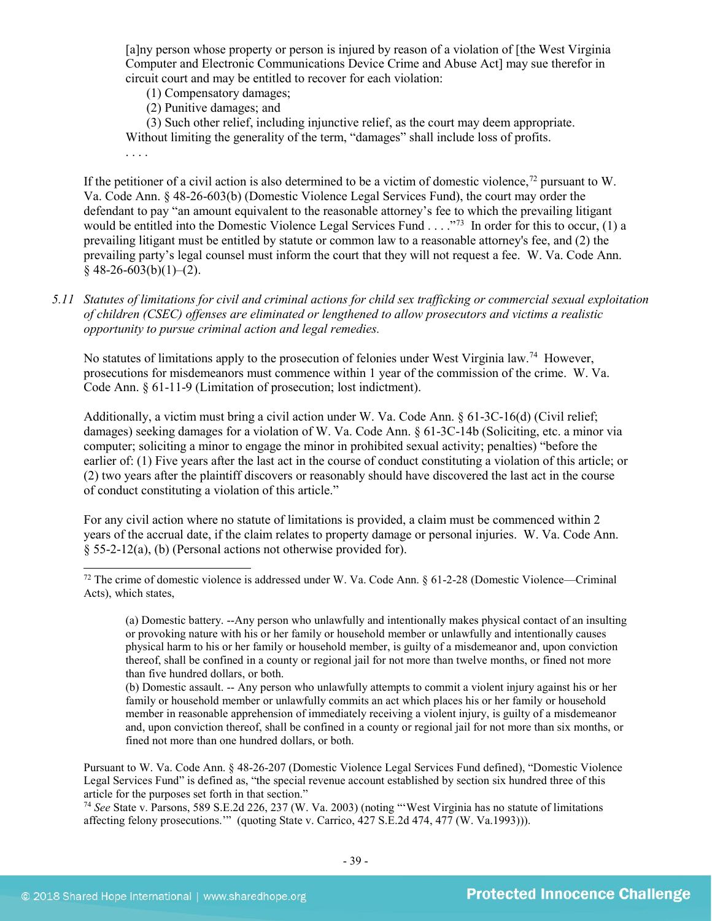> [a]ny person whose property or person is injured by reason of a violation of [the West Virginia Computer and Electronic Communications Device Crime and Abuse Act] may sue therefor in circuit court and may be entitled to recover for each violation:
>
> (1) Compensatory damages;
>
> (2) Punitive damages; and
>
> (3) Such other relief, including injunctive relief, as the court may deem appropriate.
>
> Without limiting the generality of the term, "damages" shall include loss of profits.
>
> . . . .

If the petitioner of a civil action is also determined to be a victim of domestic violence,[72] pursuant to W. Va. Code Ann. § 48-26-603(b) (Domestic Violence Legal Services Fund), the court may order the defendant to pay "an amount equivalent to the reasonable attorney's fee to which the prevailing litigant would be entitled into the Domestic Violence Legal Services Fund . . . ."[73] In order for this to occur, (1) a prevailing litigant must be entitled by statute or common law to a reasonable attorney's fee, and (2) the prevailing party's legal counsel must inform the court that they will not request a fee. W. Va. Code Ann. § 48-26-603(b)(1)–(2).

*5.11 Statutes of limitations for civil and criminal actions for child sex trafficking or commercial sexual exploitation of children (CSEC) offenses are eliminated or lengthened to allow prosecutors and victims a realistic opportunity to pursue criminal action and legal remedies.*

No statutes of limitations apply to the prosecution of felonies under West Virginia law.[74] However, prosecutions for misdemeanors must commence within 1 year of the commission of the crime. W. Va. Code Ann. § 61-11-9 (Limitation of prosecution; lost indictment).

Additionally, a victim must bring a civil action under W. Va. Code Ann. § 61-3C-16(d) (Civil relief; damages) seeking damages for a violation of W. Va. Code Ann. § 61-3C-14b (Soliciting, etc. a minor via computer; soliciting a minor to engage the minor in prohibited sexual activity; penalties) "before the earlier of: (1) Five years after the last act in the course of conduct constituting a violation of this article; or (2) two years after the plaintiff discovers or reasonably should have discovered the last act in the course of conduct constituting a violation of this article."

For any civil action where no statute of limitations is provided, a claim must be commenced within 2 years of the accrual date, if the claim relates to property damage or personal injuries. W. Va. Code Ann. § 55-2-12(a), (b) (Personal actions not otherwise provided for).

---

[72] The crime of domestic violence is addressed under W. Va. Code Ann. § 61-2-28 (Domestic Violence—Criminal Acts), which states,

> (a) Domestic battery. --Any person who unlawfully and intentionally makes physical contact of an insulting or provoking nature with his or her family or household member or unlawfully and intentionally causes physical harm to his or her family or household member, is guilty of a misdemeanor and, upon conviction thereof, shall be confined in a county or regional jail for not more than twelve months, or fined not more than five hundred dollars, or both.
>
> (b) Domestic assault. -- Any person who unlawfully attempts to commit a violent injury against his or her family or household member or unlawfully commits an act which places his or her family or household member in reasonable apprehension of immediately receiving a violent injury, is guilty of a misdemeanor and, upon conviction thereof, shall be confined in a county or regional jail for not more than six months, or fined not more than one hundred dollars, or both.

Pursuant to W. Va. Code Ann. § 48-26-207 (Domestic Violence Legal Services Fund defined), "Domestic Violence Legal Services Fund" is defined as, "the special revenue account established by section six hundred three of this article for the purposes set forth in that section."

[74] *See* State v. Parsons, 589 S.E.2d 226, 237 (W. Va. 2003) (noting "'West Virginia has no statute of limitations affecting felony prosecutions.'" (quoting State v. Carrico, 427 S.E.2d 474, 477 (W. Va.1993))).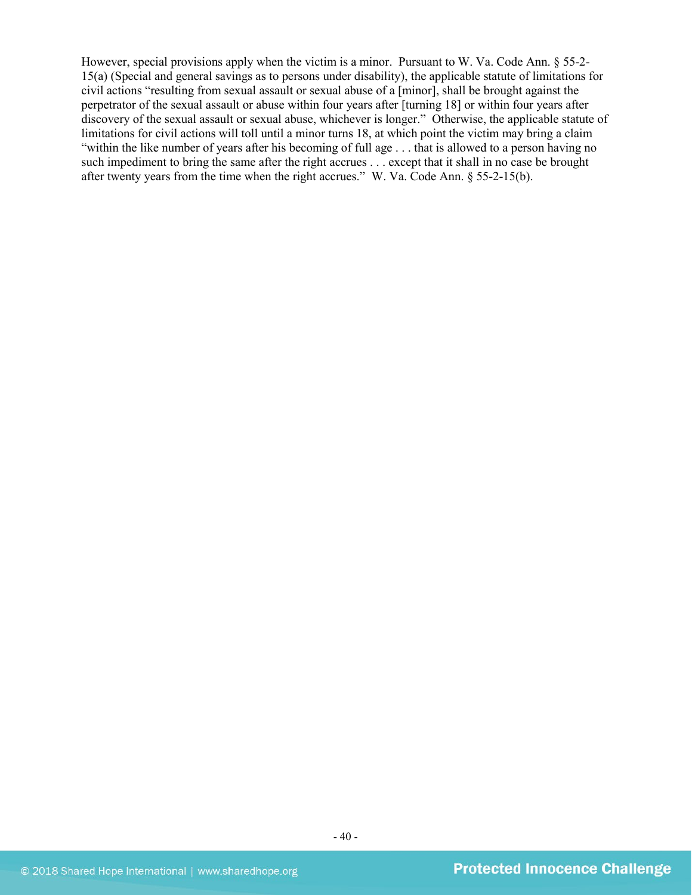However, special provisions apply when the victim is a minor. Pursuant to W. Va. Code Ann. § 55-2-15(a) (Special and general savings as to persons under disability), the applicable statute of limitations for civil actions "resulting from sexual assault or sexual abuse of a [minor], shall be brought against the perpetrator of the sexual assault or abuse within four years after [turning 18] or within four years after discovery of the sexual assault or sexual abuse, whichever is longer." Otherwise, the applicable statute of limitations for civil actions will toll until a minor turns 18, at which point the victim may bring a claim "within the like number of years after his becoming of full age . . . that is allowed to a person having no such impediment to bring the same after the right accrues . . . except that it shall in no case be brought after twenty years from the time when the right accrues." W. Va. Code Ann. § 55-2-15(b).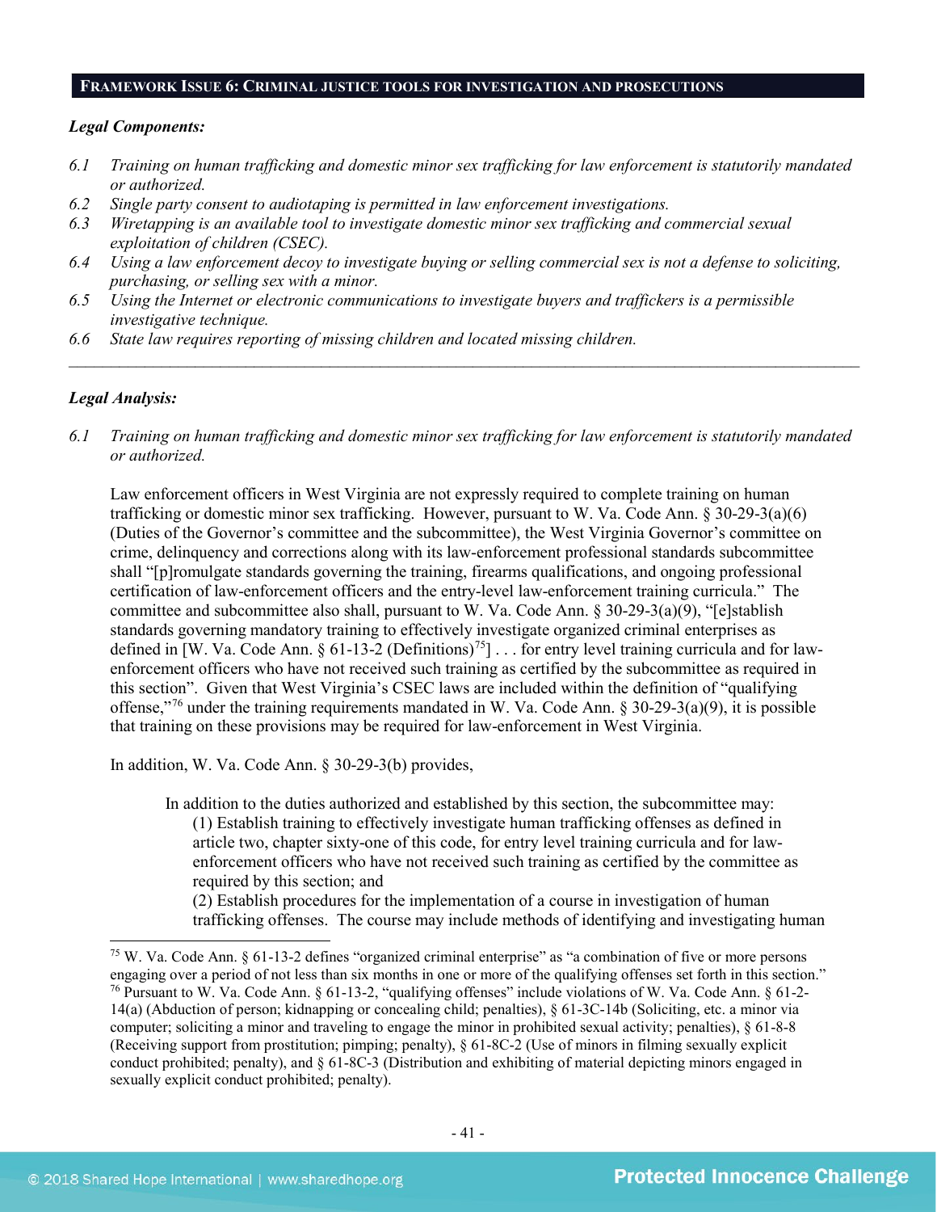**FRAMEWORK ISSUE 6: CRIMINAL JUSTICE TOOLS FOR INVESTIGATION AND PROSECUTIONS**

***Legal Components:***

*6.1 Training on human trafficking and domestic minor sex trafficking for law enforcement is statutorily mandated or authorized.*
*6.2 Single party consent to audiotaping is permitted in law enforcement investigations.*
*6.3 Wiretapping is an available tool to investigate domestic minor sex trafficking and commercial sexual exploitation of children (CSEC).*
*6.4 Using a law enforcement decoy to investigate buying or selling commercial sex is not a defense to soliciting, purchasing, or selling sex with a minor.*
*6.5 Using the Internet or electronic communications to investigate buyers and traffickers is a permissible investigative technique.*
*6.6 State law requires reporting of missing children and located missing children.*

---

***Legal Analysis:***

*6.1 Training on human trafficking and domestic minor sex trafficking for law enforcement is statutorily mandated or authorized.*

Law enforcement officers in West Virginia are not expressly required to complete training on human trafficking or domestic minor sex trafficking. However, pursuant to W. Va. Code Ann. § 30-29-3(a)(6) (Duties of the Governor's committee and the subcommittee), the West Virginia Governor's committee on crime, delinquency and corrections along with its law-enforcement professional standards subcommittee shall "[p]romulgate standards governing the training, firearms qualifications, and ongoing professional certification of law-enforcement officers and the entry-level law-enforcement training curricula." The committee and subcommittee also shall, pursuant to W. Va. Code Ann. § 30-29-3(a)(9), "[e]stablish standards governing mandatory training to effectively investigate organized criminal enterprises as defined in [W. Va. Code Ann. § 61-13-2 (Definitions)[75]] . . . for entry level training curricula and for law-enforcement officers who have not received such training as certified by the subcommittee as required in this section". Given that West Virginia's CSEC laws are included within the definition of "qualifying offense,"[76] under the training requirements mandated in W. Va. Code Ann. § 30-29-3(a)(9), it is possible that training on these provisions may be required for law-enforcement in West Virginia.

In addition, W. Va. Code Ann. § 30-29-3(b) provides,

> In addition to the duties authorized and established by this section, the subcommittee may:
> (1) Establish training to effectively investigate human trafficking offenses as defined in article two, chapter sixty-one of this code, for entry level training curricula and for law-enforcement officers who have not received such training as certified by the committee as required by this section; and
> (2) Establish procedures for the implementation of a course in investigation of human trafficking offenses. The course may include methods of identifying and investigating human

---

[75] W. Va. Code Ann. § 61-13-2 defines "organized criminal enterprise" as "a combination of five or more persons engaging over a period of not less than six months in one or more of the qualifying offenses set forth in this section."
[76] Pursuant to W. Va. Code Ann. § 61-13-2, "qualifying offenses" include violations of W. Va. Code Ann. § 61-2-14(a) (Abduction of person; kidnapping or concealing child; penalties), § 61-3C-14b (Soliciting, etc. a minor via computer; soliciting a minor and traveling to engage the minor in prohibited sexual activity; penalties), § 61-8-8 (Receiving support from prostitution; pimping; penalty), § 61-8C-2 (Use of minors in filming sexually explicit conduct prohibited; penalty), and § 61-8C-3 (Distribution and exhibiting of material depicting minors engaged in sexually explicit conduct prohibited; penalty).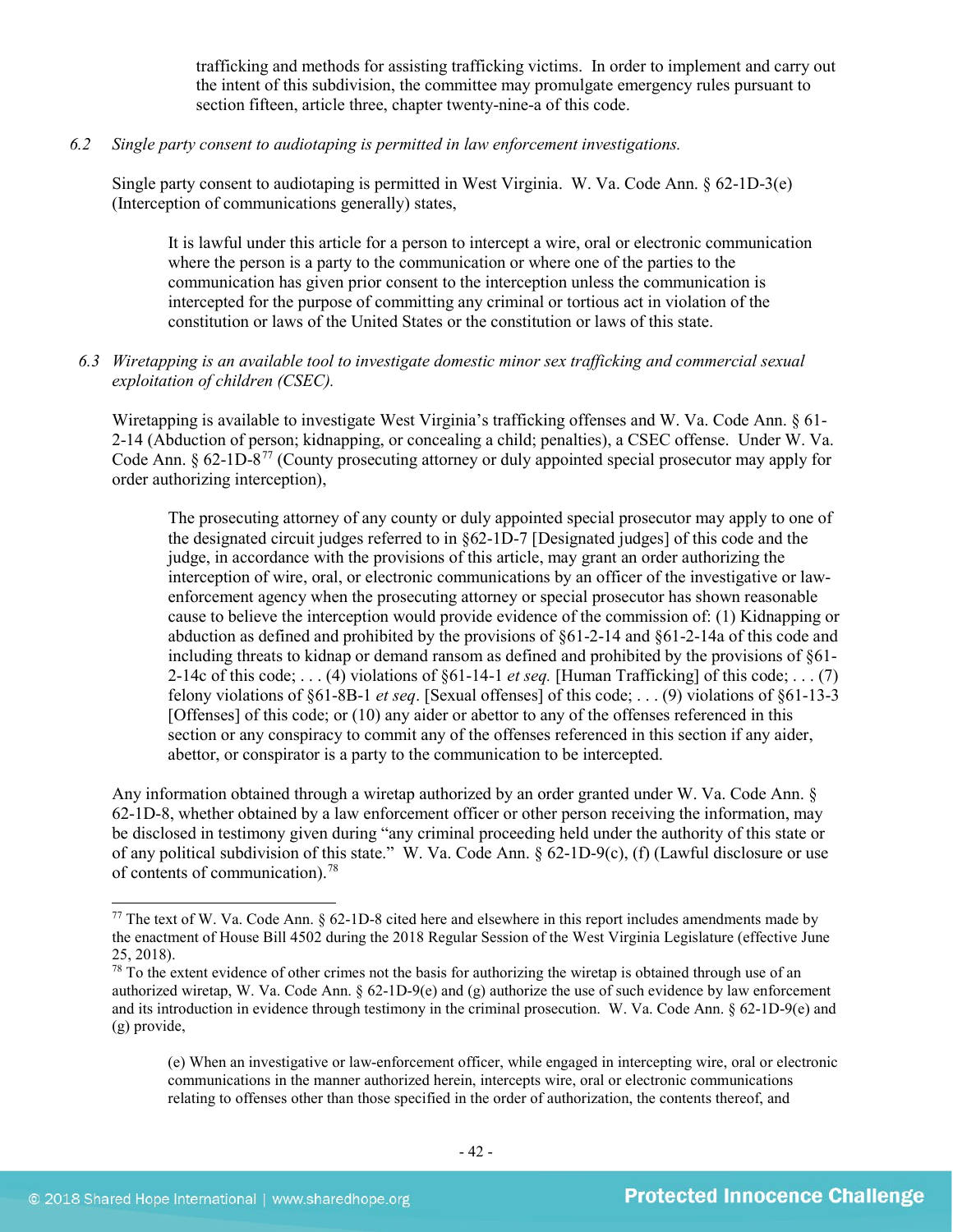> trafficking and methods for assisting trafficking victims. In order to implement and carry out the intent of this subdivision, the committee may promulgate emergency rules pursuant to section fifteen, article three, chapter twenty-nine-a of this code.

*6.2 Single party consent to audiotaping is permitted in law enforcement investigations.*

Single party consent to audiotaping is permitted in West Virginia. W. Va. Code Ann. § 62-1D-3(e) (Interception of communications generally) states,

> It is lawful under this article for a person to intercept a wire, oral or electronic communication where the person is a party to the communication or where one of the parties to the communication has given prior consent to the interception unless the communication is intercepted for the purpose of committing any criminal or tortious act in violation of the constitution or laws of the United States or the constitution or laws of this state.

*6.3 Wiretapping is an available tool to investigate domestic minor sex trafficking and commercial sexual exploitation of children (CSEC).*

Wiretapping is available to investigate West Virginia's trafficking offenses and W. Va. Code Ann. § 61-2-14 (Abduction of person; kidnapping, or concealing a child; penalties), a CSEC offense. Under W. Va. Code Ann. § 62-1D-8[77] (County prosecuting attorney or duly appointed special prosecutor may apply for order authorizing interception),

> The prosecuting attorney of any county or duly appointed special prosecutor may apply to one of the designated circuit judges referred to in §62-1D-7 [Designated judges] of this code and the judge, in accordance with the provisions of this article, may grant an order authorizing the interception of wire, oral, or electronic communications by an officer of the investigative or law-enforcement agency when the prosecuting attorney or special prosecutor has shown reasonable cause to believe the interception would provide evidence of the commission of: (1) Kidnapping or abduction as defined and prohibited by the provisions of §61-2-14 and §61-2-14a of this code and including threats to kidnap or demand ransom as defined and prohibited by the provisions of §61-2-14c of this code; . . . (4) violations of §61-14-1 *et seq.* [Human Trafficking] of this code; . . . (7) felony violations of §61-8B-1 *et seq*. [Sexual offenses] of this code; . . . (9) violations of §61-13-3 [Offenses] of this code; or (10) any aider or abettor to any of the offenses referenced in this section or any conspiracy to commit any of the offenses referenced in this section if any aider, abettor, or conspirator is a party to the communication to be intercepted.

Any information obtained through a wiretap authorized by an order granted under W. Va. Code Ann. § 62-1D-8, whether obtained by a law enforcement officer or other person receiving the information, may be disclosed in testimony given during "any criminal proceeding held under the authority of this state or of any political subdivision of this state." W. Va. Code Ann. § 62-1D-9(c), (f) (Lawful disclosure or use of contents of communication).[78]

---

[77] The text of W. Va. Code Ann. § 62-1D-8 cited here and elsewhere in this report includes amendments made by the enactment of House Bill 4502 during the 2018 Regular Session of the West Virginia Legislature (effective June 25, 2018).

[78] To the extent evidence of other crimes not the basis for authorizing the wiretap is obtained through use of an authorized wiretap, W. Va. Code Ann. § 62-1D-9(e) and (g) authorize the use of such evidence by law enforcement and its introduction in evidence through testimony in the criminal prosecution. W. Va. Code Ann. § 62-1D-9(e) and (g) provide,

> (e) When an investigative or law-enforcement officer, while engaged in intercepting wire, oral or electronic communications in the manner authorized herein, intercepts wire, oral or electronic communications relating to offenses other than those specified in the order of authorization, the contents thereof, and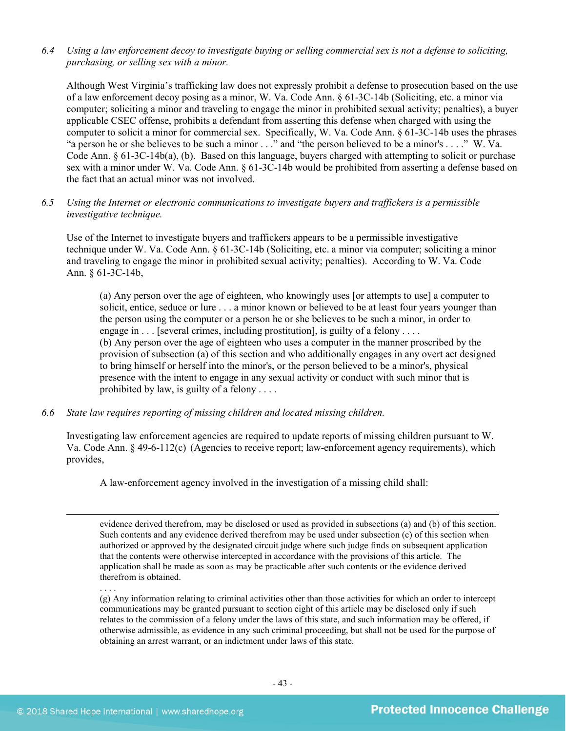*6.4 Using a law enforcement decoy to investigate buying or selling commercial sex is not a defense to soliciting, purchasing, or selling sex with a minor.*

Although West Virginia's trafficking law does not expressly prohibit a defense to prosecution based on the use of a law enforcement decoy posing as a minor, W. Va. Code Ann. § 61-3C-14b (Soliciting, etc. a minor via computer; soliciting a minor and traveling to engage the minor in prohibited sexual activity; penalties), a buyer applicable CSEC offense, prohibits a defendant from asserting this defense when charged with using the computer to solicit a minor for commercial sex. Specifically, W. Va. Code Ann. § 61-3C-14b uses the phrases "a person he or she believes to be such a minor . . ." and "the person believed to be a minor's . . . ." W. Va. Code Ann. § 61-3C-14b(a), (b). Based on this language, buyers charged with attempting to solicit or purchase sex with a minor under W. Va. Code Ann. § 61-3C-14b would be prohibited from asserting a defense based on the fact that an actual minor was not involved.

*6.5 Using the Internet or electronic communications to investigate buyers and traffickers is a permissible investigative technique.*

Use of the Internet to investigate buyers and traffickers appears to be a permissible investigative technique under W. Va. Code Ann. § 61-3C-14b (Soliciting, etc. a minor via computer; soliciting a minor and traveling to engage the minor in prohibited sexual activity; penalties). According to W. Va. Code Ann. § 61-3C-14b,

> (a) Any person over the age of eighteen, who knowingly uses [or attempts to use] a computer to solicit, entice, seduce or lure . . . a minor known or believed to be at least four years younger than the person using the computer or a person he or she believes to be such a minor, in order to engage in . . . [several crimes, including prostitution], is guilty of a felony . . . .
> (b) Any person over the age of eighteen who uses a computer in the manner proscribed by the provision of subsection (a) of this section and who additionally engages in any overt act designed to bring himself or herself into the minor's, or the person believed to be a minor's, physical presence with the intent to engage in any sexual activity or conduct with such minor that is prohibited by law, is guilty of a felony . . . .

*6.6 State law requires reporting of missing children and located missing children.*

Investigating law enforcement agencies are required to update reports of missing children pursuant to W. Va. Code Ann. § 49-6-112(c) (Agencies to receive report; law-enforcement agency requirements), which provides,

> A law-enforcement agency involved in the investigation of a missing child shall:

---

evidence derived therefrom, may be disclosed or used as provided in subsections (a) and (b) of this section. Such contents and any evidence derived therefrom may be used under subsection (c) of this section when authorized or approved by the designated circuit judge where such judge finds on subsequent application that the contents were otherwise intercepted in accordance with the provisions of this article. The application shall be made as soon as may be practicable after such contents or the evidence derived therefrom is obtained.

. . . .

(g) Any information relating to criminal activities other than those activities for which an order to intercept communications may be granted pursuant to section eight of this article may be disclosed only if such relates to the commission of a felony under the laws of this state, and such information may be offered, if otherwise admissible, as evidence in any such criminal proceeding, but shall not be used for the purpose of obtaining an arrest warrant, or an indictment under laws of this state.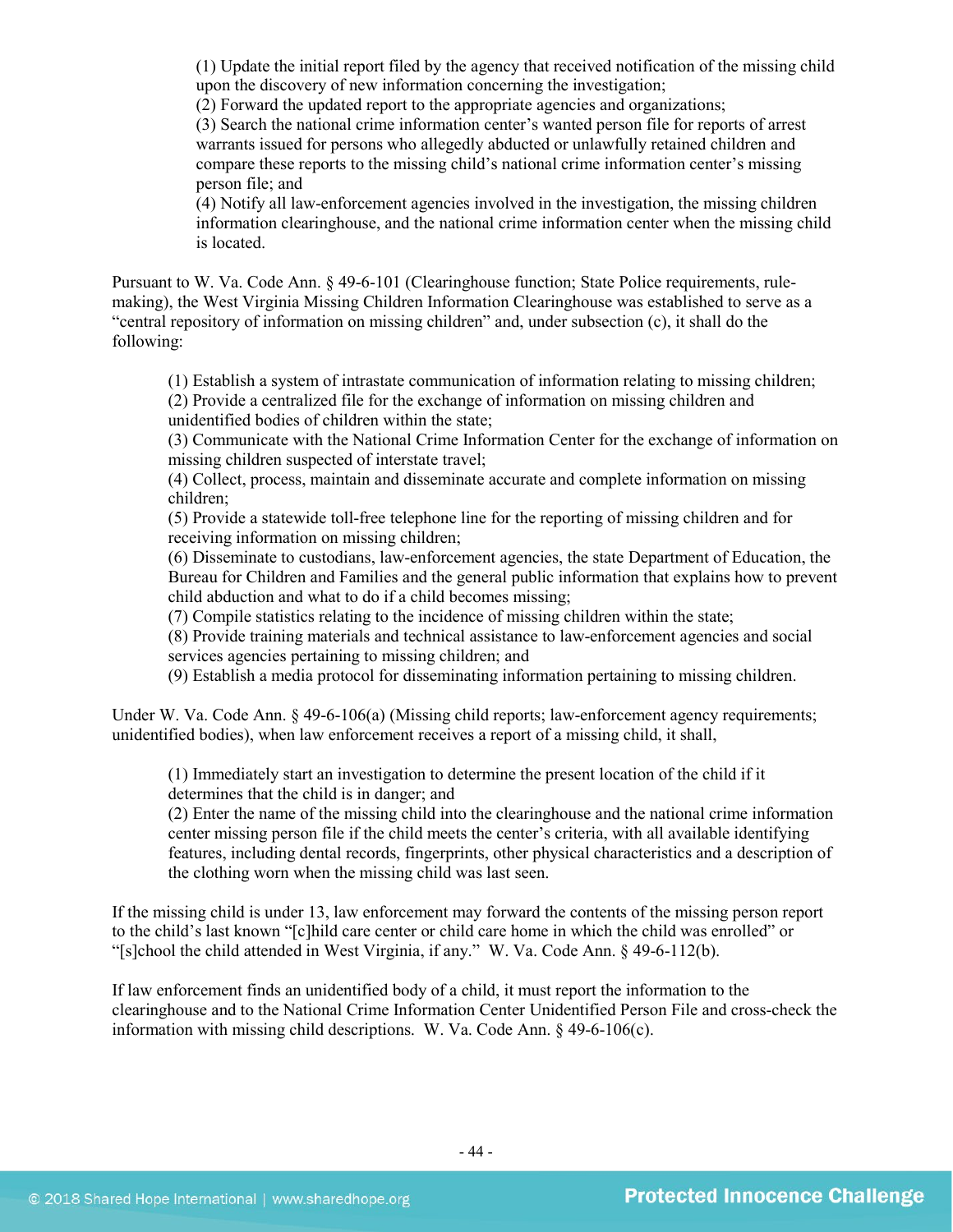(1) Update the initial report filed by the agency that received notification of the missing child upon the discovery of new information concerning the investigation;
(2) Forward the updated report to the appropriate agencies and organizations;
(3) Search the national crime information center's wanted person file for reports of arrest warrants issued for persons who allegedly abducted or unlawfully retained children and compare these reports to the missing child's national crime information center's missing person file; and
(4) Notify all law-enforcement agencies involved in the investigation, the missing children information clearinghouse, and the national crime information center when the missing child is located.

Pursuant to W. Va. Code Ann. § 49-6-101 (Clearinghouse function; State Police requirements, rule-making), the West Virginia Missing Children Information Clearinghouse was established to serve as a "central repository of information on missing children" and, under subsection (c), it shall do the following:

(1) Establish a system of intrastate communication of information relating to missing children;
(2) Provide a centralized file for the exchange of information on missing children and unidentified bodies of children within the state;
(3) Communicate with the National Crime Information Center for the exchange of information on missing children suspected of interstate travel;
(4) Collect, process, maintain and disseminate accurate and complete information on missing children;
(5) Provide a statewide toll-free telephone line for the reporting of missing children and for receiving information on missing children;
(6) Disseminate to custodians, law-enforcement agencies, the state Department of Education, the Bureau for Children and Families and the general public information that explains how to prevent child abduction and what to do if a child becomes missing;
(7) Compile statistics relating to the incidence of missing children within the state;
(8) Provide training materials and technical assistance to law-enforcement agencies and social services agencies pertaining to missing children; and
(9) Establish a media protocol for disseminating information pertaining to missing children.

Under W. Va. Code Ann. § 49-6-106(a) (Missing child reports; law-enforcement agency requirements; unidentified bodies), when law enforcement receives a report of a missing child, it shall,

(1) Immediately start an investigation to determine the present location of the child if it determines that the child is in danger; and
(2) Enter the name of the missing child into the clearinghouse and the national crime information center missing person file if the child meets the center's criteria, with all available identifying features, including dental records, fingerprints, other physical characteristics and a description of the clothing worn when the missing child was last seen.

If the missing child is under 13, law enforcement may forward the contents of the missing person report to the child's last known "[c]hild care center or child care home in which the child was enrolled" or "[s]chool the child attended in West Virginia, if any." W. Va. Code Ann. § 49-6-112(b).

If law enforcement finds an unidentified body of a child, it must report the information to the clearinghouse and to the National Crime Information Center Unidentified Person File and cross-check the information with missing child descriptions. W. Va. Code Ann. § 49-6-106(c).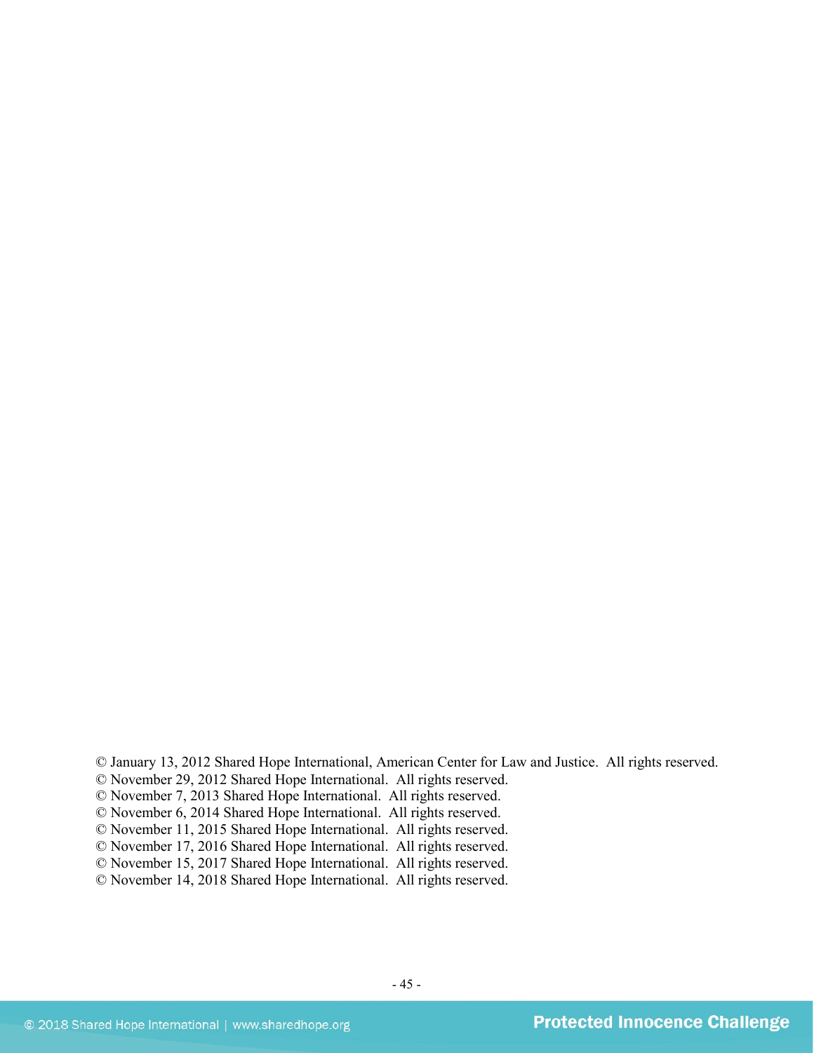© January 13, 2012 Shared Hope International, American Center for Law and Justice. All rights reserved.
© November 29, 2012 Shared Hope International. All rights reserved.
© November 7, 2013 Shared Hope International. All rights reserved.
© November 6, 2014 Shared Hope International. All rights reserved.
© November 11, 2015 Shared Hope International. All rights reserved.
© November 17, 2016 Shared Hope International. All rights reserved.
© November 15, 2017 Shared Hope International. All rights reserved.
© November 14, 2018 Shared Hope International. All rights reserved.